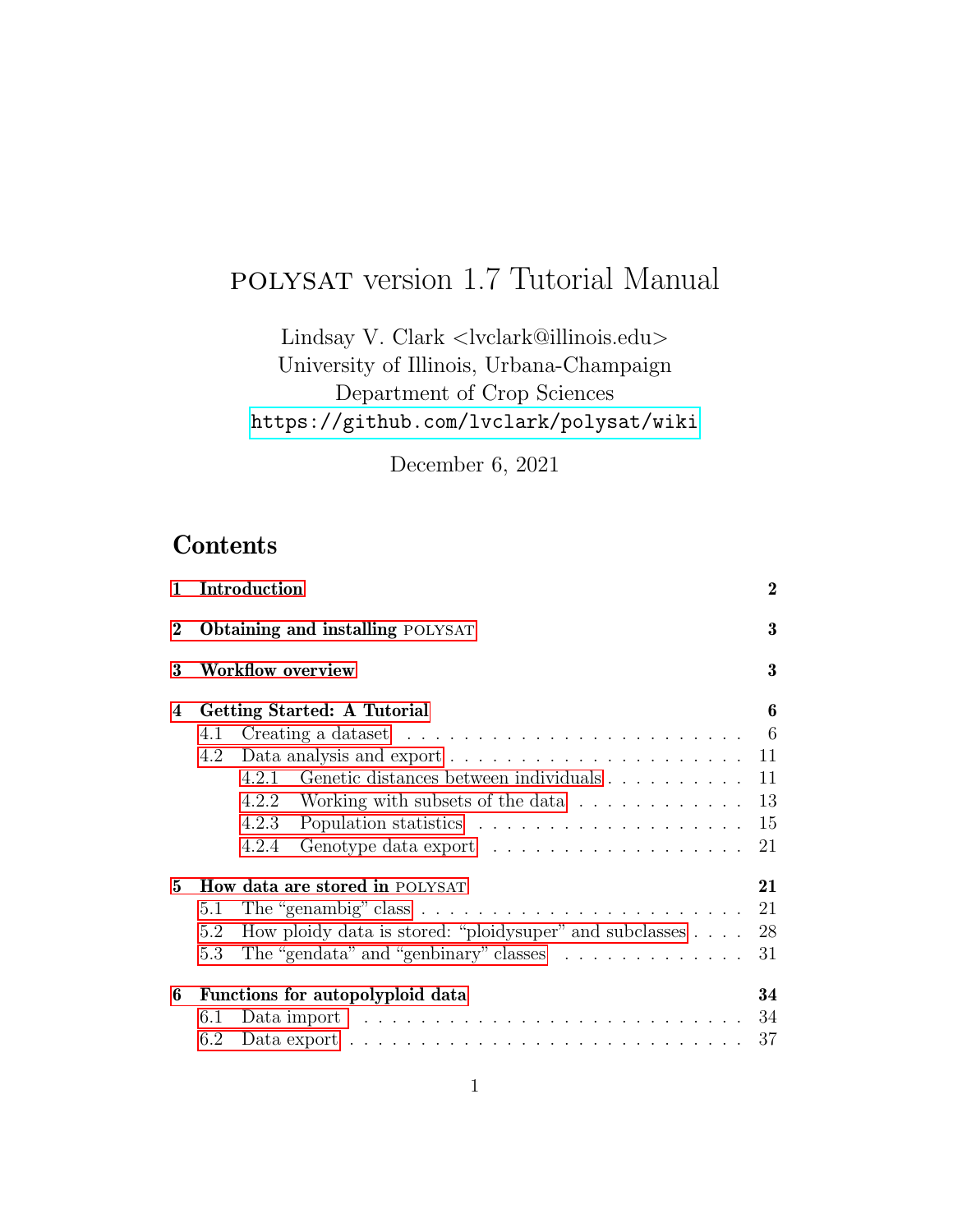# POLYSAT version 1.7 Tutorial Manual

Lindsay V. Clark <lvclark@illinois.edu>
University of Illinois, Urbana-Champaign
Department of Crop Sciences
https://github.com/lvclark/polysat/wiki

December 6, 2021

## Contents

- **1 Introduction** — 2
- **2 Obtaining and installing POLYSAT** — 3
- **3 Workflow overview** — 3
- **4 Getting Started: A Tutorial** — 6
  - 4.1 Creating a dataset — 6
  - 4.2 Data analysis and export — 11
    - 4.2.1 Genetic distances between individuals — 11
    - 4.2.2 Working with subsets of the data — 13
    - 4.2.3 Population statistics — 15
    - 4.2.4 Genotype data export — 21
- **5 How data are stored in POLYSAT** — 21
  - 5.1 The "genambig" class — 21
  - 5.2 How ploidy data is stored: "ploidysuper" and subclasses — 28
  - 5.3 The "gendata" and "genbinary" classes — 31
- **6 Functions for autopolyploid data** — 34
  - 6.1 Data import — 34
  - 6.2 Data export — 37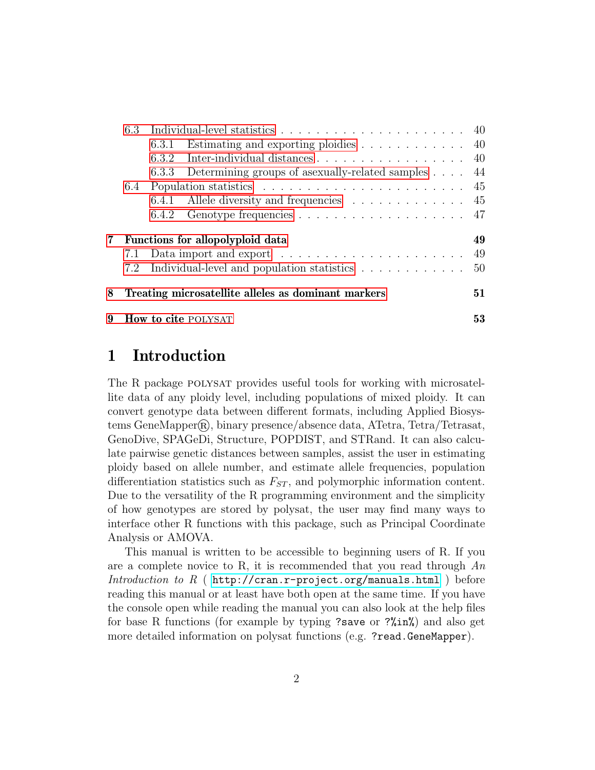- 6.3 Individual-level statistics . . . . . . . . . . . . . . . . . . . . . . 40
  - 6.3.1 Estimating and exporting ploidies . . . . . . . . . . . . 40
  - 6.3.2 Inter-individual distances . . . . . . . . . . . . . . . . . . 40
  - 6.3.3 Determining groups of asexually-related samples . . . . 44
- 6.4 Population statistics . . . . . . . . . . . . . . . . . . . . . . . . 45
  - 6.4.1 Allele diversity and frequencies . . . . . . . . . . . . . 45
  - 6.4.2 Genotype frequencies . . . . . . . . . . . . . . . . . . . . 47

**7 Functions for allopolyploid data** **49**
- 7.1 Data import and export . . . . . . . . . . . . . . . . . . . . . 49
- 7.2 Individual-level and population statistics . . . . . . . . . . . . 50

**8 Treating microsatellite alleles as dominant markers** **51**

**9 How to cite POLYSAT** **53**

# 1 Introduction

The R package POLYSAT provides useful tools for working with microsatellite data of any ploidy level, including populations of mixed ploidy. It can convert genotype data between different formats, including Applied Biosystems GeneMapper®, binary presence/absence data, ATetra, Tetra/Tetrasat, GenoDive, SPAGeDi, Structure, POPDIST, and STRand. It can also calculate pairwise genetic distances between samples, assist the user in estimating ploidy based on allele number, and estimate allele frequencies, population differentiation statistics such as $F_{ST}$, and polymorphic information content. Due to the versatility of the R programming environment and the simplicity of how genotypes are stored by polysat, the user may find many ways to interface other R functions with this package, such as Principal Coordinate Analysis or AMOVA.

This manual is written to be accessible to beginning users of R. If you are a complete novice to R, it is recommended that you read through *An Introduction to R* ( `http://cran.r-project.org/manuals.html` ) before reading this manual or at least have both open at the same time. If you have the console open while reading the manual you can also look at the help files for base R functions (for example by typing `?save` or `?%in%`) and also get more detailed information on polysat functions (e.g. `?read.GeneMapper`).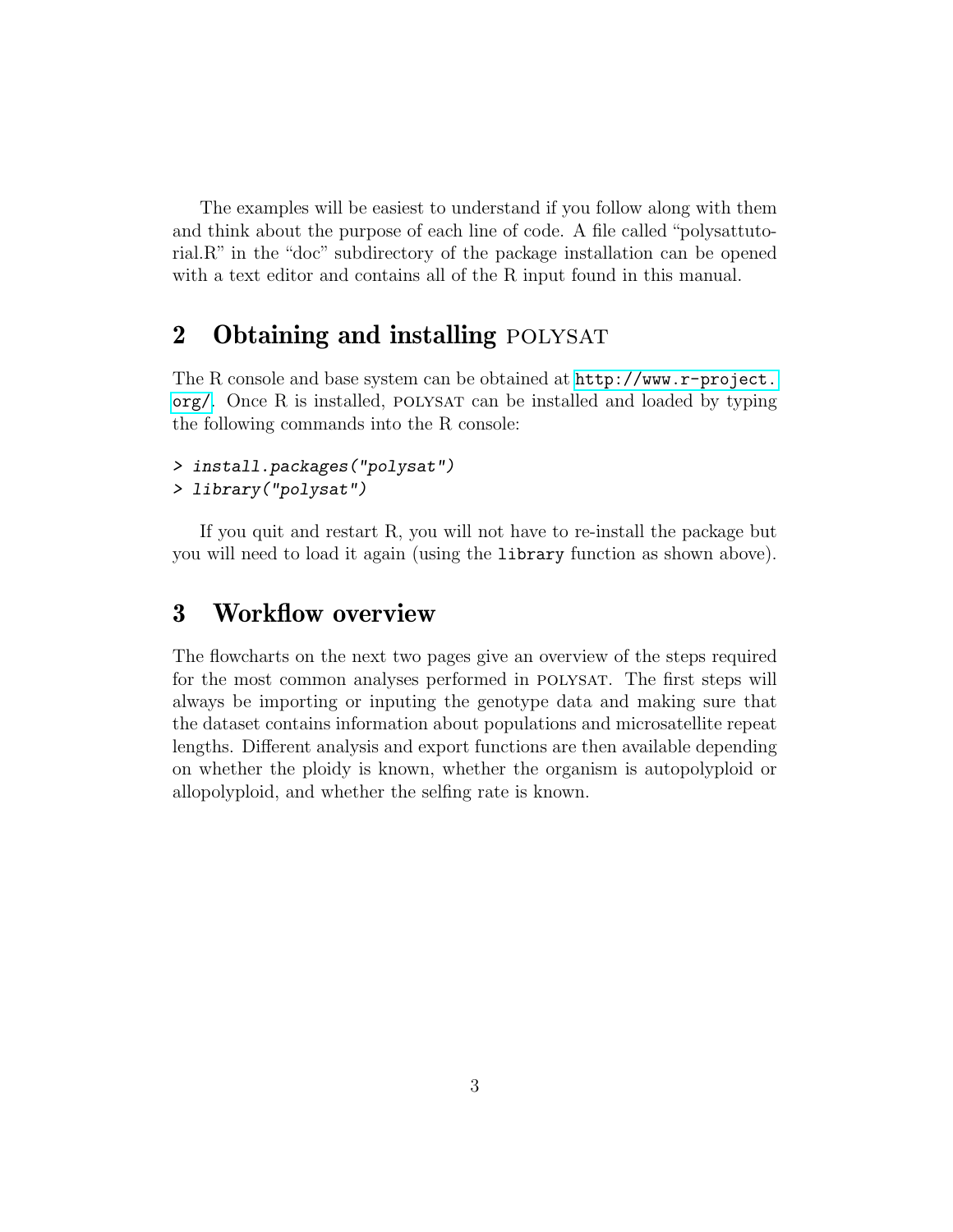The examples will be easiest to understand if you follow along with them and think about the purpose of each line of code. A file called "polysattutorial.R" in the "doc" subdirectory of the package installation can be opened with a text editor and contains all of the R input found in this manual.

## 2 Obtaining and installing POLYSAT

The R console and base system can be obtained at http://www.r-project.org/. Once R is installed, POLYSAT can be installed and loaded by typing the following commands into the R console:

```
> install.packages("polysat")
> library("polysat")
```

If you quit and restart R, you will not have to re-install the package but you will need to load it again (using the `library` function as shown above).

## 3 Workflow overview

The flowcharts on the next two pages give an overview of the steps required for the most common analyses performed in POLYSAT. The first steps will always be importing or inputing the genotype data and making sure that the dataset contains information about populations and microsatellite repeat lengths. Different analysis and export functions are then available depending on whether the ploidy is known, whether the organism is autopolyploid or allopolyploid, and whether the selfing rate is known.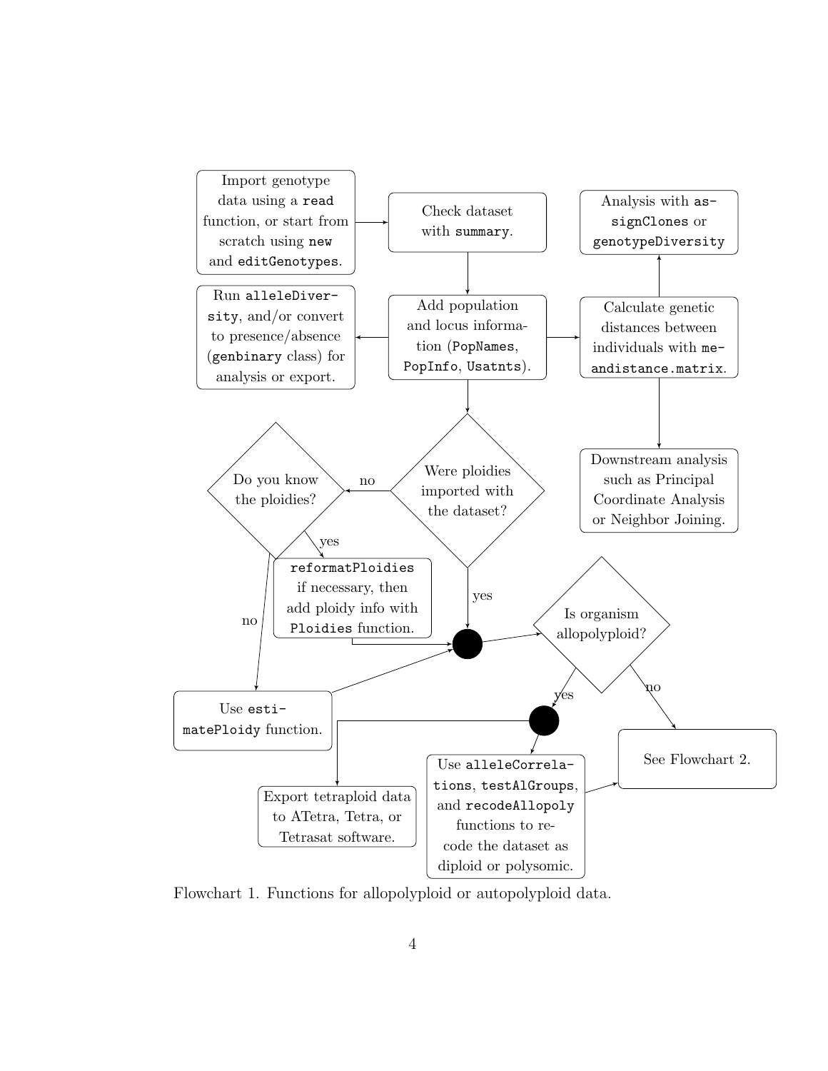Import genotype data using a `read` function, or start from scratch using `new` and `editGenotypes`.

Check dataset with `summary`.

Analysis with `assignClones` or `genotypeDiversity`

Run `alleleDiversity`, and/or convert to presence/absence (`genbinary` class) for analysis or export.

Add population and locus information (`PopNames`, `PopInfo`, `Usatnts`).

Calculate genetic distances between individuals with `meandistance.matrix`.

Were ploidies imported with the dataset?

no

Do you know the ploidies?

Downstream analysis such as Principal Coordinate Analysis or Neighbor Joining.

yes

`reformatPloidies` if necessary, then add ploidy info with `Ploidies` function.

yes

no

Is organism allopolyploid?

Use `estimatePloidy` function.

yes

no

See Flowchart 2.

Export tetraploid data to ATetra, Tetra, or Tetrasat software.

Use `alleleCorrelations`, `testAlGroups`, and `recodeAllopoly` functions to recode the dataset as diploid or polysomic.

Flowchart 1. Functions for allopolyploid or autopolyploid data.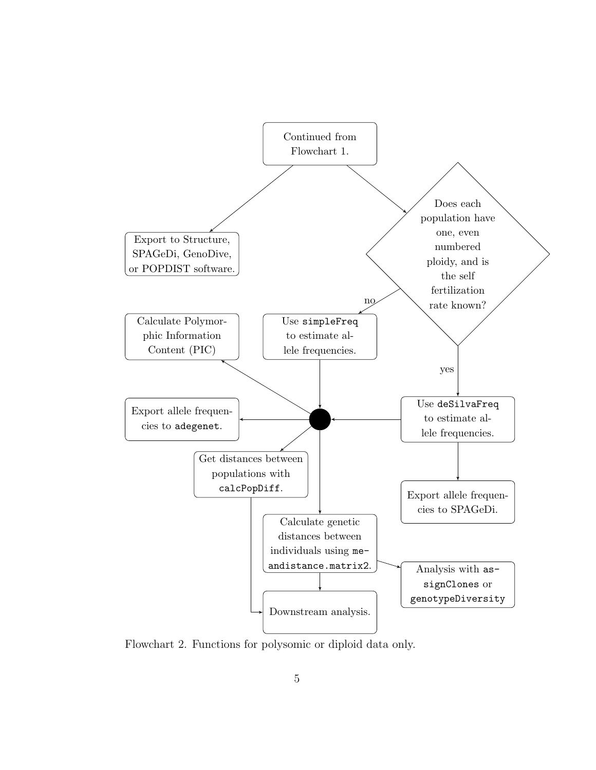Continued from Flowchart 1.

Export to Structure, SPAGeDi, GenoDive, or POPDIST software.

Does each population have one, even numbered ploidy, and is the self fertilization rate known?

no

Use `simpleFreq` to estimate allele frequencies.

yes

Use `deSilvaFreq` to estimate allele frequencies.

Calculate Polymorphic Information Content (PIC)

Export allele frequencies to `adegenet`.

Get distances between populations with `calcPopDiff`.

Export allele frequencies to SPAGeDi.

Calculate genetic distances between individuals using `meandistance.matrix2`.

Analysis with `assignClones` or `genotypeDiversity`

Downstream analysis.

Flowchart 2. Functions for polysomic or diploid data only.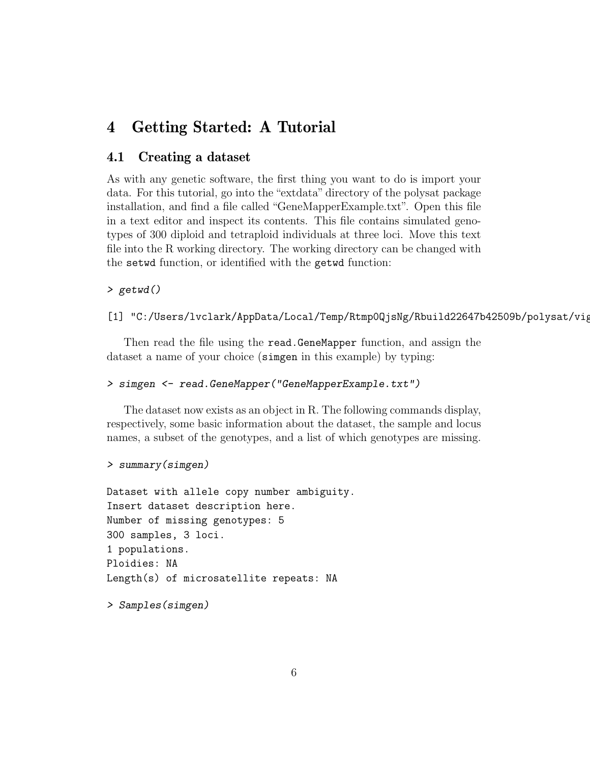# 4 Getting Started: A Tutorial

## 4.1 Creating a dataset

As with any genetic software, the first thing you want to do is import your data. For this tutorial, go into the "extdata" directory of the polysat package installation, and find a file called "GeneMapperExample.txt". Open this file in a text editor and inspect its contents. This file contains simulated genotypes of 300 diploid and tetraploid individuals at three loci. Move this text file into the R working directory. The working directory can be changed with the `setwd` function, or identified with the `getwd` function:

```
> getwd()

[1] "C:/Users/lvclark/AppData/Local/Temp/Rtmp0QjsNg/Rbuild22647b42509b/polysat/vig
```

Then read the file using the `read.GeneMapper` function, and assign the dataset a name of your choice (`simgen` in this example) by typing:

```
> simgen <- read.GeneMapper("GeneMapperExample.txt")
```

The dataset now exists as an object in R. The following commands display, respectively, some basic information about the dataset, the sample and locus names, a subset of the genotypes, and a list of which genotypes are missing.

```
> summary(simgen)

Dataset with allele copy number ambiguity.
Insert dataset description here.
Number of missing genotypes: 5
300 samples, 3 loci.
1 populations.
Ploidies: NA
Length(s) of microsatellite repeats: NA

> Samples(simgen)
```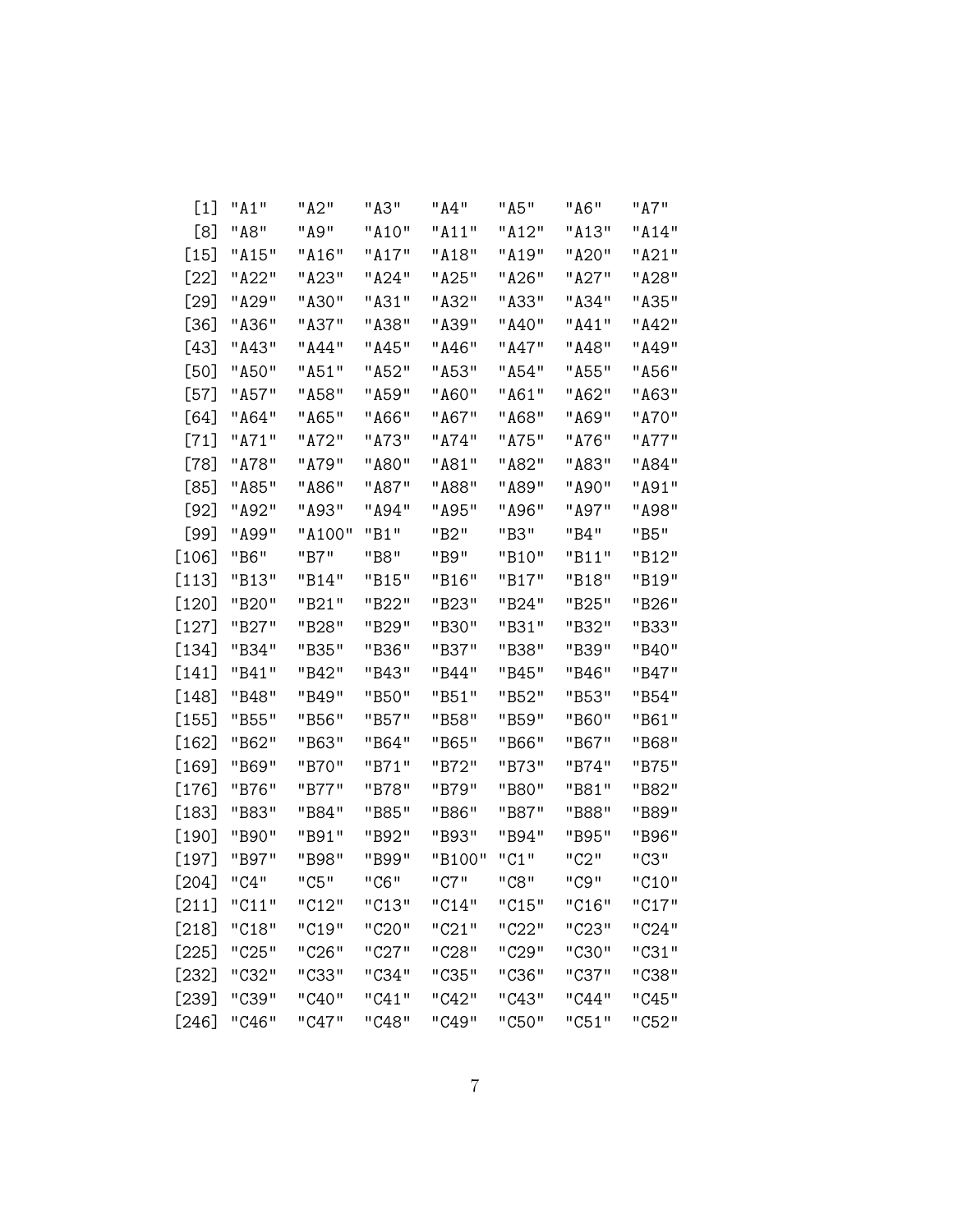```
  [1] "A1"   "A2"   "A3"   "A4"   "A5"   "A6"   "A7"  
  [8] "A8"   "A9"   "A10"  "A11"  "A12"  "A13"  "A14" 
 [15] "A15"  "A16"  "A17"  "A18"  "A19"  "A20"  "A21" 
 [22] "A22"  "A23"  "A24"  "A25"  "A26"  "A27"  "A28" 
 [29] "A29"  "A30"  "A31"  "A32"  "A33"  "A34"  "A35" 
 [36] "A36"  "A37"  "A38"  "A39"  "A40"  "A41"  "A42" 
 [43] "A43"  "A44"  "A45"  "A46"  "A47"  "A48"  "A49" 
 [50] "A50"  "A51"  "A52"  "A53"  "A54"  "A55"  "A56" 
 [57] "A57"  "A58"  "A59"  "A60"  "A61"  "A62"  "A63" 
 [64] "A64"  "A65"  "A66"  "A67"  "A68"  "A69"  "A70" 
 [71] "A71"  "A72"  "A73"  "A74"  "A75"  "A76"  "A77" 
 [78] "A78"  "A79"  "A80"  "A81"  "A82"  "A83"  "A84" 
 [85] "A85"  "A86"  "A87"  "A88"  "A89"  "A90"  "A91" 
 [92] "A92"  "A93"  "A94"  "A95"  "A96"  "A97"  "A98" 
 [99] "A99"  "A100" "B1"   "B2"   "B3"   "B4"   "B5"  
[106] "B6"   "B7"   "B8"   "B9"   "B10"  "B11"  "B12" 
[113] "B13"  "B14"  "B15"  "B16"  "B17"  "B18"  "B19" 
[120] "B20"  "B21"  "B22"  "B23"  "B24"  "B25"  "B26" 
[127] "B27"  "B28"  "B29"  "B30"  "B31"  "B32"  "B33" 
[134] "B34"  "B35"  "B36"  "B37"  "B38"  "B39"  "B40" 
[141] "B41"  "B42"  "B43"  "B44"  "B45"  "B46"  "B47" 
[148] "B48"  "B49"  "B50"  "B51"  "B52"  "B53"  "B54" 
[155] "B55"  "B56"  "B57"  "B58"  "B59"  "B60"  "B61" 
[162] "B62"  "B63"  "B64"  "B65"  "B66"  "B67"  "B68" 
[169] "B69"  "B70"  "B71"  "B72"  "B73"  "B74"  "B75" 
[176] "B76"  "B77"  "B78"  "B79"  "B80"  "B81"  "B82" 
[183] "B83"  "B84"  "B85"  "B86"  "B87"  "B88"  "B89" 
[190] "B90"  "B91"  "B92"  "B93"  "B94"  "B95"  "B96" 
[197] "B97"  "B98"  "B99"  "B100" "C1"   "C2"   "C3"  
[204] "C4"   "C5"   "C6"   "C7"   "C8"   "C9"   "C10" 
[211] "C11"  "C12"  "C13"  "C14"  "C15"  "C16"  "C17" 
[218] "C18"  "C19"  "C20"  "C21"  "C22"  "C23"  "C24" 
[225] "C25"  "C26"  "C27"  "C28"  "C29"  "C30"  "C31" 
[232] "C32"  "C33"  "C34"  "C35"  "C36"  "C37"  "C38" 
[239] "C39"  "C40"  "C41"  "C42"  "C43"  "C44"  "C45" 
[246] "C46"  "C47"  "C48"  "C49"  "C50"  "C51"  "C52" 
```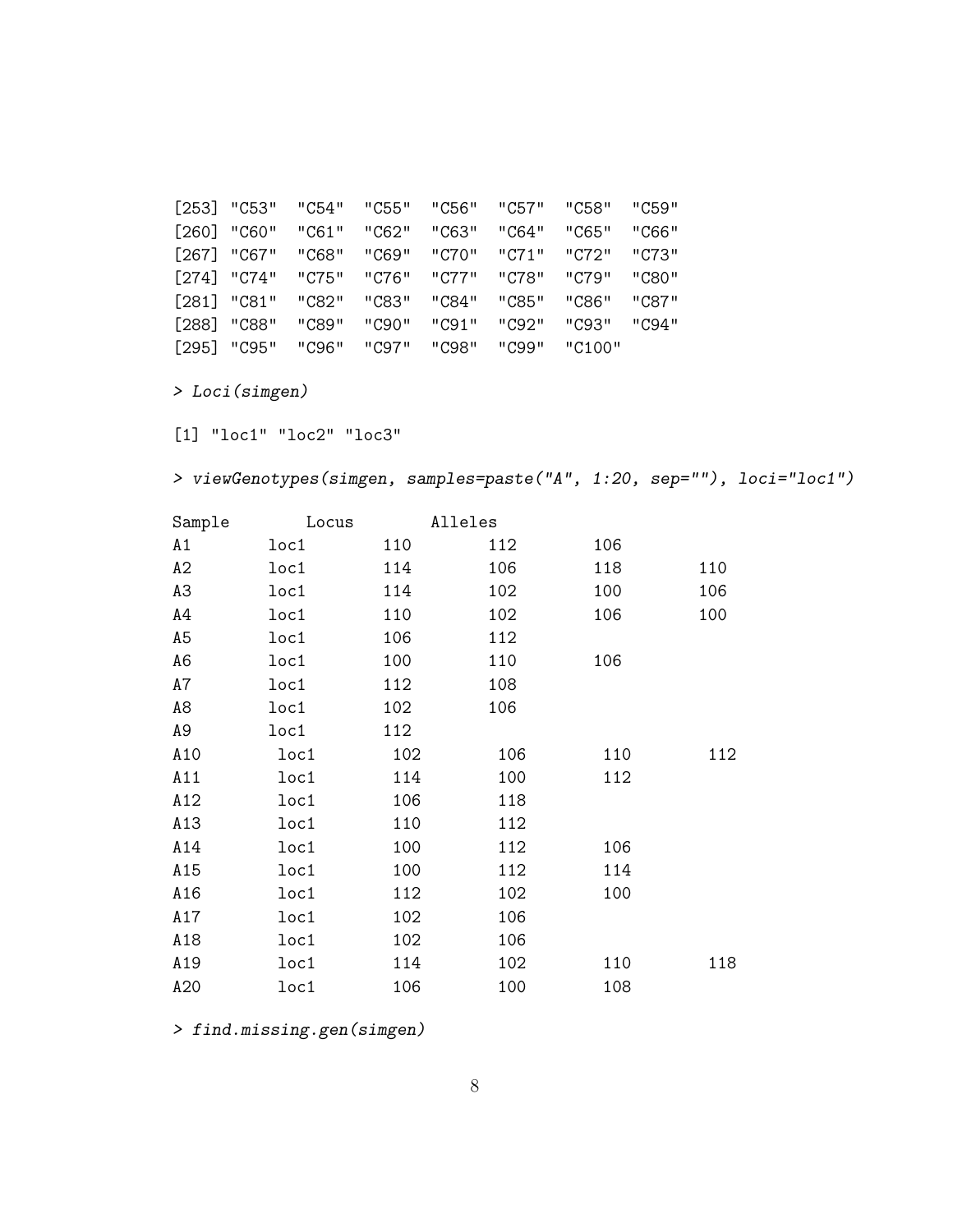```
[253] "C53"  "C54"  "C55"  "C56"  "C57"  "C58"  "C59"
[260] "C60"  "C61"  "C62"  "C63"  "C64"  "C65"  "C66"
[267] "C67"  "C68"  "C69"  "C70"  "C71"  "C72"  "C73"
[274] "C74"  "C75"  "C76"  "C77"  "C78"  "C79"  "C80"
[281] "C81"  "C82"  "C83"  "C84"  "C85"  "C86"  "C87"
[288] "C88"  "C89"  "C90"  "C91"  "C92"  "C93"  "C94"
[295] "C95"  "C96"  "C97"  "C98"  "C99"  "C100"
```

```
> Loci(simgen)
```

```
[1] "loc1" "loc2" "loc3"
```

```
> viewGenotypes(simgen, samples=paste("A", 1:20, sep=""), loci="loc1")
```

```
Sample        Locus        Alleles
A1       loc1       110       112       106
A2       loc1       114       106       118       110
A3       loc1       114       102       100       106
A4       loc1       110       102       106       100
A5       loc1       106       112
A6       loc1       100       110       106
A7       loc1       112       108
A8       loc1       102       106
A9       loc1       112
A10       loc1       102       106       110       112
A11       loc1       114       100       112
A12       loc1       106       118
A13       loc1       110       112
A14       loc1       100       112       106
A15       loc1       100       112       114
A16       loc1       112       102       100
A17       loc1       102       106
A18       loc1       102       106
A19       loc1       114       102       110       118
A20       loc1       106       100       108
```

```
> find.missing.gen(simgen)
```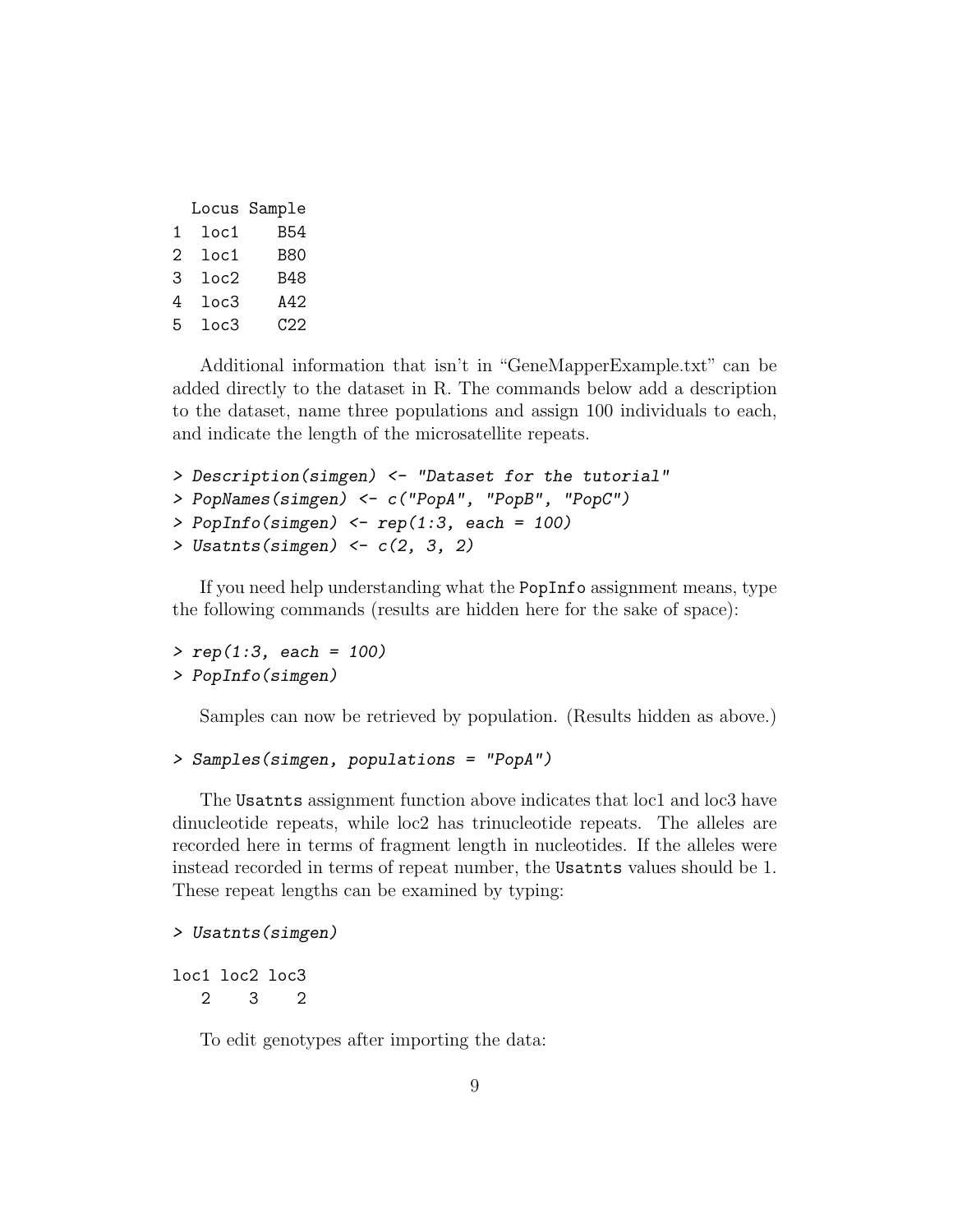```
  Locus Sample
1  loc1    B54
2  loc1    B80
3  loc2    B48
4  loc3    A42
5  loc3    C22
```

Additional information that isn't in "GeneMapperExample.txt" can be added directly to the dataset in R. The commands below add a description to the dataset, name three populations and assign 100 individuals to each, and indicate the length of the microsatellite repeats.

```
> Description(simgen) <- "Dataset for the tutorial"
> PopNames(simgen) <- c("PopA", "PopB", "PopC")
> PopInfo(simgen) <- rep(1:3, each = 100)
> Usatnts(simgen) <- c(2, 3, 2)
```

If you need help understanding what the `PopInfo` assignment means, type the following commands (results are hidden here for the sake of space):

```
> rep(1:3, each = 100)
> PopInfo(simgen)
```

Samples can now be retrieved by population. (Results hidden as above.)

```
> Samples(simgen, populations = "PopA")
```

The `Usatnts` assignment function above indicates that loc1 and loc3 have dinucleotide repeats, while loc2 has trinucleotide repeats. The alleles are recorded here in terms of fragment length in nucleotides. If the alleles were instead recorded in terms of repeat number, the `Usatnts` values should be 1. These repeat lengths can be examined by typing:

```
> Usatnts(simgen)

loc1 loc2 loc3
   2    3    2
```

To edit genotypes after importing the data: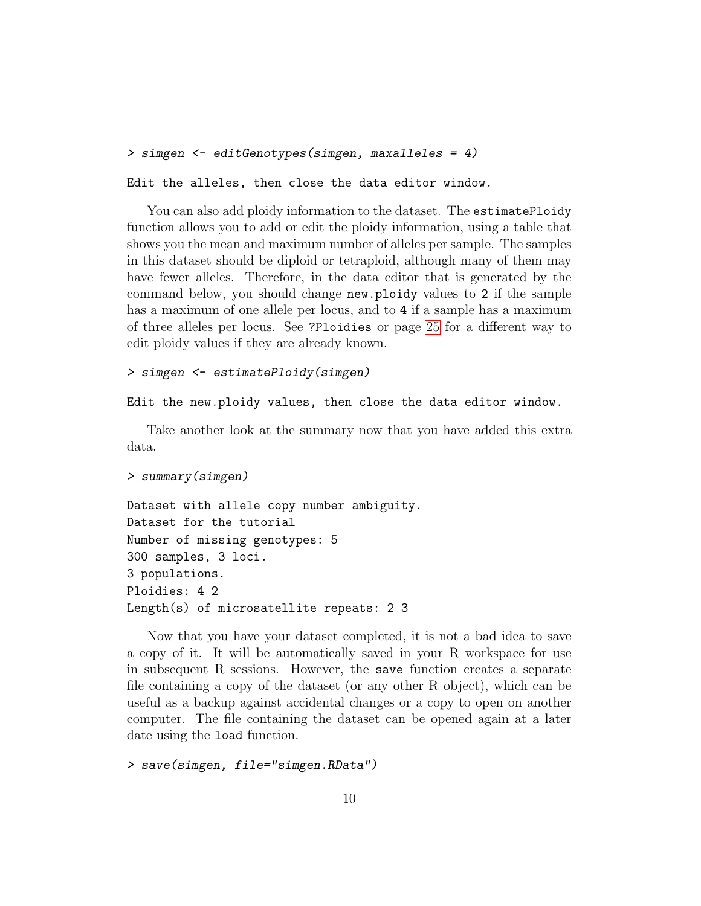```
> simgen <- editGenotypes(simgen, maxalleles = 4)
```

```
Edit the alleles, then close the data editor window.
```

You can also add ploidy information to the dataset. The `estimatePloidy` function allows you to add or edit the ploidy information, using a table that shows you the mean and maximum number of alleles per sample. The samples in this dataset should be diploid or tetraploid, although many of them may have fewer alleles. Therefore, in the data editor that is generated by the command below, you should change `new.ploidy` values to `2` if the sample has a maximum of one allele per locus, and to `4` if a sample has a maximum of three alleles per locus. See `?Ploidies` or page 25 for a different way to edit ploidy values if they are already known.

```
> simgen <- estimatePloidy(simgen)
```

```
Edit the new.ploidy values, then close the data editor window.
```

Take another look at the summary now that you have added this extra data.

```
> summary(simgen)
```

```
Dataset with allele copy number ambiguity.
Dataset for the tutorial
Number of missing genotypes: 5
300 samples, 3 loci.
3 populations.
Ploidies: 4 2
Length(s) of microsatellite repeats: 2 3
```

Now that you have your dataset completed, it is not a bad idea to save a copy of it. It will be automatically saved in your R workspace for use in subsequent R sessions. However, the `save` function creates a separate file containing a copy of the dataset (or any other R object), which can be useful as a backup against accidental changes or a copy to open on another computer. The file containing the dataset can be opened again at a later date using the `load` function.

```
> save(simgen, file="simgen.RData")
```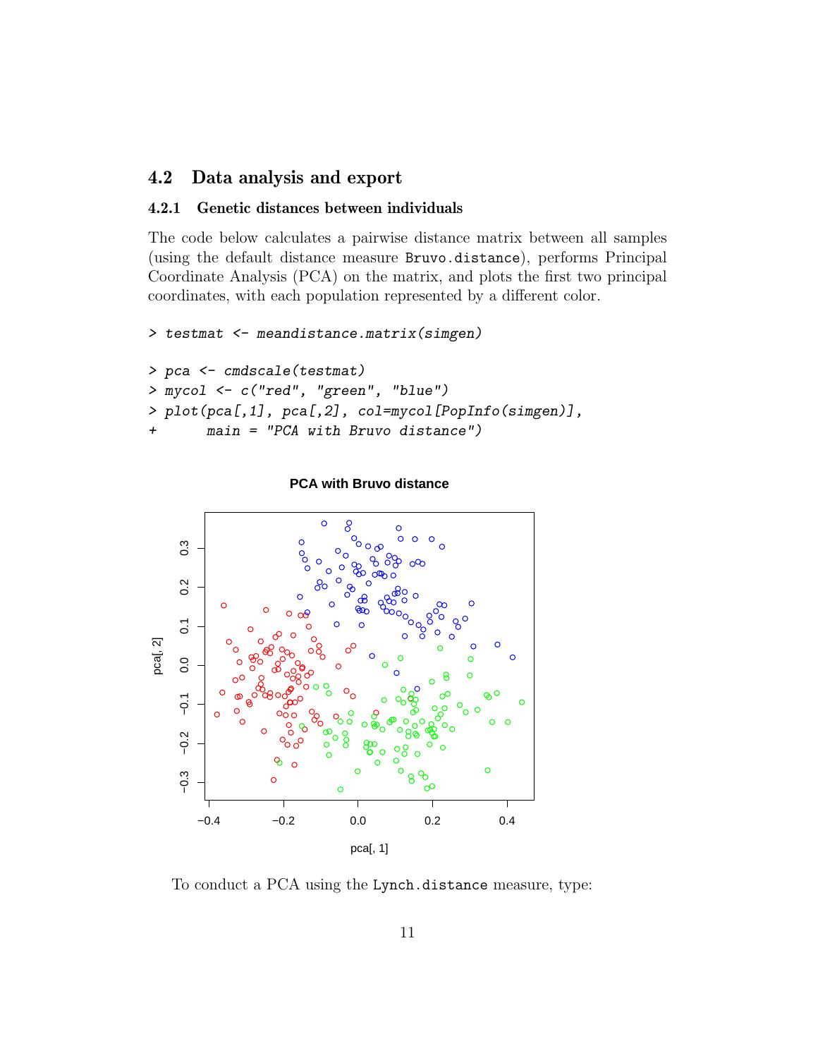## 4.2 Data analysis and export

### 4.2.1 Genetic distances between individuals

The code below calculates a pairwise distance matrix between all samples (using the default distance measure `Bruvo.distance`), performs Principal Coordinate Analysis (PCA) on the matrix, and plots the first two principal coordinates, with each population represented by a different color.

```
> testmat <- meandistance.matrix(simgen)

> pca <- cmdscale(testmat)
> mycol <- c("red", "green", "blue")
> plot(pca[,1], pca[,2], col=mycol[PopInfo(simgen)],
+      main = "PCA with Bruvo distance")
```

To conduct a PCA using the `Lynch.distance` measure, type: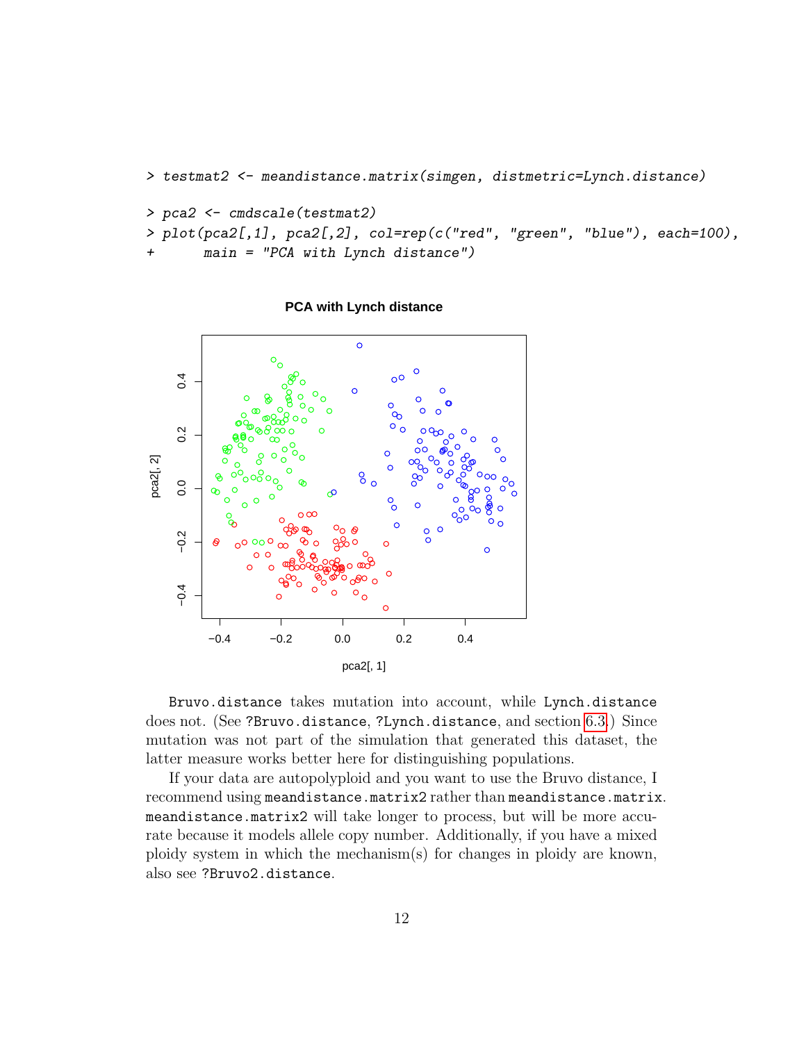```
> testmat2 <- meandistance.matrix(simgen, distmetric=Lynch.distance)
> pca2 <- cmdscale(testmat2)
> plot(pca2[,1], pca2[,2], col=rep(c("red", "green", "blue"), each=100),
+       main = "PCA with Lynch distance")
```

Bruvo.distance takes mutation into account, while Lynch.distance does not. (See ?Bruvo.distance, ?Lynch.distance, and section 6.3.) Since mutation was not part of the simulation that generated this dataset, the latter measure works better here for distinguishing populations.

If your data are autopolyploid and you want to use the Bruvo distance, I recommend using meandistance.matrix2 rather than meandistance.matrix. meandistance.matrix2 will take longer to process, but will be more accurate because it models allele copy number. Additionally, if you have a mixed ploidy system in which the mechanism(s) for changes in ploidy are known, also see ?Bruvo2.distance.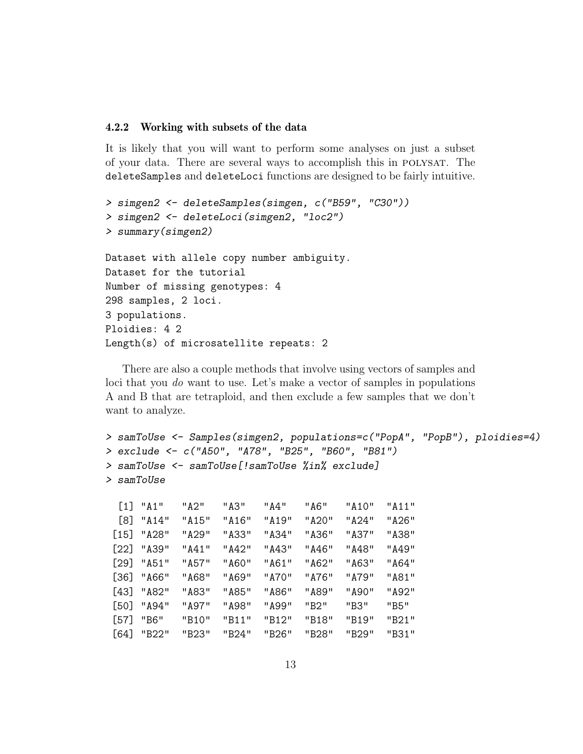### 4.2.2 Working with subsets of the data

It is likely that you will want to perform some analyses on just a subset of your data. There are several ways to accomplish this in POLYSAT. The `deleteSamples` and `deleteLoci` functions are designed to be fairly intuitive.

```
> simgen2 <- deleteSamples(simgen, c("B59", "C30"))
> simgen2 <- deleteLoci(simgen2, "loc2")
> summary(simgen2)
```

```
Dataset with allele copy number ambiguity.
Dataset for the tutorial
Number of missing genotypes: 4
298 samples, 2 loci.
3 populations.
Ploidies: 4 2
Length(s) of microsatellite repeats: 2
```

There are also a couple methods that involve using vectors of samples and loci that you *do* want to use. Let's make a vector of samples in populations A and B that are tetraploid, and then exclude a few samples that we don't want to analyze.

```
> samToUse <- Samples(simgen2, populations=c("PopA", "PopB"), ploidies=4)
> exclude <- c("A50", "A78", "B25", "B60", "B81")
> samToUse <- samToUse[!samToUse %in% exclude]
> samToUse
```

```
 [1] "A1"   "A2"   "A3"   "A4"   "A6"   "A10"  "A11"
 [8] "A14"  "A15"  "A16"  "A19"  "A20"  "A24"  "A26"
[15] "A28"  "A29"  "A33"  "A34"  "A36"  "A37"  "A38"
[22] "A39"  "A41"  "A42"  "A43"  "A46"  "A48"  "A49"
[29] "A51"  "A57"  "A60"  "A61"  "A62"  "A63"  "A64"
[36] "A66"  "A68"  "A69"  "A70"  "A76"  "A79"  "A81"
[43] "A82"  "A83"  "A85"  "A86"  "A89"  "A90"  "A92"
[50] "A94"  "A97"  "A98"  "A99"  "B2"   "B3"   "B5"
[57] "B6"   "B10"  "B11"  "B12"  "B18"  "B19"  "B21"
[64] "B22"  "B23"  "B24"  "B26"  "B28"  "B29"  "B31"
```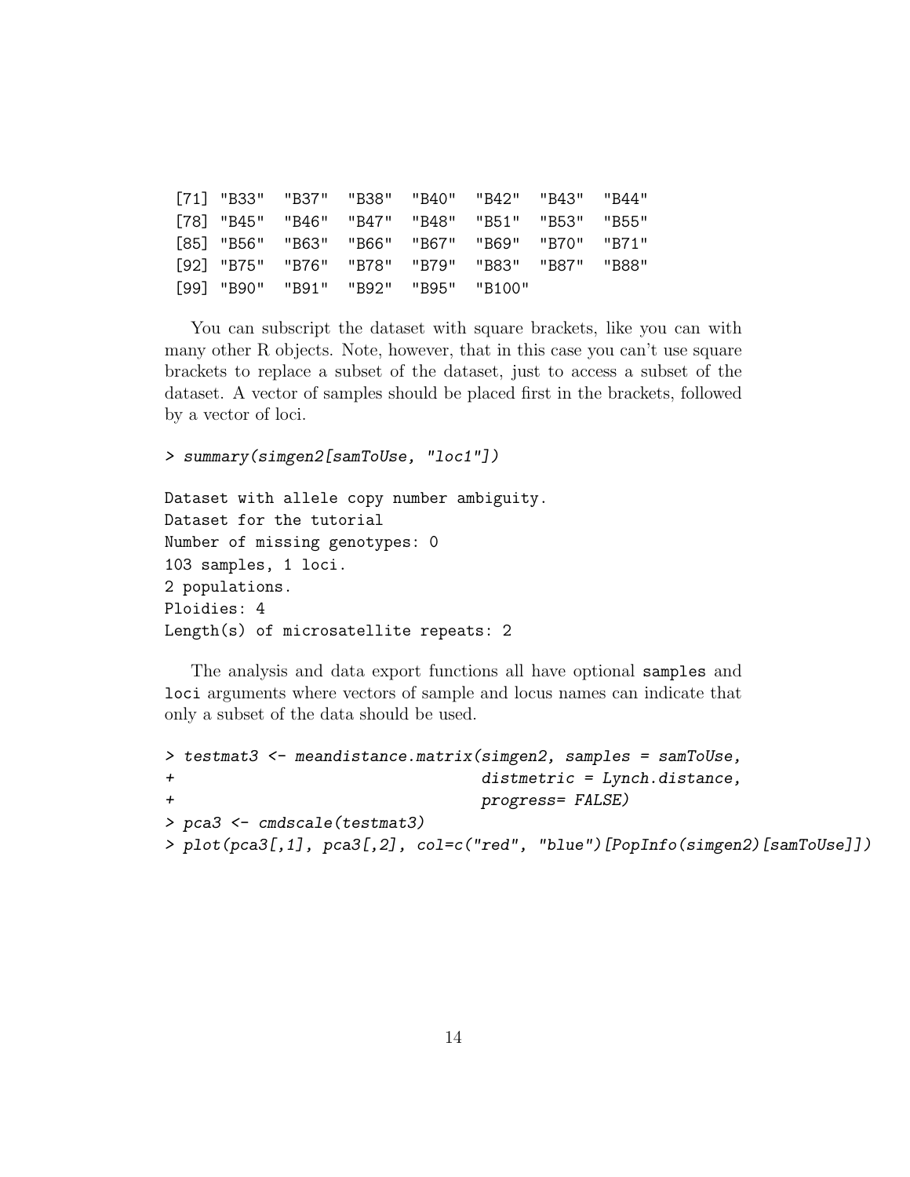```
 [71] "B33"  "B37"  "B38"  "B40"  "B42"  "B43"  "B44"
 [78] "B45"  "B46"  "B47"  "B48"  "B51"  "B53"  "B55"
 [85] "B56"  "B63"  "B66"  "B67"  "B69"  "B70"  "B71"
 [92] "B75"  "B76"  "B78"  "B79"  "B83"  "B87"  "B88"
 [99] "B90"  "B91"  "B92"  "B95"  "B100"
```

You can subscript the dataset with square brackets, like you can with many other R objects. Note, however, that in this case you can't use square brackets to replace a subset of the dataset, just to access a subset of the dataset. A vector of samples should be placed first in the brackets, followed by a vector of loci.

```
> summary(simgen2[samToUse, "loc1"])

Dataset with allele copy number ambiguity.
Dataset for the tutorial
Number of missing genotypes: 0
103 samples, 1 loci.
2 populations.
Ploidies: 4
Length(s) of microsatellite repeats: 2
```

The analysis and data export functions all have optional `samples` and `loci` arguments where vectors of sample and locus names can indicate that only a subset of the data should be used.

```
> testmat3 <- meandistance.matrix(simgen2, samples = samToUse,
+                                 distmetric = Lynch.distance,
+                                 progress= FALSE)
> pca3 <- cmdscale(testmat3)
> plot(pca3[,1], pca3[,2], col=c("red", "blue")[PopInfo(simgen2)[samToUse]])
```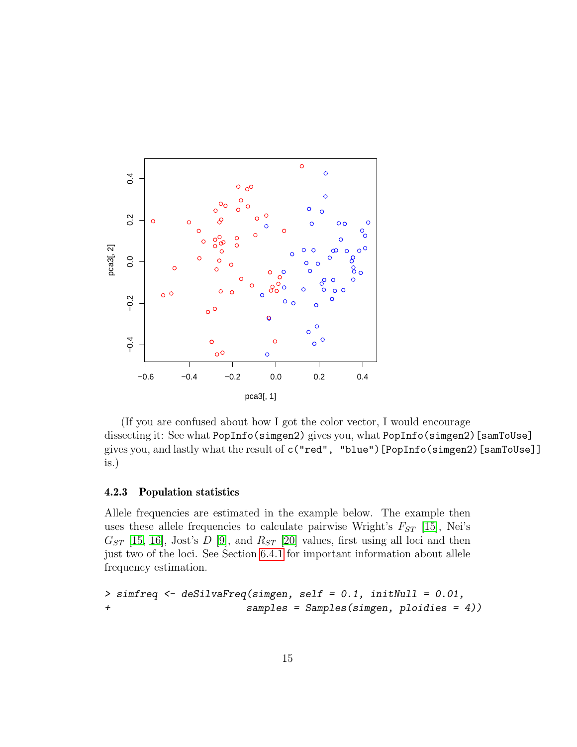(If you are confused about how I got the color vector, I would encourage dissecting it: See what `PopInfo(simgen2)` gives you, what `PopInfo(simgen2)[samToUse]` gives you, and lastly what the result of `c("red", "blue")[PopInfo(simgen2)[samToUse]]` is.)

### 4.2.3 Population statistics

Allele frequencies are estimated in the example below. The example then uses these allele frequencies to calculate pairwise Wright's $F_{ST}$ [15], Nei's $G_{ST}$ [15, 16], Jost's $D$ [9], and $R_{ST}$ [20] values, first using all loci and then just two of the loci. See Section 6.4.1 for important information about allele frequency estimation.

```
> simfreq <- deSilvaFreq(simgen, self = 0.1, initNull = 0.01,
+                        samples = Samples(simgen, ploidies = 4))
```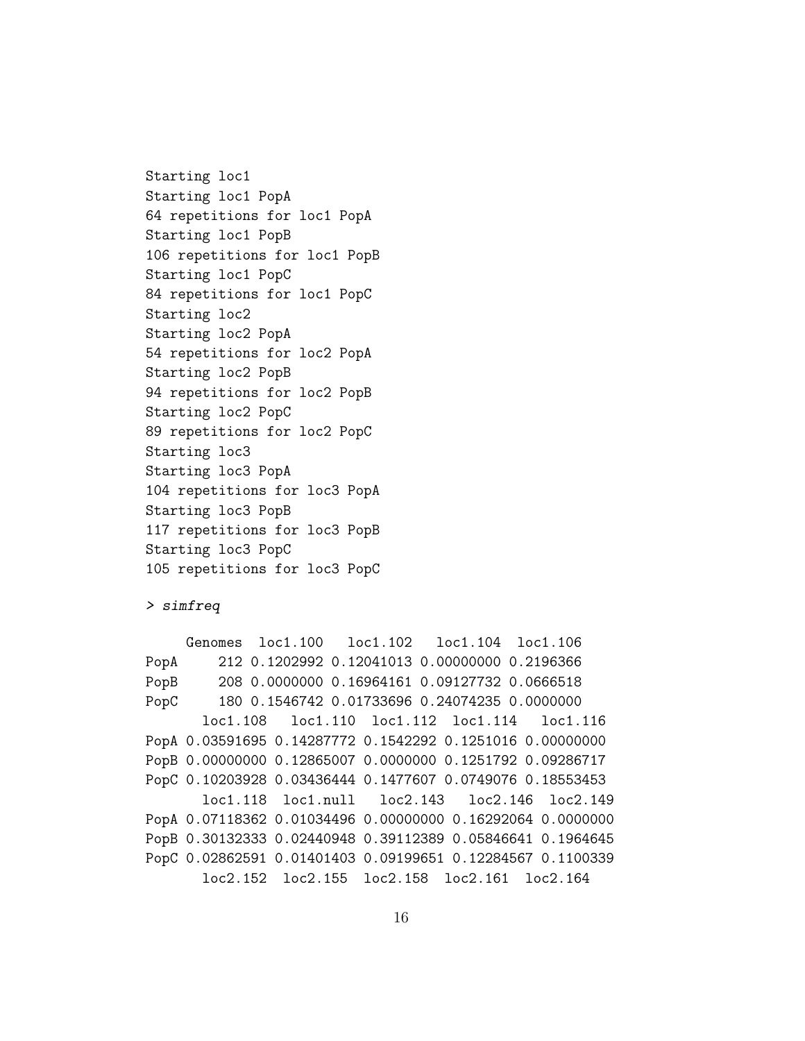```
Starting loc1
Starting loc1 PopA
64 repetitions for loc1 PopA
Starting loc1 PopB
106 repetitions for loc1 PopB
Starting loc1 PopC
84 repetitions for loc1 PopC
Starting loc2
Starting loc2 PopA
54 repetitions for loc2 PopA
Starting loc2 PopB
94 repetitions for loc2 PopB
Starting loc2 PopC
89 repetitions for loc2 PopC
Starting loc3
Starting loc3 PopA
104 repetitions for loc3 PopA
Starting loc3 PopB
117 repetitions for loc3 PopB
Starting loc3 PopC
105 repetitions for loc3 PopC
```

```
> simfreq
```

```
     Genomes  loc1.100   loc1.102   loc1.104  loc1.106
PopA     212 0.1202992 0.12041013 0.00000000 0.2196366
PopB     208 0.0000000 0.16964161 0.09127732 0.0666518
PopC     180 0.1546742 0.01733696 0.24074235 0.0000000
       loc1.108   loc1.110  loc1.112  loc1.114   loc1.116
PopA 0.03591695 0.14287772 0.1542292 0.1251016 0.00000000
PopB 0.00000000 0.12865007 0.0000000 0.1251792 0.09286717
PopC 0.10203928 0.03436444 0.1477607 0.0749076 0.18553453
       loc1.118  loc1.null   loc2.143   loc2.146  loc2.149
PopA 0.07118362 0.01034496 0.00000000 0.16292064 0.0000000
PopB 0.30132333 0.02440948 0.39112389 0.05846641 0.1964645
PopC 0.02862591 0.01401403 0.09199651 0.12284567 0.1100339
       loc2.152  loc2.155  loc2.158  loc2.161  loc2.164
```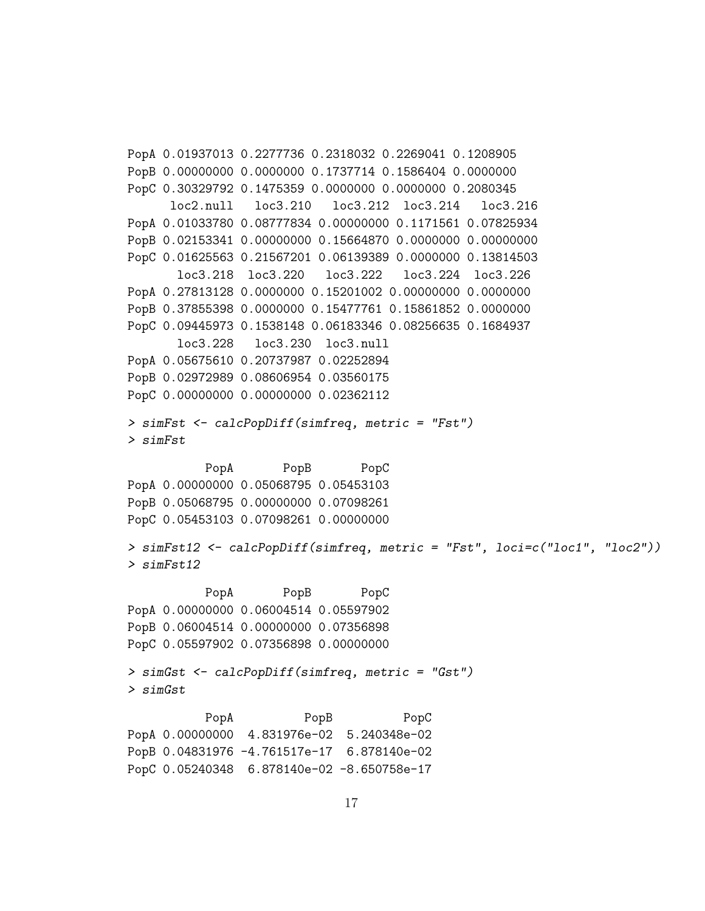```
PopA 0.01937013 0.2277736 0.2318032 0.2269041 0.1208905
PopB 0.00000000 0.0000000 0.1737714 0.1586404 0.0000000
PopC 0.30329792 0.1475359 0.0000000 0.0000000 0.2080345
      loc2.null   loc3.210   loc3.212  loc3.214   loc3.216
PopA 0.01033780 0.08777834 0.00000000 0.1171561 0.07825934
PopB 0.02153341 0.00000000 0.15664870 0.0000000 0.00000000
PopC 0.01625563 0.21567201 0.06139389 0.0000000 0.13814503
       loc3.218  loc3.220   loc3.222   loc3.224  loc3.226
PopA 0.27813128 0.0000000 0.15201002 0.00000000 0.0000000
PopB 0.37855398 0.0000000 0.15477761 0.15861852 0.0000000
PopC 0.09445973 0.1538148 0.06183346 0.08256635 0.1684937
       loc3.228   loc3.230  loc3.null
PopA 0.05675610 0.20737987 0.02252894
PopB 0.02972989 0.08606954 0.03560175
PopC 0.00000000 0.00000000 0.02362112
```

```
> simFst <- calcPopDiff(simfreq, metric = "Fst")
> simFst

           PopA       PopB       PopC
PopA 0.00000000 0.05068795 0.05453103
PopB 0.05068795 0.00000000 0.07098261
PopC 0.05453103 0.07098261 0.00000000
```

```
> simFst12 <- calcPopDiff(simfreq, metric = "Fst", loci=c("loc1", "loc2"))
> simFst12

           PopA       PopB       PopC
PopA 0.00000000 0.06004514 0.05597902
PopB 0.06004514 0.00000000 0.07356898
PopC 0.05597902 0.07356898 0.00000000
```

```
> simGst <- calcPopDiff(simfreq, metric = "Gst")
> simGst

           PopA          PopB          PopC
PopA 0.00000000  4.831976e-02  5.240348e-02
PopB 0.04831976 -4.761517e-17  6.878140e-02
PopC 0.05240348  6.878140e-02 -8.650758e-17
```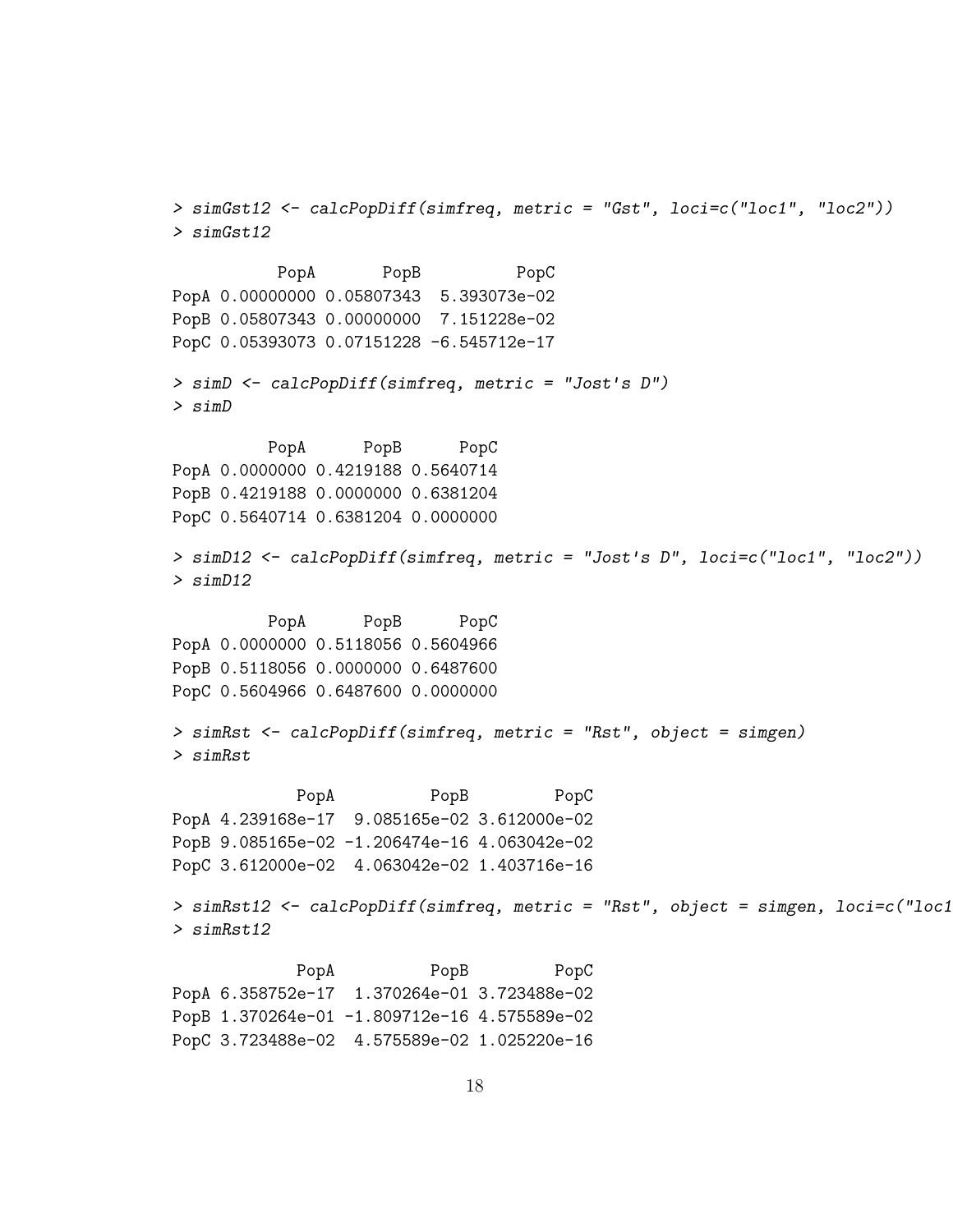```
> simGst12 <- calcPopDiff(simfreq, metric = "Gst", loci=c("loc1", "loc2"))
> simGst12

           PopA       PopB          PopC
PopA 0.00000000 0.05807343  5.393073e-02
PopB 0.05807343 0.00000000  7.151228e-02
PopC 0.05393073 0.07151228 -6.545712e-17

> simD <- calcPopDiff(simfreq, metric = "Jost's D")
> simD

          PopA      PopB      PopC
PopA 0.0000000 0.4219188 0.5640714
PopB 0.4219188 0.0000000 0.6381204
PopC 0.5640714 0.6381204 0.0000000

> simD12 <- calcPopDiff(simfreq, metric = "Jost's D", loci=c("loc1", "loc2"))
> simD12

          PopA      PopB      PopC
PopA 0.0000000 0.5118056 0.5604966
PopB 0.5118056 0.0000000 0.6487600
PopC 0.5604966 0.6487600 0.0000000

> simRst <- calcPopDiff(simfreq, metric = "Rst", object = simgen)
> simRst

             PopA          PopB         PopC
PopA 4.239168e-17  9.085165e-02 3.612000e-02
PopB 9.085165e-02 -1.206474e-16 4.063042e-02
PopC 3.612000e-02  4.063042e-02 1.403716e-16

> simRst12 <- calcPopDiff(simfreq, metric = "Rst", object = simgen, loci=c("loc1
> simRst12

             PopA          PopB         PopC
PopA 6.358752e-17  1.370264e-01 3.723488e-02
PopB 1.370264e-01 -1.809712e-16 4.575589e-02
PopC 3.723488e-02  4.575589e-02 1.025220e-16
```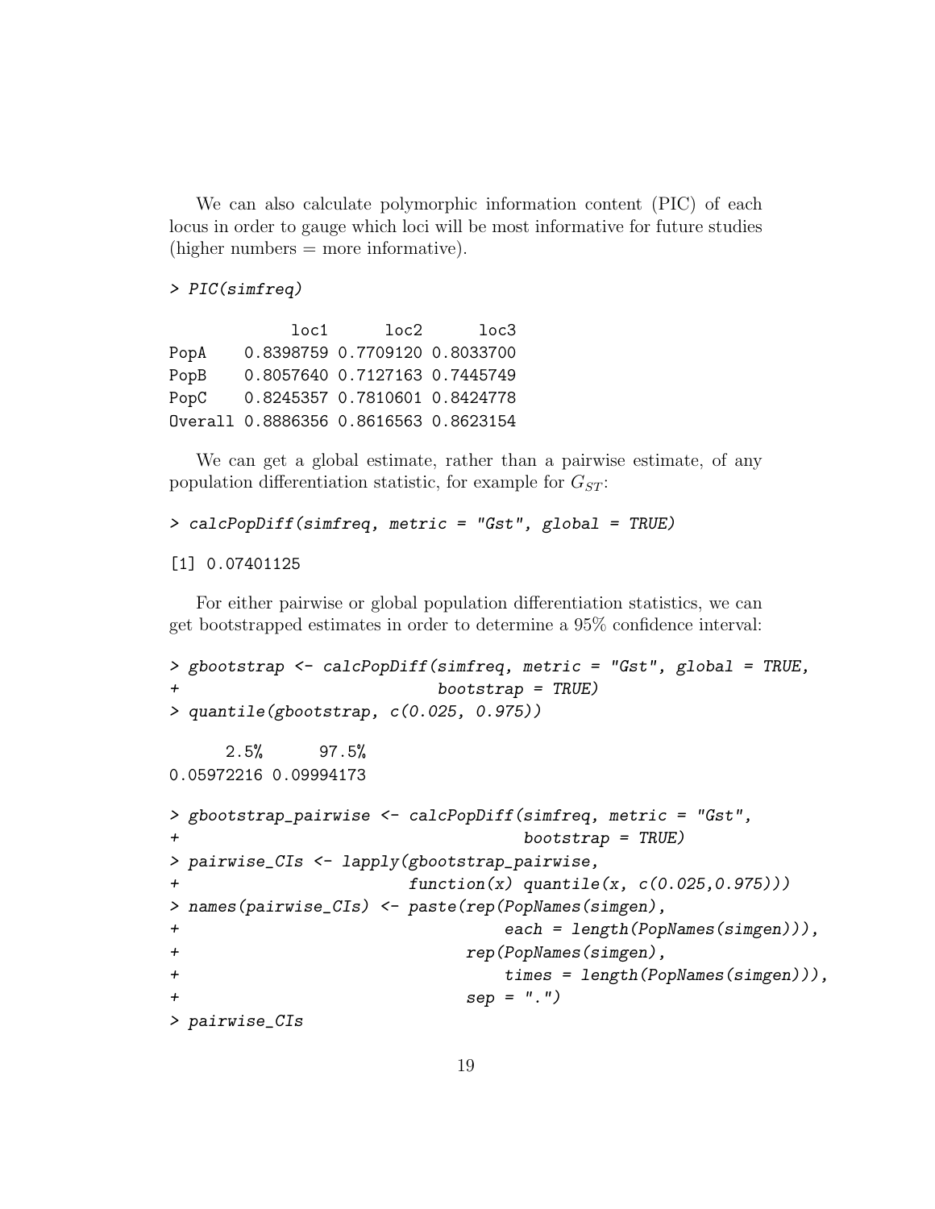We can also calculate polymorphic information content (PIC) of each locus in order to gauge which loci will be most informative for future studies (higher numbers = more informative).

```
> PIC(simfreq)

             loc1      loc2      loc3
PopA    0.8398759 0.7709120 0.8033700
PopB    0.8057640 0.7127163 0.7445749
PopC    0.8245357 0.7810601 0.8424778
Overall 0.8886356 0.8616563 0.8623154
```

We can get a global estimate, rather than a pairwise estimate, of any population differentiation statistic, for example for $G_{ST}$:

```
> calcPopDiff(simfreq, metric = "Gst", global = TRUE)

[1] 0.07401125
```

For either pairwise or global population differentiation statistics, we can get bootstrapped estimates in order to determine a 95% confidence interval:

```
> gbootstrap <- calcPopDiff(simfreq, metric = "Gst", global = TRUE,
+                           bootstrap = TRUE)
> quantile(gbootstrap, c(0.025, 0.975))

      2.5%      97.5%
0.05972216 0.09994173

> gbootstrap_pairwise <- calcPopDiff(simfreq, metric = "Gst",
+                                    bootstrap = TRUE)
> pairwise_CIs <- lapply(gbootstrap_pairwise,
+                        function(x) quantile(x, c(0.025,0.975)))
> names(pairwise_CIs) <- paste(rep(PopNames(simgen),
+                                  each = length(PopNames(simgen))),
+                              rep(PopNames(simgen),
+                                  times = length(PopNames(simgen))),
+                              sep = ".")
> pairwise_CIs
```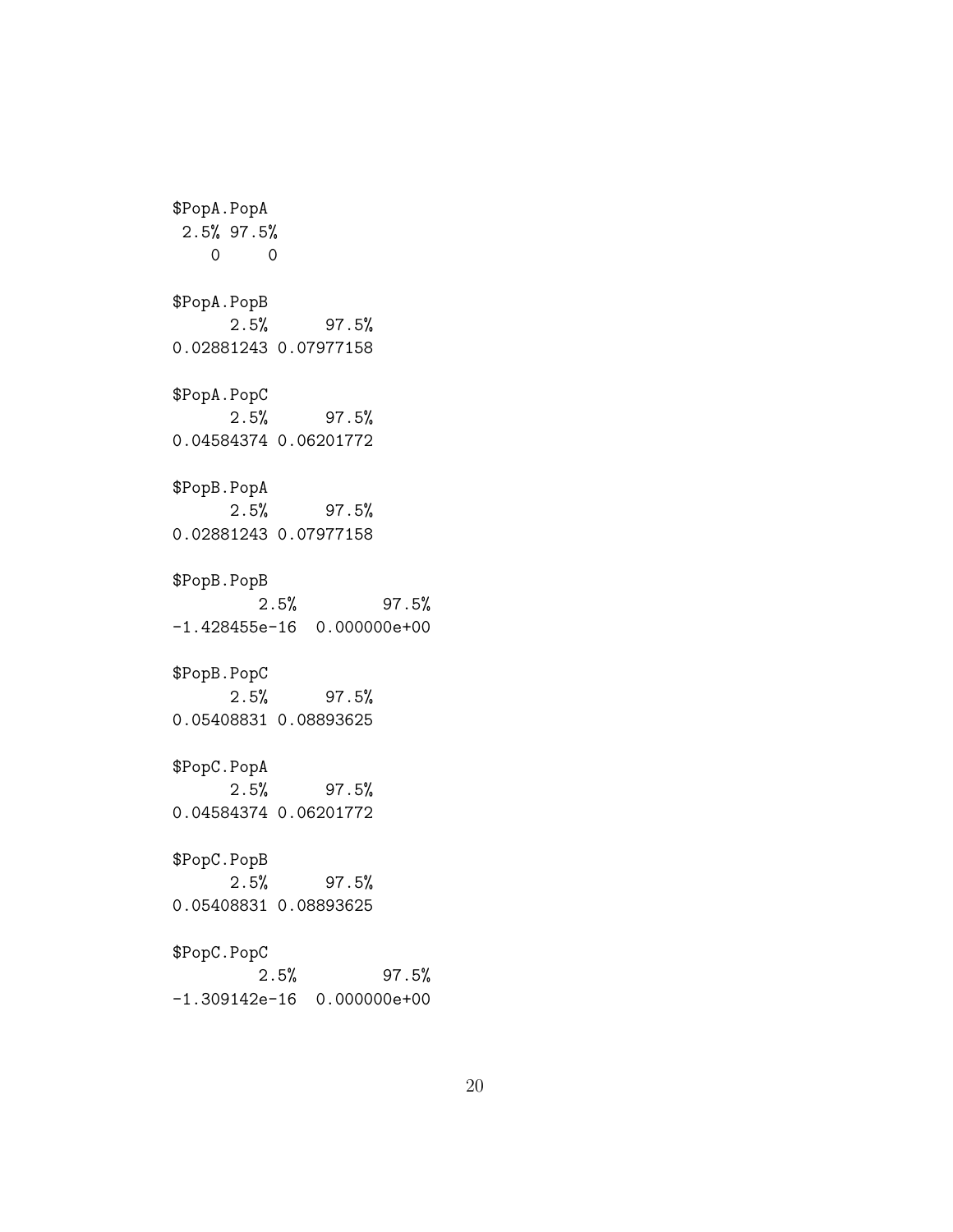```
$PopA.PopA
 2.5% 97.5%
    0     0

$PopA.PopB
      2.5%      97.5%
0.02881243 0.07977158

$PopA.PopC
      2.5%      97.5%
0.04584374 0.06201772

$PopB.PopA
      2.5%      97.5%
0.02881243 0.07977158

$PopB.PopB
         2.5%         97.5%
-1.428455e-16  0.000000e+00

$PopB.PopC
      2.5%      97.5%
0.05408831 0.08893625

$PopC.PopA
      2.5%      97.5%
0.04584374 0.06201772

$PopC.PopB
      2.5%      97.5%
0.05408831 0.08893625

$PopC.PopC
         2.5%         97.5%
-1.309142e-16  0.000000e+00
```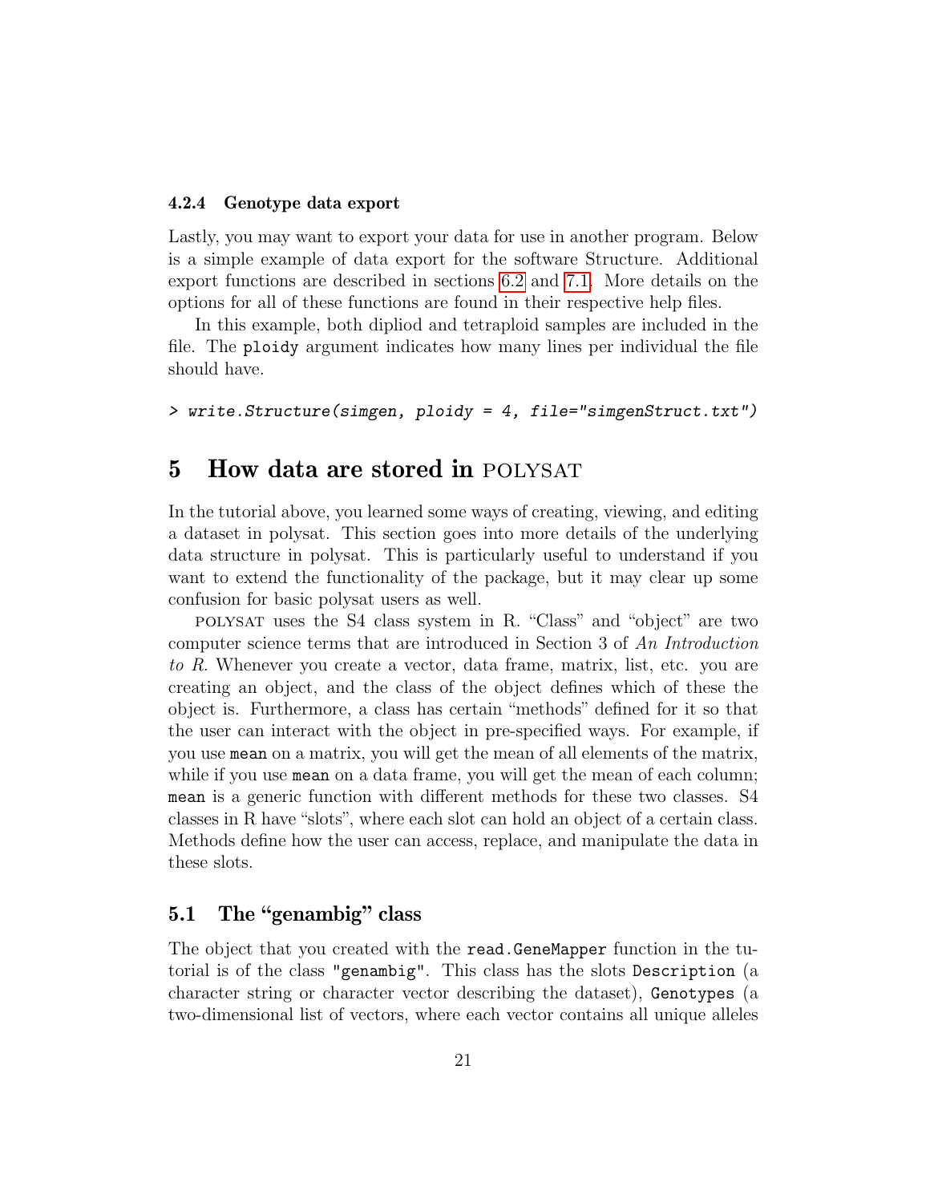#### 4.2.4 Genotype data export

Lastly, you may want to export your data for use in another program. Below is a simple example of data export for the software Structure. Additional export functions are described in sections 6.2 and 7.1. More details on the options for all of these functions are found in their respective help files.

In this example, both dipliod and tetraploid samples are included in the file. The `ploidy` argument indicates how many lines per individual the file should have.

```
> write.Structure(simgen, ploidy = 4, file="simgenStruct.txt")
```

## 5 How data are stored in POLYSAT

In the tutorial above, you learned some ways of creating, viewing, and editing a dataset in polysat. This section goes into more details of the underlying data structure in polysat. This is particularly useful to understand if you want to extend the functionality of the package, but it may clear up some confusion for basic polysat users as well.

POLYSAT uses the S4 class system in R. "Class" and "object" are two computer science terms that are introduced in Section 3 of *An Introduction to R*. Whenever you create a vector, data frame, matrix, list, etc. you are creating an object, and the class of the object defines which of these the object is. Furthermore, a class has certain "methods" defined for it so that the user can interact with the object in pre-specified ways. For example, if you use `mean` on a matrix, you will get the mean of all elements of the matrix, while if you use `mean` on a data frame, you will get the mean of each column; `mean` is a generic function with different methods for these two classes. S4 classes in R have "slots", where each slot can hold an object of a certain class. Methods define how the user can access, replace, and manipulate the data in these slots.

### 5.1 The "genambig" class

The object that you created with the `read.GeneMapper` function in the tutorial is of the class `"genambig"`. This class has the slots `Description` (a character string or character vector describing the dataset), `Genotypes` (a two-dimensional list of vectors, where each vector contains all unique alleles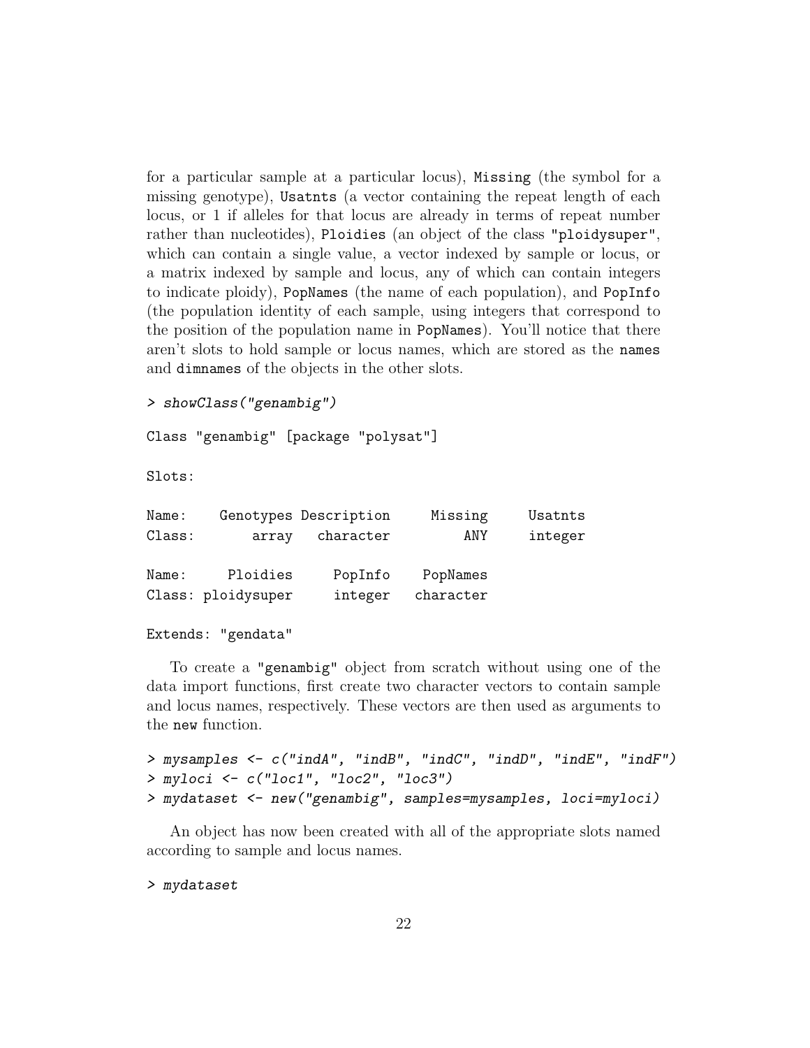for a particular sample at a particular locus), `Missing` (the symbol for a missing genotype), `Usatnts` (a vector containing the repeat length of each locus, or 1 if alleles for that locus are already in terms of repeat number rather than nucleotides), `Ploidies` (an object of the class `"ploidysuper"`, which can contain a single value, a vector indexed by sample or locus, or a matrix indexed by sample and locus, any of which can contain integers to indicate ploidy), `PopNames` (the name of each population), and `PopInfo` (the population identity of each sample, using integers that correspond to the position of the population name in `PopNames`). You'll notice that there aren't slots to hold sample or locus names, which are stored as the `names` and `dimnames` of the objects in the other slots.

```
> showClass("genambig")

Class "genambig" [package "polysat"]

Slots:

Name:     Genotypes Description     Missing     Usatnts
Class:        array   character         ANY     integer

Name:      Ploidies     PopInfo    PopNames
Class: ploidysuper     integer   character

Extends: "gendata"
```

To create a `"genambig"` object from scratch without using one of the data import functions, first create two character vectors to contain sample and locus names, respectively. These vectors are then used as arguments to the `new` function.

```
> mysamples <- c("indA", "indB", "indC", "indD", "indE", "indF")
> myloci <- c("loc1", "loc2", "loc3")
> mydataset <- new("genambig", samples=mysamples, loci=myloci)
```

An object has now been created with all of the appropriate slots named according to sample and locus names.

```
> mydataset
```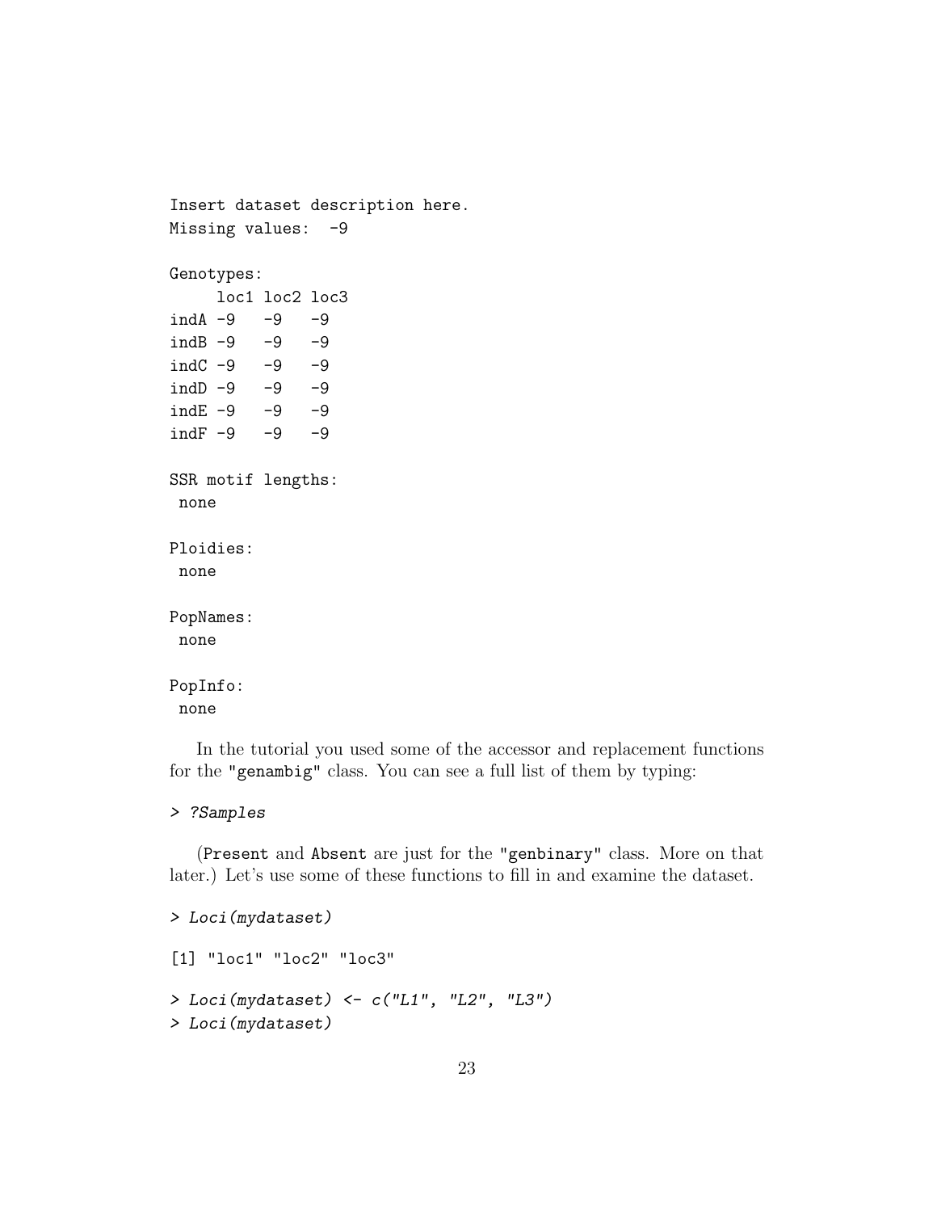```
Insert dataset description here.
Missing values:  -9

Genotypes:
     loc1 loc2 loc3
indA -9   -9   -9
indB -9   -9   -9
indC -9   -9   -9
indD -9   -9   -9
indE -9   -9   -9
indF -9   -9   -9

SSR motif lengths:
 none

Ploidies:
 none

PopNames:
 none

PopInfo:
 none
```

In the tutorial you used some of the accessor and replacement functions for the "genambig" class. You can see a full list of them by typing:

```
> ?Samples
```

(Present and Absent are just for the "genbinary" class. More on that later.) Let's use some of these functions to fill in and examine the dataset.

```
> Loci(mydataset)

[1] "loc1" "loc2" "loc3"

> Loci(mydataset) <- c("L1", "L2", "L3")
> Loci(mydataset)
```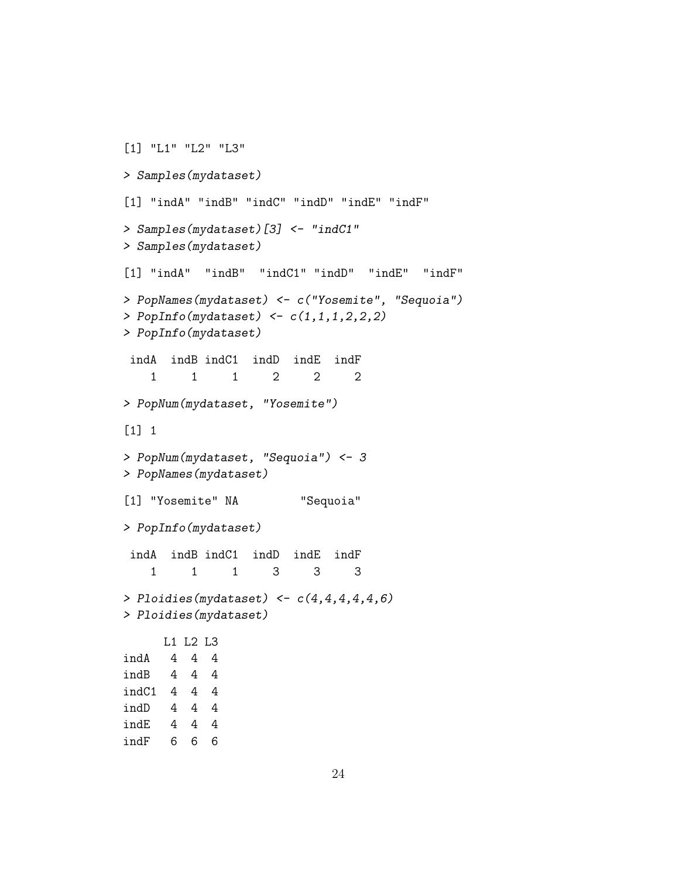```
[1] "L1" "L2" "L3"

> Samples(mydataset)

[1] "indA" "indB" "indC" "indD" "indE" "indF"

> Samples(mydataset)[3] <- "indC1"
> Samples(mydataset)

[1] "indA"  "indB"  "indC1" "indD"  "indE"  "indF"

> PopNames(mydataset) <- c("Yosemite", "Sequoia")
> PopInfo(mydataset) <- c(1,1,1,2,2,2)
> PopInfo(mydataset)

 indA  indB indC1  indD  indE  indF
    1     1     1     2     2     2

> PopNum(mydataset, "Yosemite")

[1] 1

> PopNum(mydataset, "Sequoia") <- 3
> PopNames(mydataset)

[1] "Yosemite" NA         "Sequoia"

> PopInfo(mydataset)

 indA  indB indC1  indD  indE  indF
    1     1     1     3     3     3

> Ploidies(mydataset) <- c(4,4,4,4,4,6)
> Ploidies(mydataset)

      L1 L2 L3
indA   4  4  4
indB   4  4  4
indC1  4  4  4
indD   4  4  4
indE   4  4  4
indF   6  6  6
```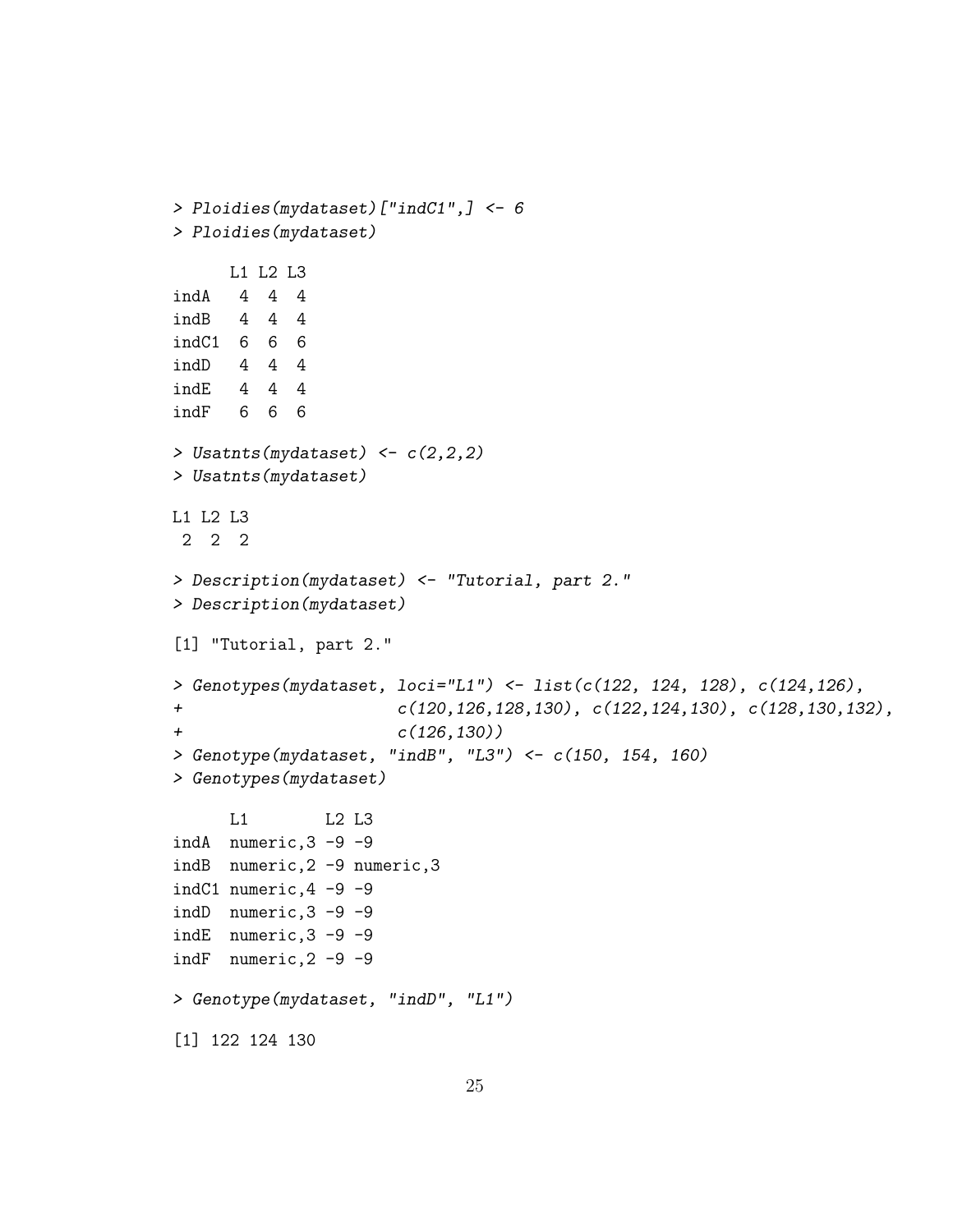```
> Ploidies(mydataset)["indC1",] <- 6
> Ploidies(mydataset)

      L1 L2 L3
indA   4  4  4
indB   4  4  4
indC1  6  6  6
indD   4  4  4
indE   4  4  4
indF   6  6  6

> Usatnts(mydataset) <- c(2,2,2)
> Usatnts(mydataset)

L1 L2 L3
 2  2  2

> Description(mydataset) <- "Tutorial, part 2."
> Description(mydataset)

[1] "Tutorial, part 2."

> Genotypes(mydataset, loci="L1") <- list(c(122, 124, 128), c(124,126),
+                       c(120,126,128,130), c(122,124,130), c(128,130,132),
+                       c(126,130))
> Genotype(mydataset, "indB", "L3") <- c(150, 154, 160)
> Genotypes(mydataset)

      L1        L2 L3
indA  numeric,3 -9 -9
indB  numeric,2 -9 numeric,3
indC1 numeric,4 -9 -9
indD  numeric,3 -9 -9
indE  numeric,3 -9 -9
indF  numeric,2 -9 -9

> Genotype(mydataset, "indD", "L1")

[1] 122 124 130
```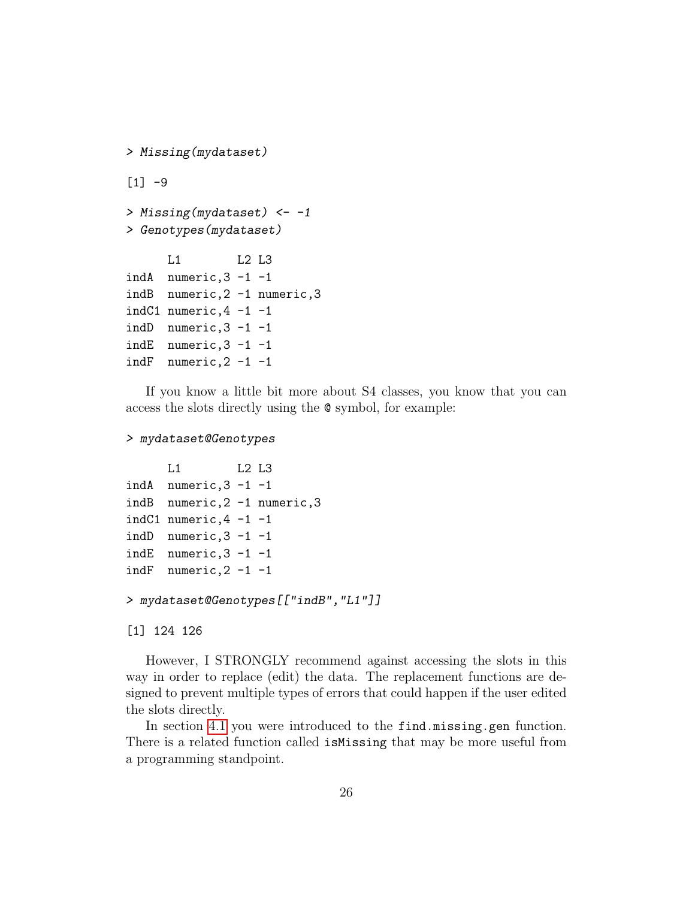```
> Missing(mydataset)

[1] -9

> Missing(mydataset) <- -1
> Genotypes(mydataset)

      L1        L2 L3
indA  numeric,3 -1 -1
indB  numeric,2 -1 numeric,3
indC1 numeric,4 -1 -1
indD  numeric,3 -1 -1
indE  numeric,3 -1 -1
indF  numeric,2 -1 -1
```

If you know a little bit more about S4 classes, you know that you can access the slots directly using the @ symbol, for example:

```
> mydataset@Genotypes

      L1        L2 L3
indA  numeric,3 -1 -1
indB  numeric,2 -1 numeric,3
indC1 numeric,4 -1 -1
indD  numeric,3 -1 -1
indE  numeric,3 -1 -1
indF  numeric,2 -1 -1

> mydataset@Genotypes[["indB","L1"]]

[1] 124 126
```

However, I STRONGLY recommend against accessing the slots in this way in order to replace (edit) the data. The replacement functions are designed to prevent multiple types of errors that could happen if the user edited the slots directly.

In section 4.1 you were introduced to the `find.missing.gen` function. There is a related function called `isMissing` that may be more useful from a programming standpoint.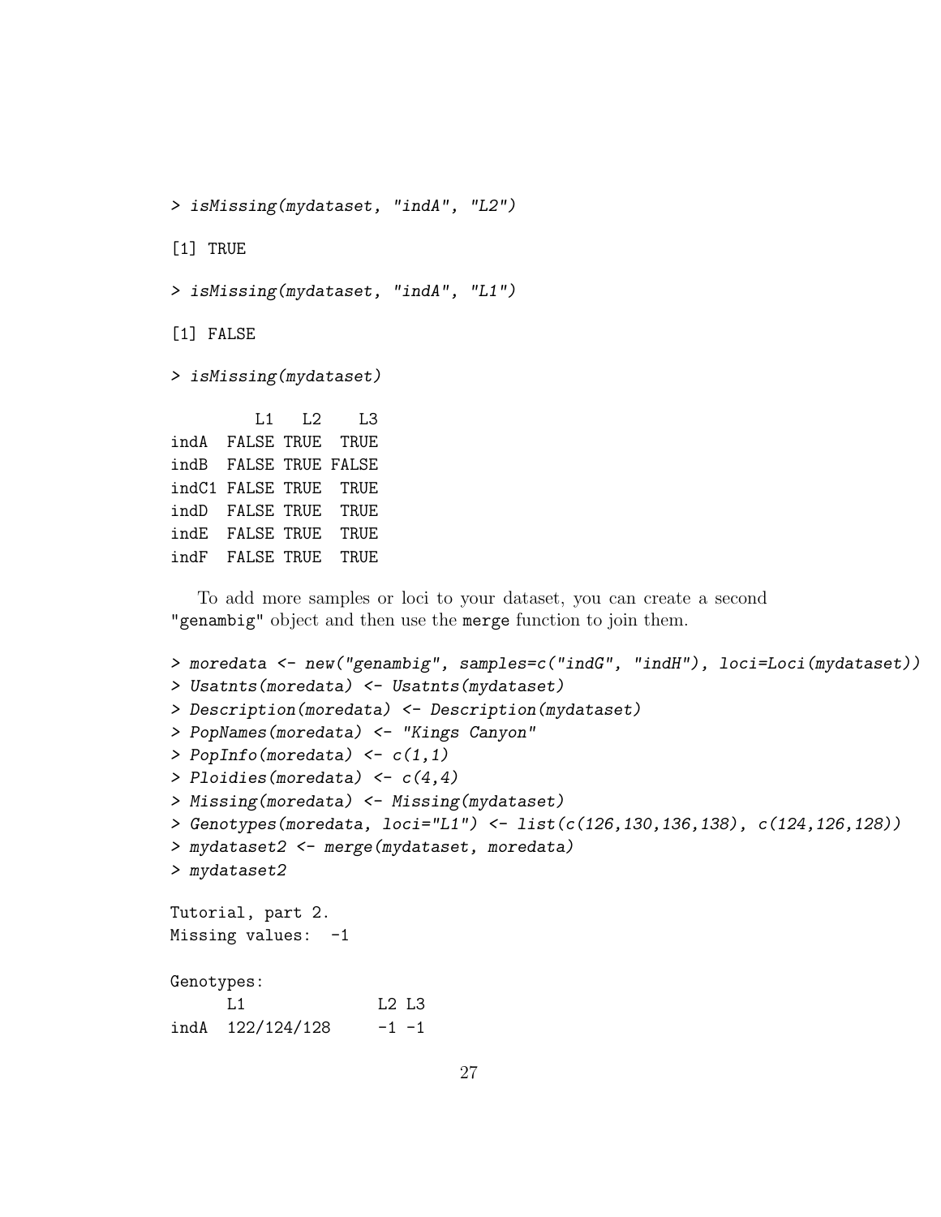```
> isMissing(mydataset, "indA", "L2")

[1] TRUE

> isMissing(mydataset, "indA", "L1")

[1] FALSE

> isMissing(mydataset)

         L1   L2    L3
indA  FALSE TRUE  TRUE
indB  FALSE TRUE FALSE
indC1 FALSE TRUE  TRUE
indD  FALSE TRUE  TRUE
indE  FALSE TRUE  TRUE
indF  FALSE TRUE  TRUE
```

To add more samples or loci to your dataset, you can create a second "genambig" object and then use the merge function to join them.

```
> moredata <- new("genambig", samples=c("indG", "indH"), loci=Loci(mydataset))
> Usatnts(moredata) <- Usatnts(mydataset)
> Description(moredata) <- Description(mydataset)
> PopNames(moredata) <- "Kings Canyon"
> PopInfo(moredata) <- c(1,1)
> Ploidies(moredata) <- c(4,4)
> Missing(moredata) <- Missing(mydataset)
> Genotypes(moredata, loci="L1") <- list(c(126,130,136,138), c(124,126,128))
> mydataset2 <- merge(mydataset, moredata)
> mydataset2

Tutorial, part 2.
Missing values:  -1

Genotypes:
     L1              L2 L3
indA  122/124/128     -1 -1
```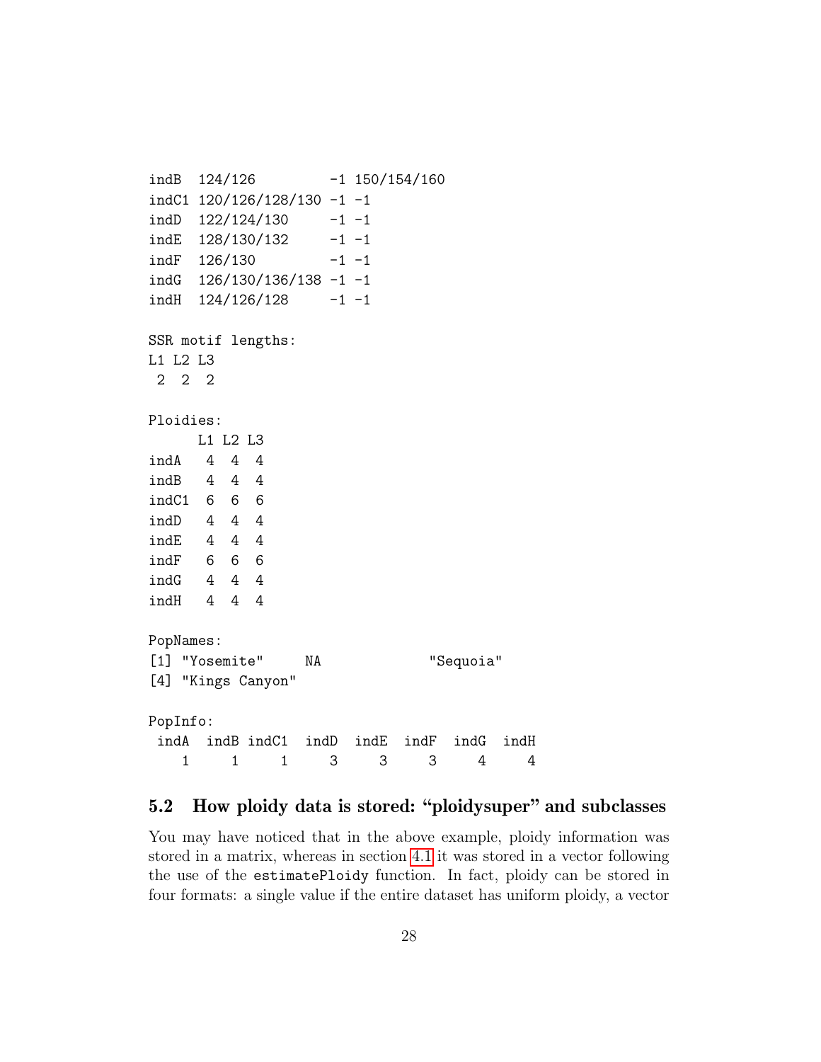```
indB  124/126         -1 150/154/160
indC1 120/126/128/130 -1 -1
indD  122/124/130     -1 -1
indE  128/130/132     -1 -1
indF  126/130         -1 -1
indG  126/130/136/138 -1 -1
indH  124/126/128     -1 -1

SSR motif lengths:
L1 L2 L3
 2  2  2

Ploidies:
      L1 L2 L3
indA   4  4  4
indB   4  4  4
indC1  6  6  6
indD   4  4  4
indE   4  4  4
indF   6  6  6
indG   4  4  4
indH   4  4  4

PopNames:
[1] "Yosemite"     NA             "Sequoia"
[4] "Kings Canyon"

PopInfo:
 indA  indB indC1  indD  indE  indF  indG  indH
    1     1     1     3     3     3     4     4
```

## 5.2 How ploidy data is stored: "ploidysuper" and subclasses

You may have noticed that in the above example, ploidy information was stored in a matrix, whereas in section 4.1 it was stored in a vector following the use of the `estimatePloidy` function. In fact, ploidy can be stored in four formats: a single value if the entire dataset has uniform ploidy, a vector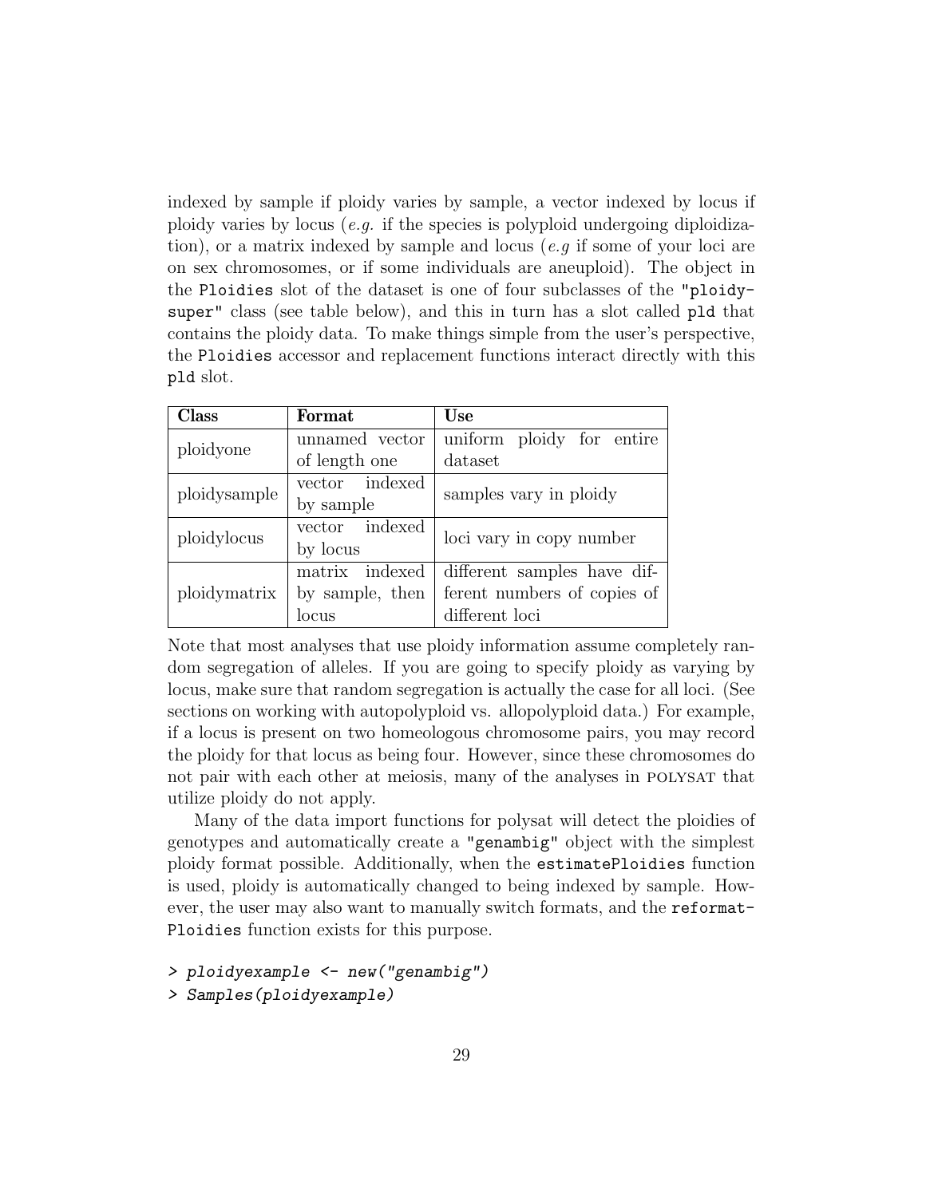indexed by sample if ploidy varies by sample, a vector indexed by locus if ploidy varies by locus (*e.g.* if the species is polyploid undergoing diploidization), or a matrix indexed by sample and locus (*e.g* if some of your loci are on sex chromosomes, or if some individuals are aneuploid). The object in the `Ploidies` slot of the dataset is one of four subclasses of the `"ploidysuper"` class (see table below), and this in turn has a slot called `pld` that contains the ploidy data. To make things simple from the user's perspective, the `Ploidies` accessor and replacement functions interact directly with this `pld` slot.

| **Class** | **Format** | **Use** |
|---|---|---|
| ploidyone | unnamed vector of length one | uniform ploidy for entire dataset |
| ploidysample | vector indexed by sample | samples vary in ploidy |
| ploidylocus | vector indexed by locus | loci vary in copy number |
| ploidymatrix | matrix indexed by sample, then locus | different samples have different numbers of copies of different loci |

Note that most analyses that use ploidy information assume completely random segregation of alleles. If you are going to specify ploidy as varying by locus, make sure that random segregation is actually the case for all loci. (See sections on working with autopolyploid vs. allopolyploid data.) For example, if a locus is present on two homeologous chromosome pairs, you may record the ploidy for that locus as being four. However, since these chromosomes do not pair with each other at meiosis, many of the analyses in POLYSAT that utilize ploidy do not apply.

Many of the data import functions for polysat will detect the ploidies of genotypes and automatically create a `"genambig"` object with the simplest ploidy format possible. Additionally, when the `estimatePloidies` function is used, ploidy is automatically changed to being indexed by sample. However, the user may also want to manually switch formats, and the `reformatPloidies` function exists for this purpose.

```
> ploidyexample <- new("genambig")
> Samples(ploidyexample)
```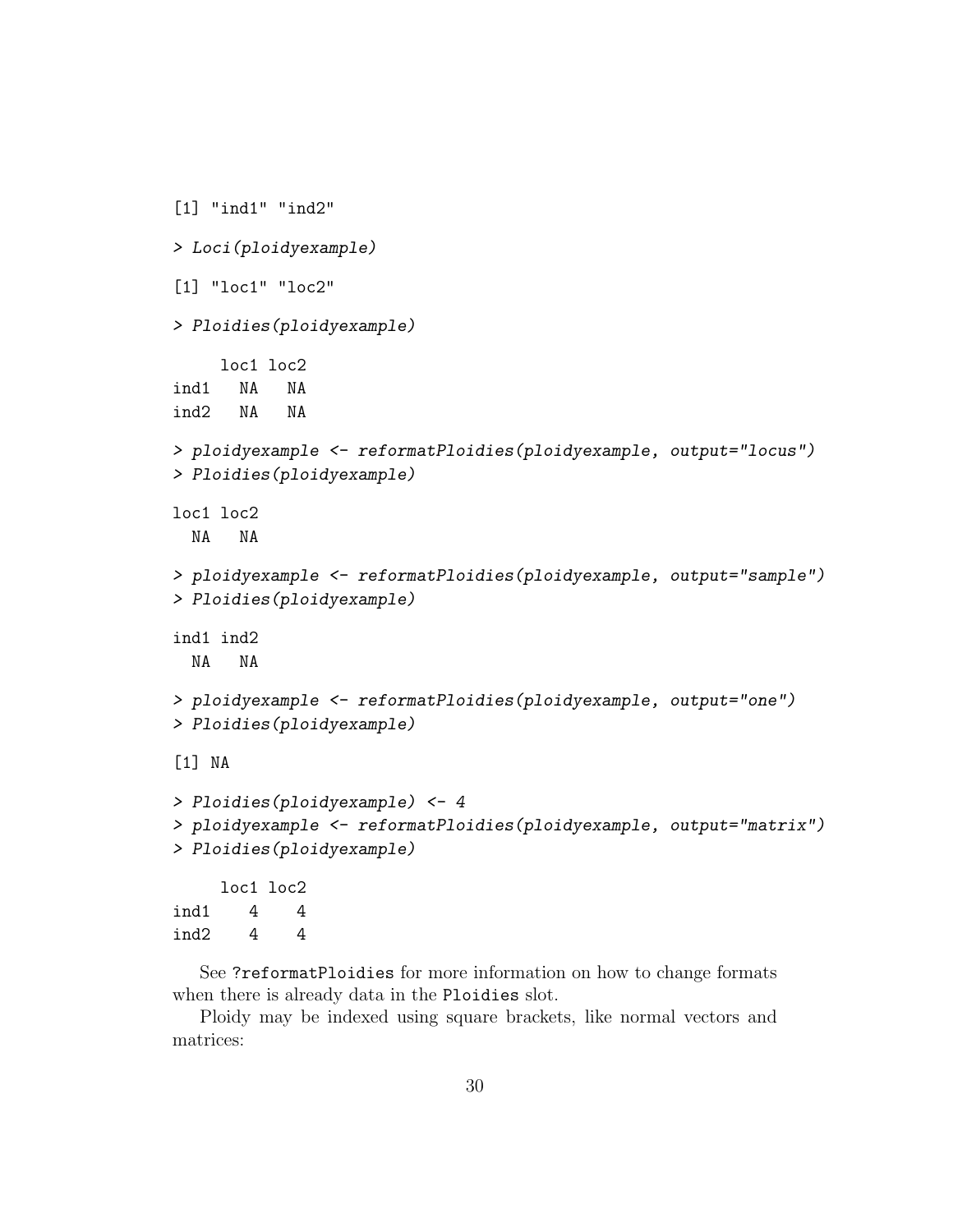```
[1] "ind1" "ind2"

> Loci(ploidyexample)

[1] "loc1" "loc2"

> Ploidies(ploidyexample)

     loc1 loc2
ind1   NA   NA
ind2   NA   NA

> ploidyexample <- reformatPloidies(ploidyexample, output="locus")
> Ploidies(ploidyexample)

loc1 loc2
  NA   NA

> ploidyexample <- reformatPloidies(ploidyexample, output="sample")
> Ploidies(ploidyexample)

ind1 ind2
  NA   NA

> ploidyexample <- reformatPloidies(ploidyexample, output="one")
> Ploidies(ploidyexample)

[1] NA

> Ploidies(ploidyexample) <- 4
> ploidyexample <- reformatPloidies(ploidyexample, output="matrix")
> Ploidies(ploidyexample)

     loc1 loc2
ind1    4    4
ind2    4    4
```

See `?reformatPloidies` for more information on how to change formats when there is already data in the `Ploidies` slot.

Ploidy may be indexed using square brackets, like normal vectors and matrices: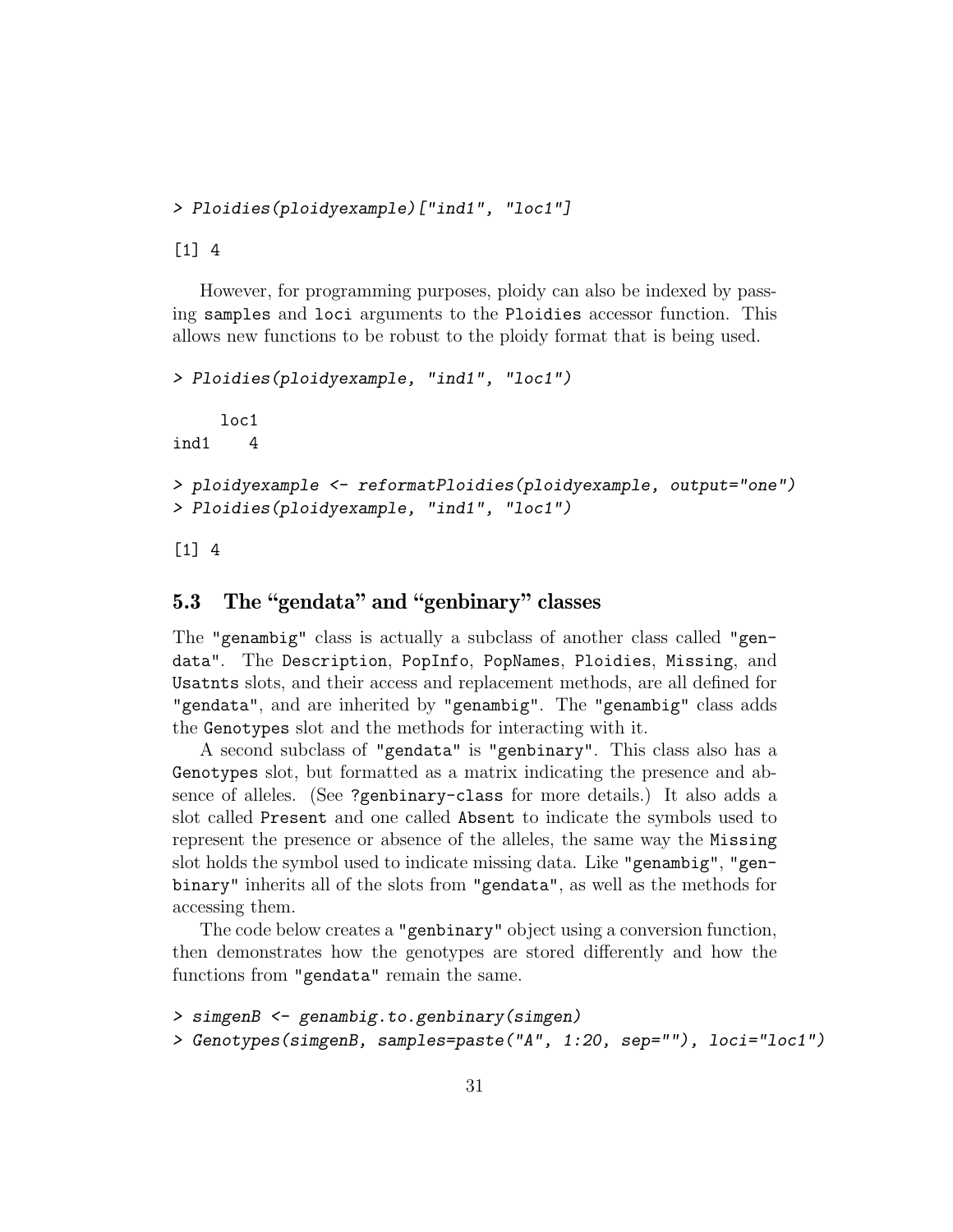```
> Ploidies(ploidyexample)["ind1", "loc1"]

[1] 4
```

However, for programming purposes, ploidy can also be indexed by passing `samples` and `loci` arguments to the `Ploidies` accessor function. This allows new functions to be robust to the ploidy format that is being used.

```
> Ploidies(ploidyexample, "ind1", "loc1")

     loc1
ind1    4

> ploidyexample <- reformatPloidies(ploidyexample, output="one")
> Ploidies(ploidyexample, "ind1", "loc1")

[1] 4
```

## 5.3 The "gendata" and "genbinary" classes

The `"genambig"` class is actually a subclass of another class called `"gendata"`. The `Description`, `PopInfo`, `PopNames`, `Ploidies`, `Missing`, and `Usatnts` slots, and their access and replacement methods, are all defined for `"gendata"`, and are inherited by `"genambig"`. The `"genambig"` class adds the `Genotypes` slot and the methods for interacting with it.

A second subclass of `"gendata"` is `"genbinary"`. This class also has a `Genotypes` slot, but formatted as a matrix indicating the presence and absence of alleles. (See `?genbinary-class` for more details.) It also adds a slot called `Present` and one called `Absent` to indicate the symbols used to represent the presence or absence of the alleles, the same way the `Missing` slot holds the symbol used to indicate missing data. Like `"genambig"`, `"genbinary"` inherits all of the slots from `"gendata"`, as well as the methods for accessing them.

The code below creates a `"genbinary"` object using a conversion function, then demonstrates how the genotypes are stored differently and how the functions from `"gendata"` remain the same.

```
> simgenB <- genambig.to.genbinary(simgen)
> Genotypes(simgenB, samples=paste("A", 1:20, sep=""), loci="loc1")
```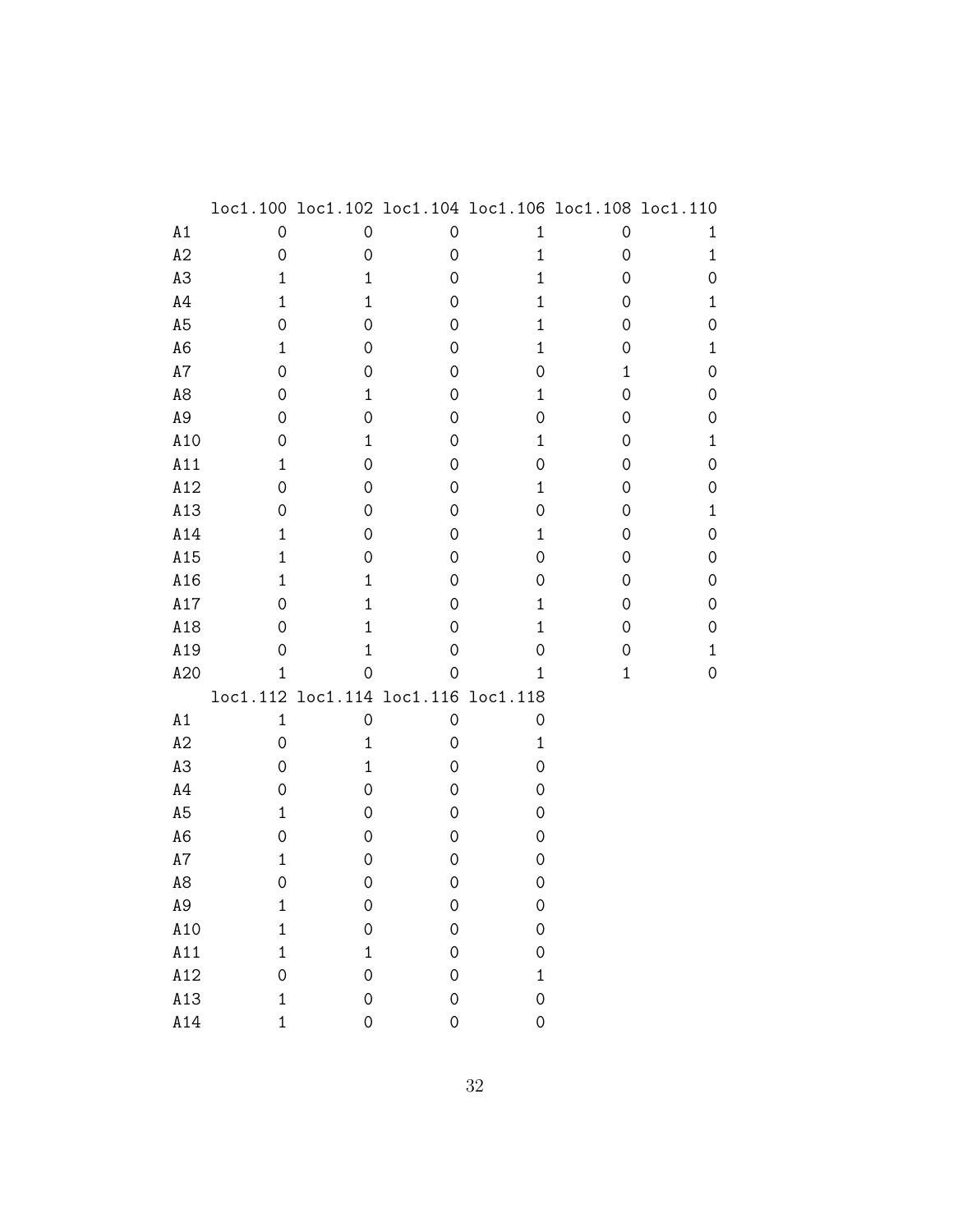```
    loc1.100 loc1.102 loc1.104 loc1.106 loc1.108 loc1.110
A1         0        0        0        1        0        1
A2         0        0        0        1        0        1
A3         1        1        0        1        0        0
A4         1        1        0        1        0        1
A5         0        0        0        1        0        0
A6         1        0        0        1        0        1
A7         0        0        0        0        1        0
A8         0        1        0        1        0        0
A9         0        0        0        0        0        0
A10        0        1        0        1        0        1
A11        1        0        0        0        0        0
A12        0        0        0        1        0        0
A13        0        0        0        0        0        1
A14        1        0        0        1        0        0
A15        1        0        0        0        0        0
A16        1        1        0        0        0        0
A17        0        1        0        1        0        0
A18        0        1        0        1        0        0
A19        0        1        0        0        0        1
A20        1        0        0        1        1        0
    loc1.112 loc1.114 loc1.116 loc1.118
A1         1        0        0        0
A2         0        1        0        1
A3         0        1        0        0
A4         0        0        0        0
A5         1        0        0        0
A6         0        0        0        0
A7         1        0        0        0
A8         0        0        0        0
A9         1        0        0        0
A10        1        0        0        0
A11        1        1        0        0
A12        0        0        0        1
A13        1        0        0        0
A14        1        0        0        0
```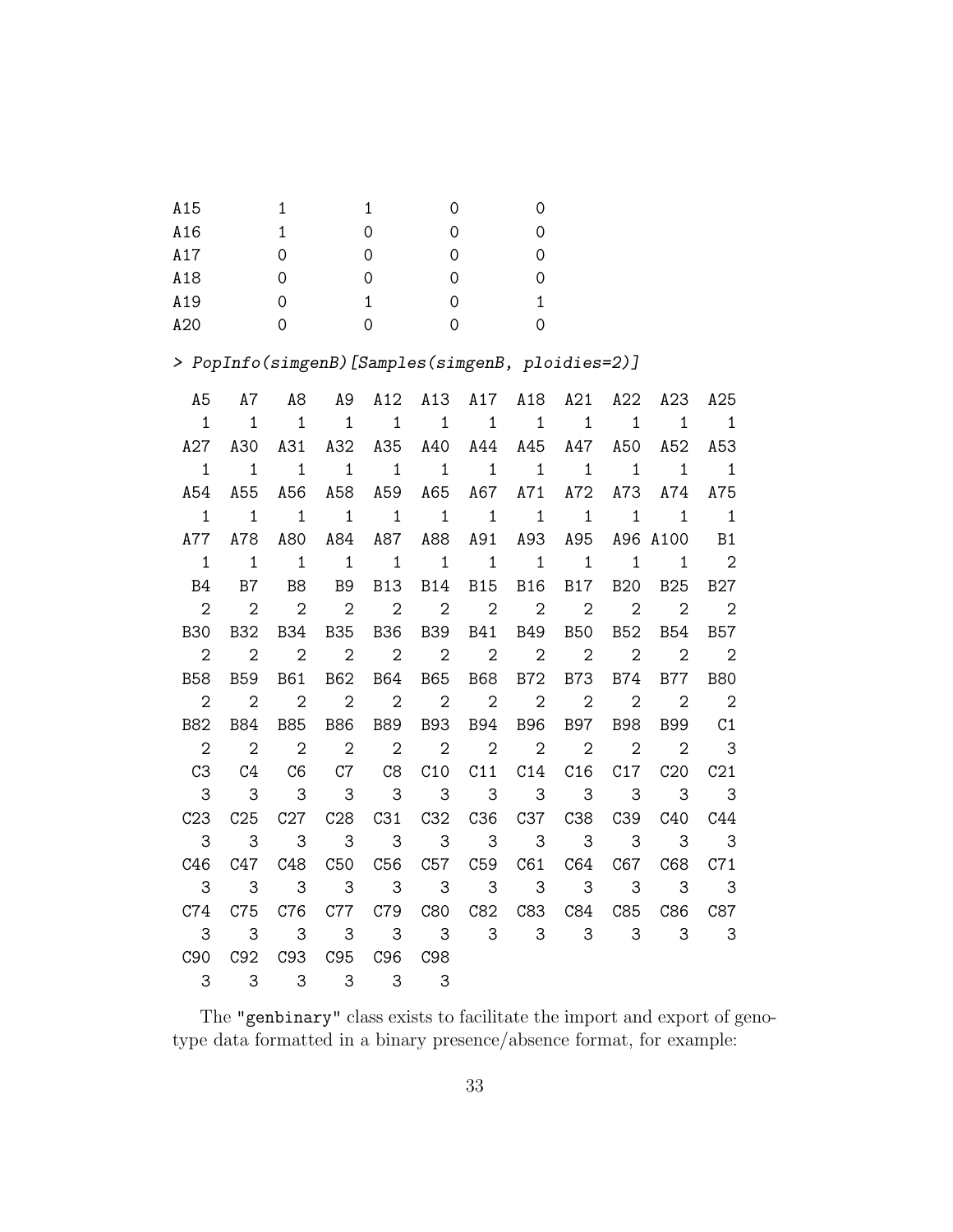```
A15         1          1          0          0
A16         1          0          0          0
A17         0          0          0          0
A18         0          0          0          0
A19         0          1          0          1
A20         0          0          0          0
```

```
> PopInfo(simgenB)[Samples(simgenB, ploidies=2)]
```

```
  A5   A7   A8   A9  A12  A13  A17  A18  A21  A22  A23  A25 
   1    1    1    1    1    1    1    1    1    1    1    1 
 A27  A30  A31  A32  A35  A40  A44  A45  A47  A50  A52  A53 
   1    1    1    1    1    1    1    1    1    1    1    1 
 A54  A55  A56  A58  A59  A65  A67  A71  A72  A73  A74  A75 
   1    1    1    1    1    1    1    1    1    1    1    1 
 A77  A78  A80  A84  A87  A88  A91  A93  A95  A96 A100   B1 
   1    1    1    1    1    1    1    1    1    1    1    2 
  B4   B7   B8   B9  B13  B14  B15  B16  B17  B20  B25  B27 
   2    2    2    2    2    2    2    2    2    2    2    2 
 B30  B32  B34  B35  B36  B39  B41  B49  B50  B52  B54  B57 
   2    2    2    2    2    2    2    2    2    2    2    2 
 B58  B59  B61  B62  B64  B65  B68  B72  B73  B74  B77  B80 
   2    2    2    2    2    2    2    2    2    2    2    2 
 B82  B84  B85  B86  B89  B93  B94  B96  B97  B98  B99   C1 
   2    2    2    2    2    2    2    2    2    2    2    3 
  C3   C4   C6   C7   C8  C10  C11  C14  C16  C17  C20  C21 
   3    3    3    3    3    3    3    3    3    3    3    3 
 C23  C25  C27  C28  C31  C32  C36  C37  C38  C39  C40  C44 
   3    3    3    3    3    3    3    3    3    3    3    3 
 C46  C47  C48  C50  C56  C57  C59  C61  C64  C67  C68  C71 
   3    3    3    3    3    3    3    3    3    3    3    3 
 C74  C75  C76  C77  C79  C80  C82  C83  C84  C85  C86  C87 
   3    3    3    3    3    3    3    3    3    3    3    3 
 C90  C92  C93  C95  C96  C98 
   3    3    3    3    3    3 
```

The "genbinary" class exists to facilitate the import and export of genotype data formatted in a binary presence/absence format, for example: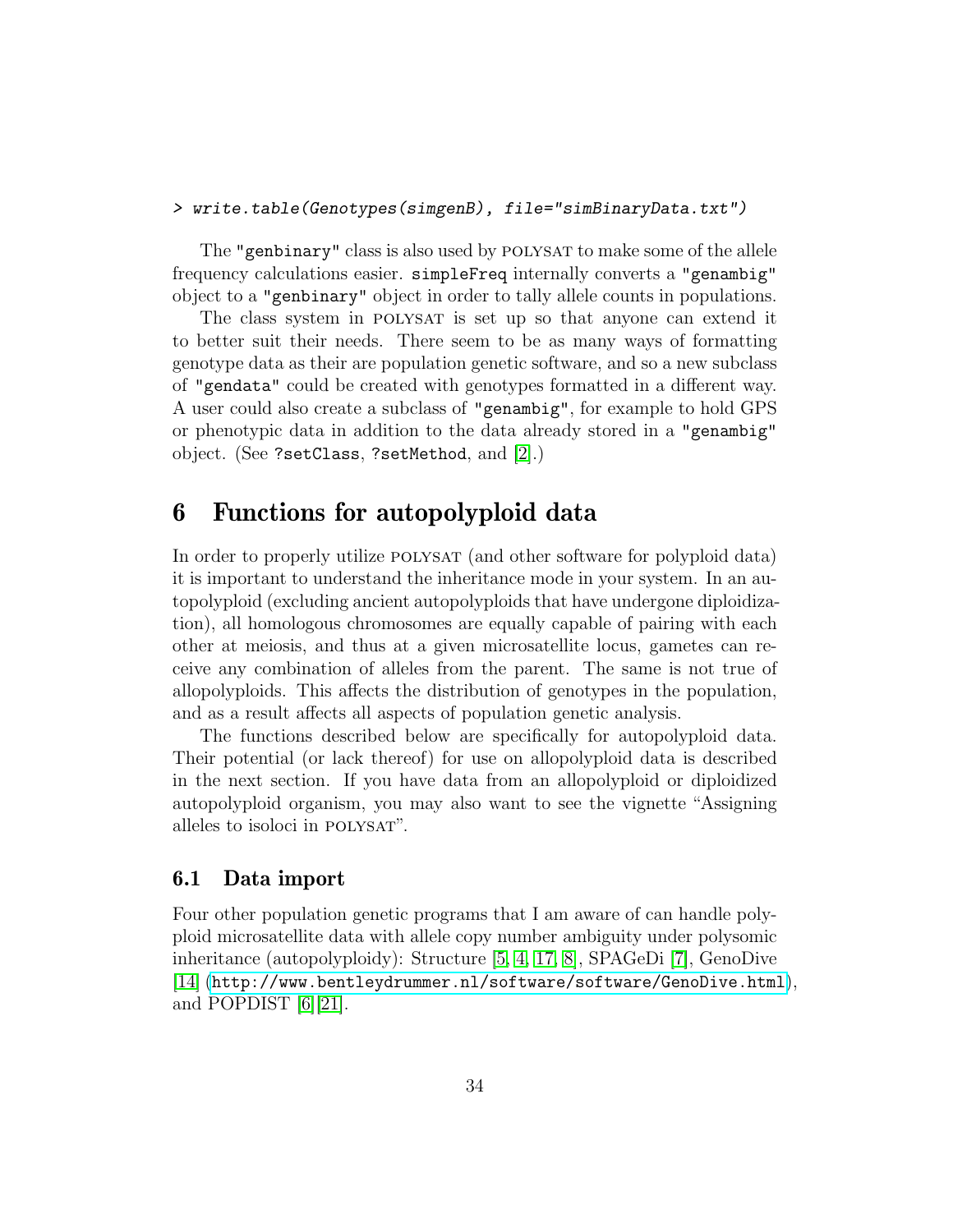```
> write.table(Genotypes(simgenB), file="simBinaryData.txt")
```

The "genbinary" class is also used by POLYSAT to make some of the allele frequency calculations easier. `simpleFreq` internally converts a "genambig" object to a "genbinary" object in order to tally allele counts in populations.

The class system in POLYSAT is set up so that anyone can extend it to better suit their needs. There seem to be as many ways of formatting genotype data as their are population genetic software, and so a new subclass of "gendata" could be created with genotypes formatted in a different way. A user could also create a subclass of "genambig", for example to hold GPS or phenotypic data in addition to the data already stored in a "genambig" object. (See `?setClass`, `?setMethod`, and [2].)

# 6 Functions for autopolyploid data

In order to properly utilize POLYSAT (and other software for polyploid data) it is important to understand the inheritance mode in your system. In an autopolyploid (excluding ancient autopolyploids that have undergone diploidization), all homologous chromosomes are equally capable of pairing with each other at meiosis, and thus at a given microsatellite locus, gametes can receive any combination of alleles from the parent. The same is not true of allopolyploids. This affects the distribution of genotypes in the population, and as a result affects all aspects of population genetic analysis.

The functions described below are specifically for autopolyploid data. Their potential (or lack thereof) for use on allopolyploid data is described in the next section. If you have data from an allopolyploid or diploidized autopolyploid organism, you may also want to see the vignette "Assigning alleles to isoloci in POLYSAT".

## 6.1 Data import

Four other population genetic programs that I am aware of can handle polyploid microsatellite data with allele copy number ambiguity under polysomic inheritance (autopolyploidy): Structure [5, 4, 17, 8], SPAGeDi [7], GenoDive [14] (http://www.bentleydrummer.nl/software/software/GenoDive.html), and POPDIST [6][21].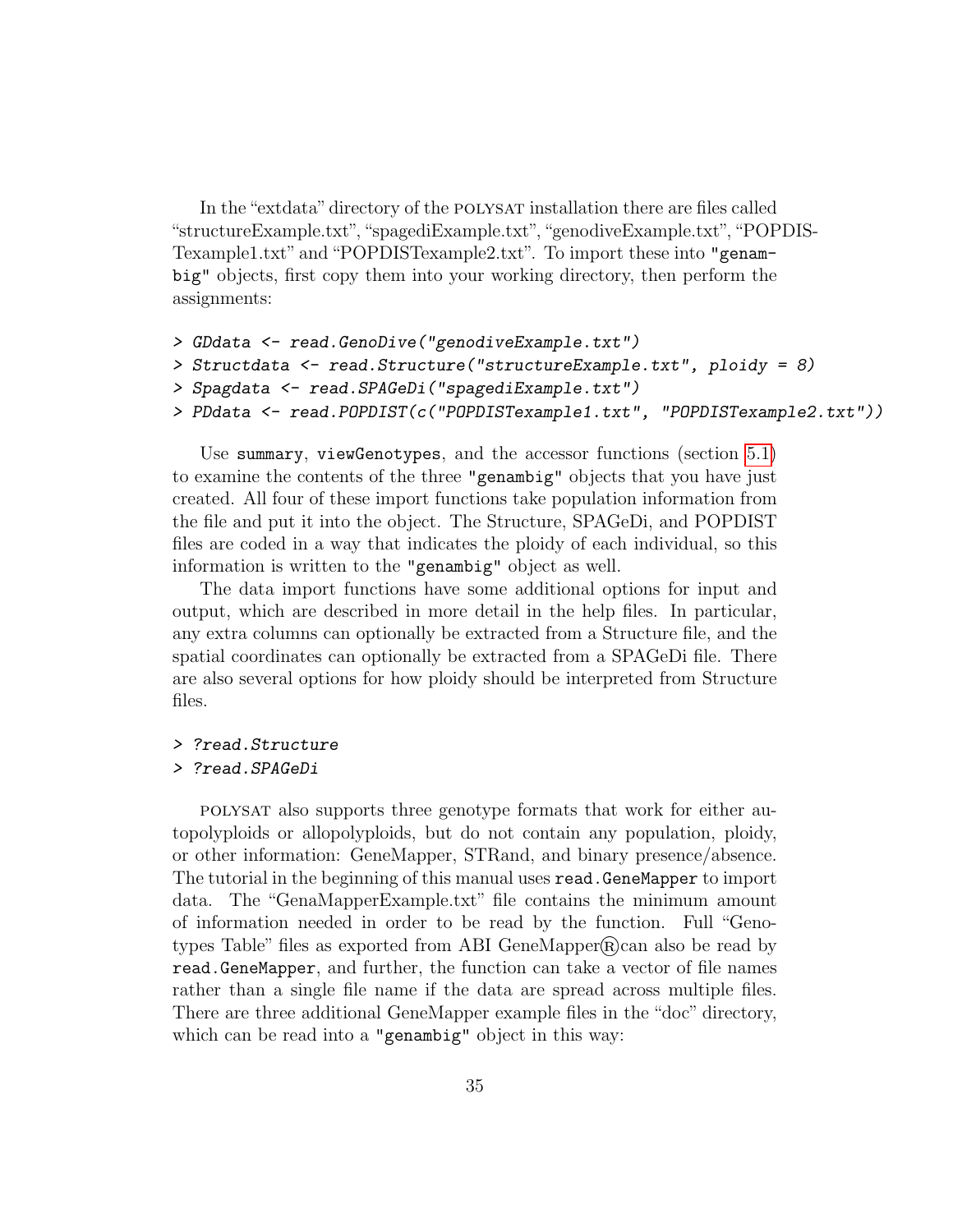In the "extdata" directory of the POLYSAT installation there are files called "structureExample.txt", "spagediExample.txt", "genodiveExample.txt", "POPDISTexample1.txt" and "POPDISTexample2.txt". To import these into "genambig" objects, first copy them into your working directory, then perform the assignments:

```
> GDdata <- read.GenoDive("genodiveExample.txt")
> Structdata <- read.Structure("structureExample.txt", ploidy = 8)
> Spagdata <- read.SPAGeDi("spagediExample.txt")
> PDdata <- read.POPDIST(c("POPDISTexample1.txt", "POPDISTexample2.txt"))
```

Use summary, viewGenotypes, and the accessor functions (section 5.1) to examine the contents of the three "genambig" objects that you have just created. All four of these import functions take population information from the file and put it into the object. The Structure, SPAGeDi, and POPDIST files are coded in a way that indicates the ploidy of each individual, so this information is written to the "genambig" object as well.

The data import functions have some additional options for input and output, which are described in more detail in the help files. In particular, any extra columns can optionally be extracted from a Structure file, and the spatial coordinates can optionally be extracted from a SPAGeDi file. There are also several options for how ploidy should be interpreted from Structure files.

```
> ?read.Structure
> ?read.SPAGeDi
```

POLYSAT also supports three genotype formats that work for either autopolyploids or allopolyploids, but do not contain any population, ploidy, or other information: GeneMapper, STRand, and binary presence/absence. The tutorial in the beginning of this manual uses read.GeneMapper to import data. The "GenaMapperExample.txt" file contains the minimum amount of information needed in order to be read by the function. Full "Genotypes Table" files as exported from ABI GeneMapper® can also be read by read.GeneMapper, and further, the function can take a vector of file names rather than a single file name if the data are spread across multiple files. There are three additional GeneMapper example files in the "doc" directory, which can be read into a "genambig" object in this way: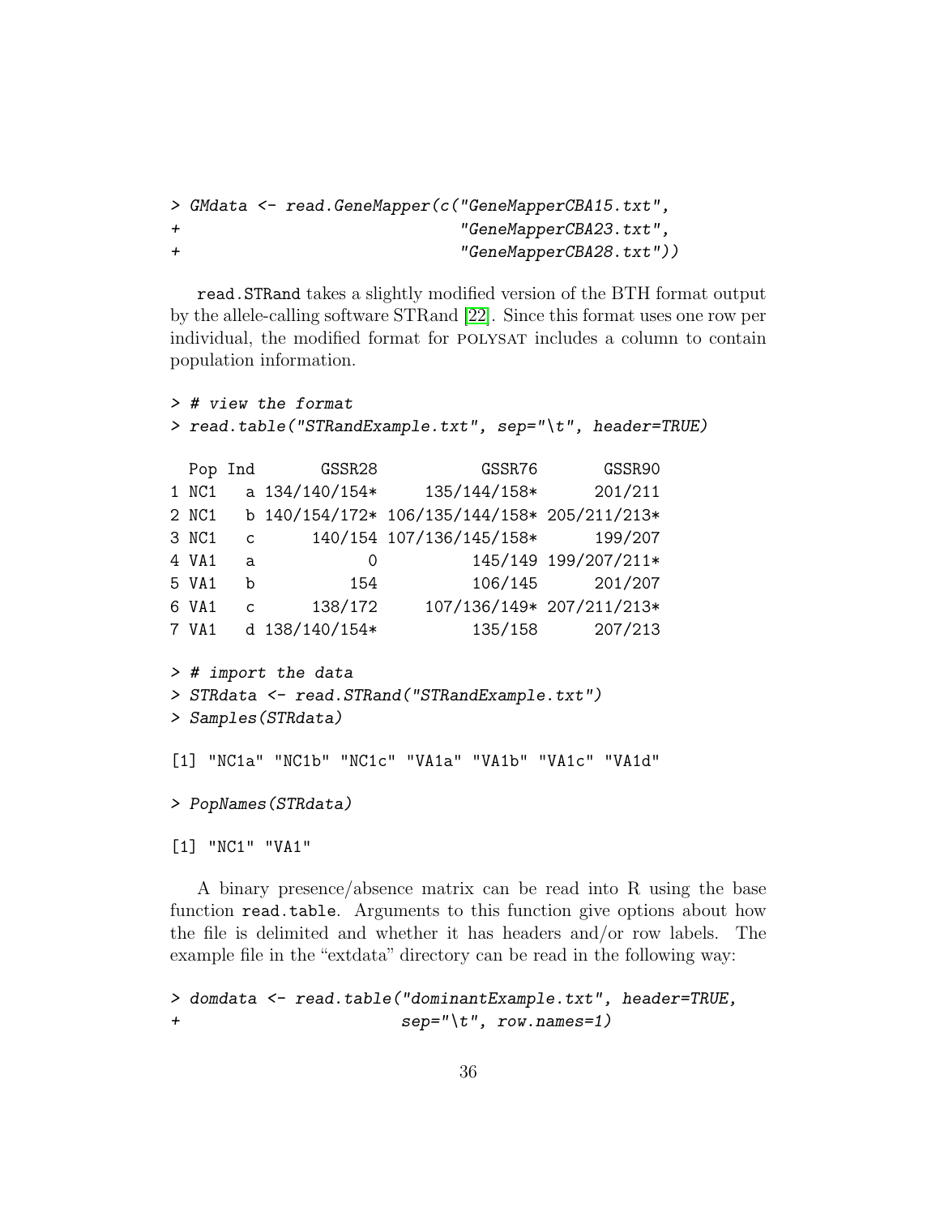```
> GMdata <- read.GeneMapper(c("GeneMapperCBA15.txt",
+                             "GeneMapperCBA23.txt",
+                             "GeneMapperCBA28.txt"))
```

read.STRand takes a slightly modified version of the BTH format output by the allele-calling software STRand [22]. Since this format uses one row per individual, the modified format for POLYSAT includes a column to contain population information.

```
> # view the format
> read.table("STRandExample.txt", sep="\t", header=TRUE)

  Pop Ind       GSSR28          GSSR76       GSSR90
1 NC1   a 134/140/154*     135/144/158*      201/211
2 NC1   b 140/154/172* 106/135/144/158* 205/211/213*
3 NC1   c      140/154 107/136/145/158*      199/207
4 VA1   a            0          145/149 199/207/211*
5 VA1   b          154          106/145      201/207
6 VA1   c      138/172     107/136/149* 207/211/213*
7 VA1   d 138/140/154*          135/158      207/213

> # import the data
> STRdata <- read.STRand("STRandExample.txt")
> Samples(STRdata)

[1] "NC1a" "NC1b" "NC1c" "VA1a" "VA1b" "VA1c" "VA1d"

> PopNames(STRdata)

[1] "NC1" "VA1"
```

A binary presence/absence matrix can be read into R using the base function read.table. Arguments to this function give options about how the file is delimited and whether it has headers and/or row labels. The example file in the "extdata" directory can be read in the following way:

```
> domdata <- read.table("dominantExample.txt", header=TRUE,
+                       sep="\t", row.names=1)
```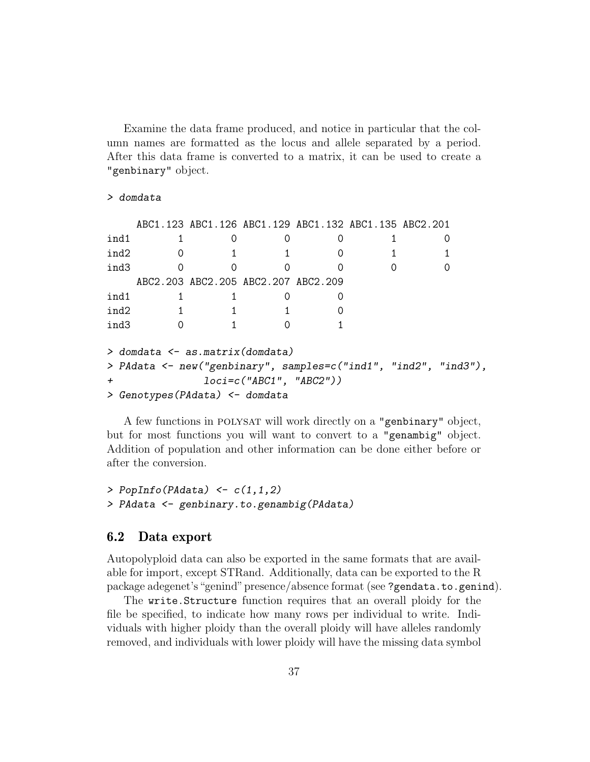Examine the data frame produced, and notice in particular that the column names are formatted as the locus and allele separated by a period. After this data frame is converted to a matrix, it can be used to create a "genbinary" object.

```
> domdata

     ABC1.123 ABC1.126 ABC1.129 ABC1.132 ABC1.135 ABC2.201
ind1        1        0        0        0        1        0
ind2        0        1        1        0        1        1
ind3        0        0        0        0        0        0
     ABC2.203 ABC2.205 ABC2.207 ABC2.209
ind1        1        1        0        0
ind2        1        1        1        0
ind3        0        1        0        1

> domdata <- as.matrix(domdata)
> PAdata <- new("genbinary", samples=c("ind1", "ind2", "ind3"),
+               loci=c("ABC1", "ABC2"))
> Genotypes(PAdata) <- domdata
```

A few functions in POLYSAT will work directly on a "genbinary" object, but for most functions you will want to convert to a "genambig" object. Addition of population and other information can be done either before or after the conversion.

```
> PopInfo(PAdata) <- c(1,1,2)
> PAdata <- genbinary.to.genambig(PAdata)
```

## 6.2 Data export

Autopolyploid data can also be exported in the same formats that are available for import, except STRand. Additionally, data can be exported to the R package adegenet's "genind" presence/absence format (see `?gendata.to.genind`).

The `write.Structure` function requires that an overall ploidy for the file be specified, to indicate how many rows per individual to write. Individuals with higher ploidy than the overall ploidy will have alleles randomly removed, and individuals with lower ploidy will have the missing data symbol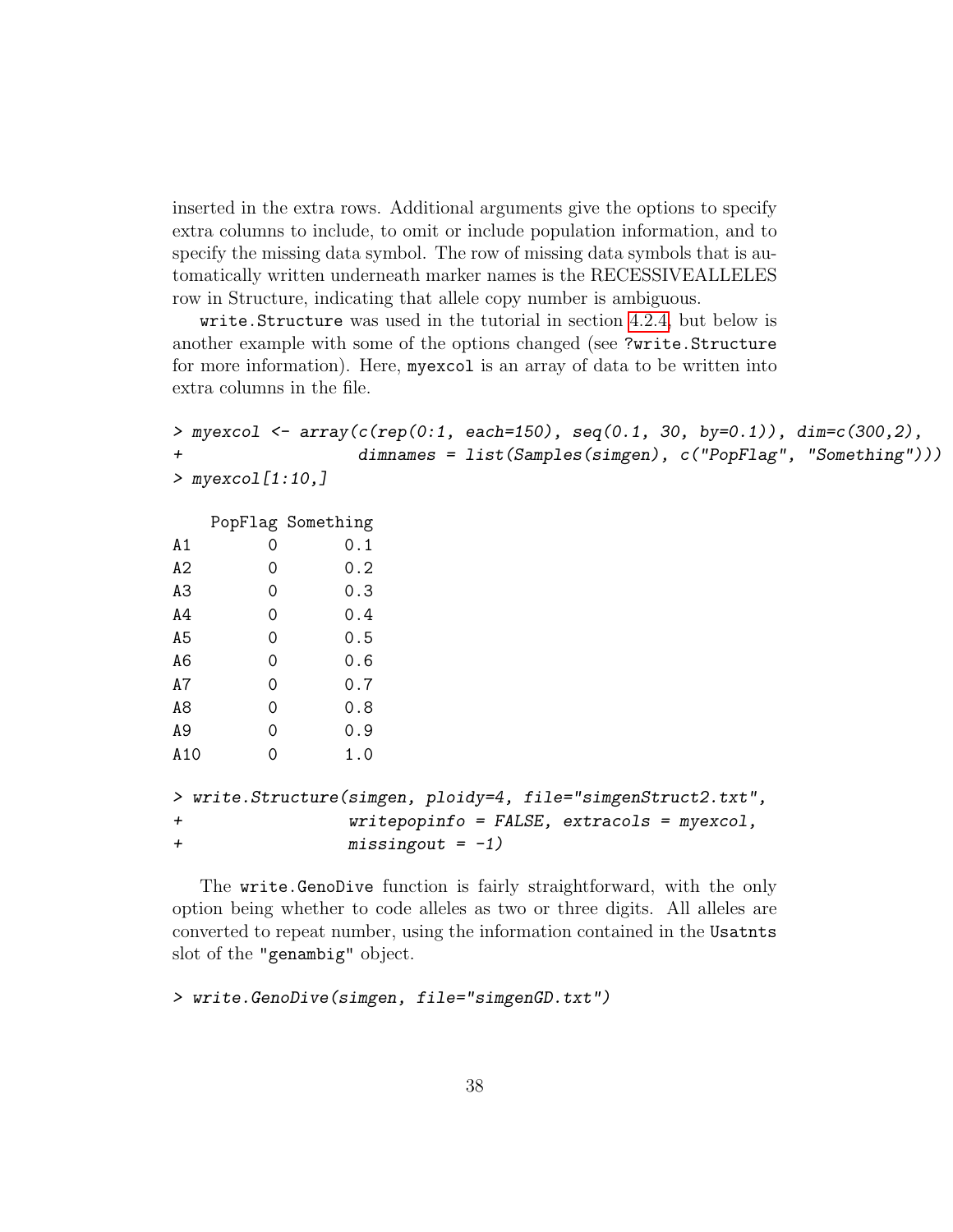inserted in the extra rows. Additional arguments give the options to specify extra columns to include, to omit or include population information, and to specify the missing data symbol. The row of missing data symbols that is automatically written underneath marker names is the RECESSIVEALLELES row in Structure, indicating that allele copy number is ambiguous.

write.Structure was used in the tutorial in section 4.2.4, but below is another example with some of the options changed (see ?write.Structure for more information). Here, myexcol is an array of data to be written into extra columns in the file.

```
> myexcol <- array(c(rep(0:1, each=150), seq(0.1, 30, by=0.1)), dim=c(300,2),
+                  dimnames = list(Samples(simgen), c("PopFlag", "Something")))
> myexcol[1:10,]

    PopFlag Something
A1        0       0.1
A2        0       0.2
A3        0       0.3
A4        0       0.4
A5        0       0.5
A6        0       0.6
A7        0       0.7
A8        0       0.8
A9        0       0.9
A10       0       1.0

> write.Structure(simgen, ploidy=4, file="simgenStruct2.txt",
+                 writepopinfo = FALSE, extracols = myexcol,
+                 missingout = -1)
```

The write.GenoDive function is fairly straightforward, with the only option being whether to code alleles as two or three digits. All alleles are converted to repeat number, using the information contained in the Usatnts slot of the "genambig" object.

```
> write.GenoDive(simgen, file="simgenGD.txt")
```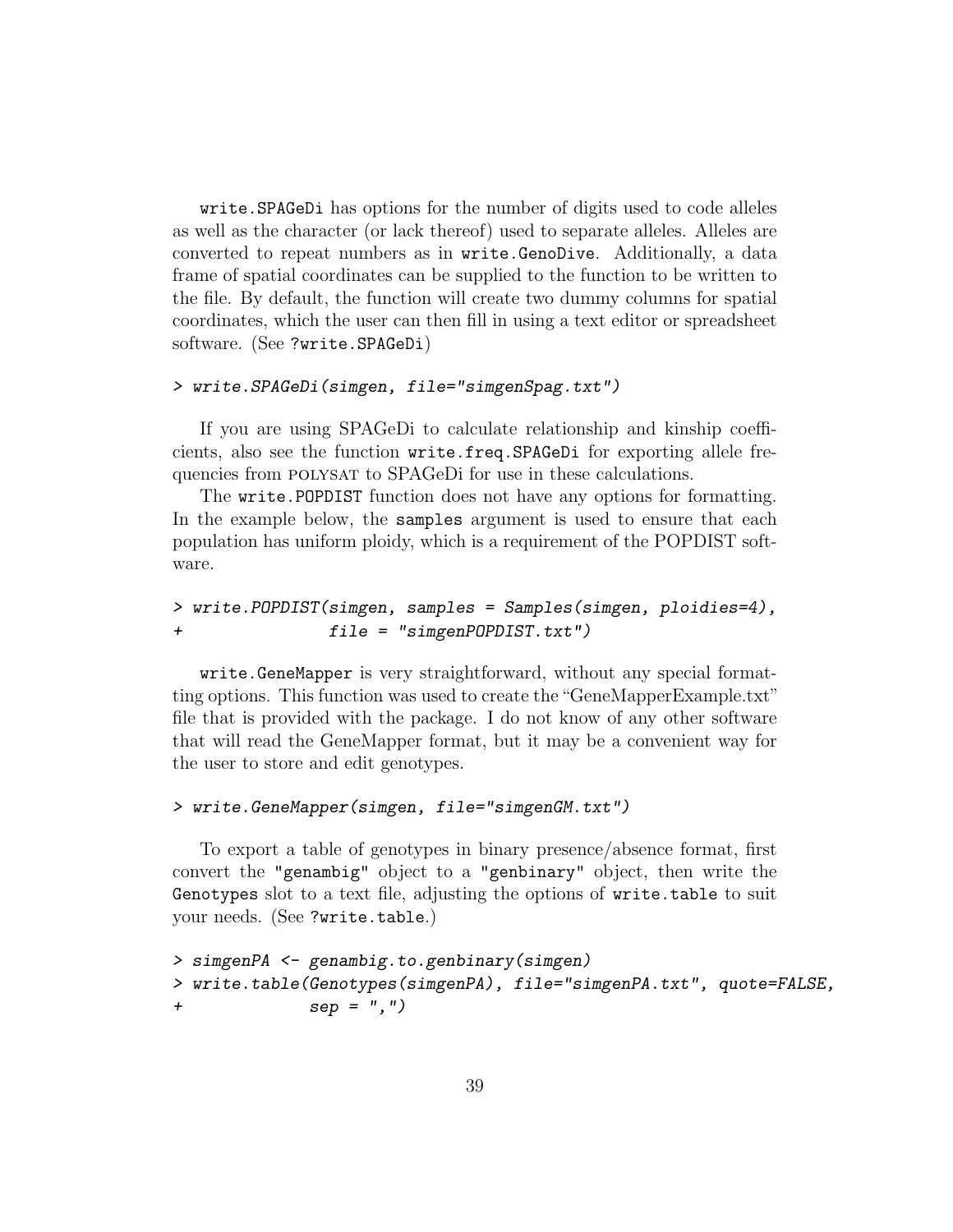write.SPAGeDi has options for the number of digits used to code alleles as well as the character (or lack thereof) used to separate alleles. Alleles are converted to repeat numbers as in write.GenoDive. Additionally, a data frame of spatial coordinates can be supplied to the function to be written to the file. By default, the function will create two dummy columns for spatial coordinates, which the user can then fill in using a text editor or spreadsheet software. (See ?write.SPAGeDi)

```
> write.SPAGeDi(simgen, file="simgenSpag.txt")
```

If you are using SPAGeDi to calculate relationship and kinship coefficients, also see the function write.freq.SPAGeDi for exporting allele frequencies from POLYSAT to SPAGeDi for use in these calculations.

The write.POPDIST function does not have any options for formatting. In the example below, the samples argument is used to ensure that each population has uniform ploidy, which is a requirement of the POPDIST software.

```
> write.POPDIST(simgen, samples = Samples(simgen, ploidies=4),
+               file = "simgenPOPDIST.txt")
```

write.GeneMapper is very straightforward, without any special formatting options. This function was used to create the "GeneMapperExample.txt" file that is provided with the package. I do not know of any other software that will read the GeneMapper format, but it may be a convenient way for the user to store and edit genotypes.

```
> write.GeneMapper(simgen, file="simgenGM.txt")
```

To export a table of genotypes in binary presence/absence format, first convert the "genambig" object to a "genbinary" object, then write the Genotypes slot to a text file, adjusting the options of write.table to suit your needs. (See ?write.table.)

```
> simgenPA <- genambig.to.genbinary(simgen)
> write.table(Genotypes(simgenPA), file="simgenPA.txt", quote=FALSE,
+             sep = ",")
```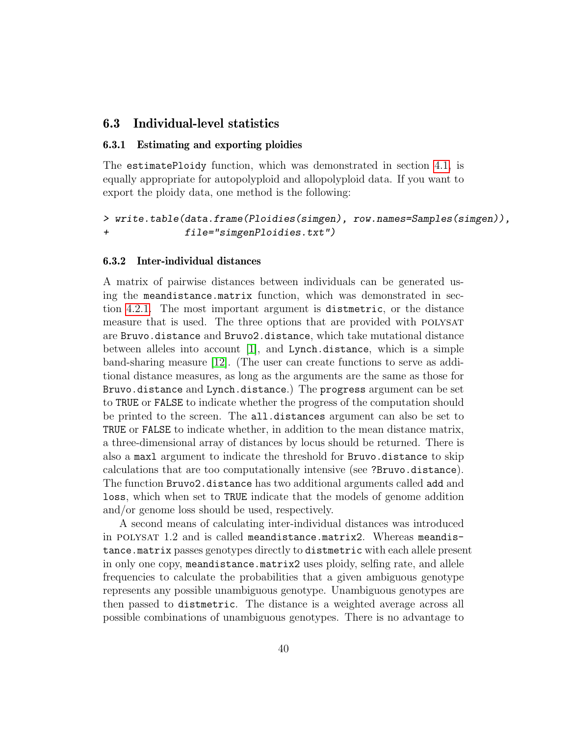## 6.3 Individual-level statistics

### 6.3.1 Estimating and exporting ploidies

The estimatePloidy function, which was demonstrated in section 4.1, is equally appropriate for autopolyploid and allopolyploid data. If you want to export the ploidy data, one method is the following:

```
> write.table(data.frame(Ploidies(simgen), row.names=Samples(simgen)),
+             file="simgenPloidies.txt")
```

### 6.3.2 Inter-individual distances

A matrix of pairwise distances between individuals can be generated using the meandistance.matrix function, which was demonstrated in section 4.2.1. The most important argument is distmetric, or the distance measure that is used. The three options that are provided with POLYSAT are Bruvo.distance and Bruvo2.distance, which take mutational distance between alleles into account [1], and Lynch.distance, which is a simple band-sharing measure [12]. (The user can create functions to serve as additional distance measures, as long as the arguments are the same as those for Bruvo.distance and Lynch.distance.) The progress argument can be set to TRUE or FALSE to indicate whether the progress of the computation should be printed to the screen. The all.distances argument can also be set to TRUE or FALSE to indicate whether, in addition to the mean distance matrix, a three-dimensional array of distances by locus should be returned. There is also a maxl argument to indicate the threshold for Bruvo.distance to skip calculations that are too computationally intensive (see ?Bruvo.distance). The function Bruvo2.distance has two additional arguments called add and loss, which when set to TRUE indicate that the models of genome addition and/or genome loss should be used, respectively.

A second means of calculating inter-individual distances was introduced in POLYSAT 1.2 and is called meandistance.matrix2. Whereas meandistance.matrix passes genotypes directly to distmetric with each allele present in only one copy, meandistance.matrix2 uses ploidy, selfing rate, and allele frequencies to calculate the probabilities that a given ambiguous genotype represents any possible unambiguous genotype. Unambiguous genotypes are then passed to distmetric. The distance is a weighted average across all possible combinations of unambiguous genotypes. There is no advantage to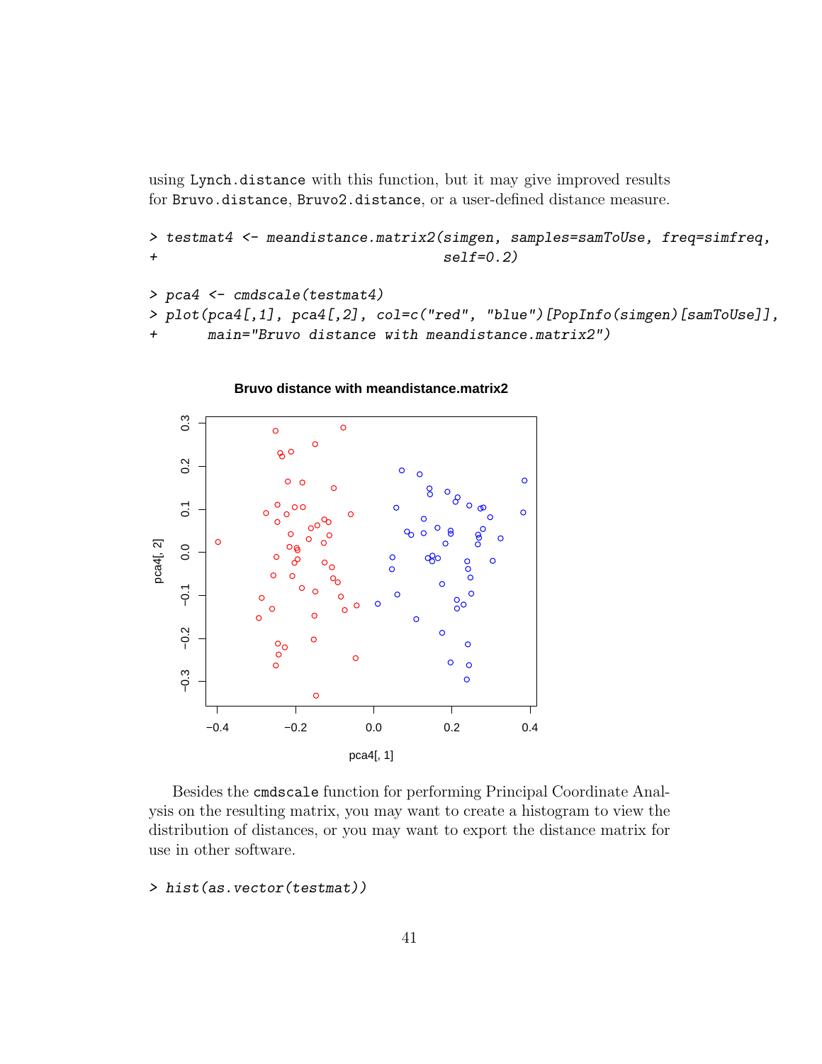using Lynch.distance with this function, but it may give improved results for Bruvo.distance, Bruvo2.distance, or a user-defined distance measure.

```
> testmat4 <- meandistance.matrix2(simgen, samples=samToUse, freq=simfreq,
+                                   self=0.2)
```

```
> pca4 <- cmdscale(testmat4)
> plot(pca4[,1], pca4[,2], col=c("red", "blue")[PopInfo(simgen)[samToUse]],
+      main="Bruvo distance with meandistance.matrix2")
```

Besides the cmdscale function for performing Principal Coordinate Analysis on the resulting matrix, you may want to create a histogram to view the distribution of distances, or you may want to export the distance matrix for use in other software.

```
> hist(as.vector(testmat))
```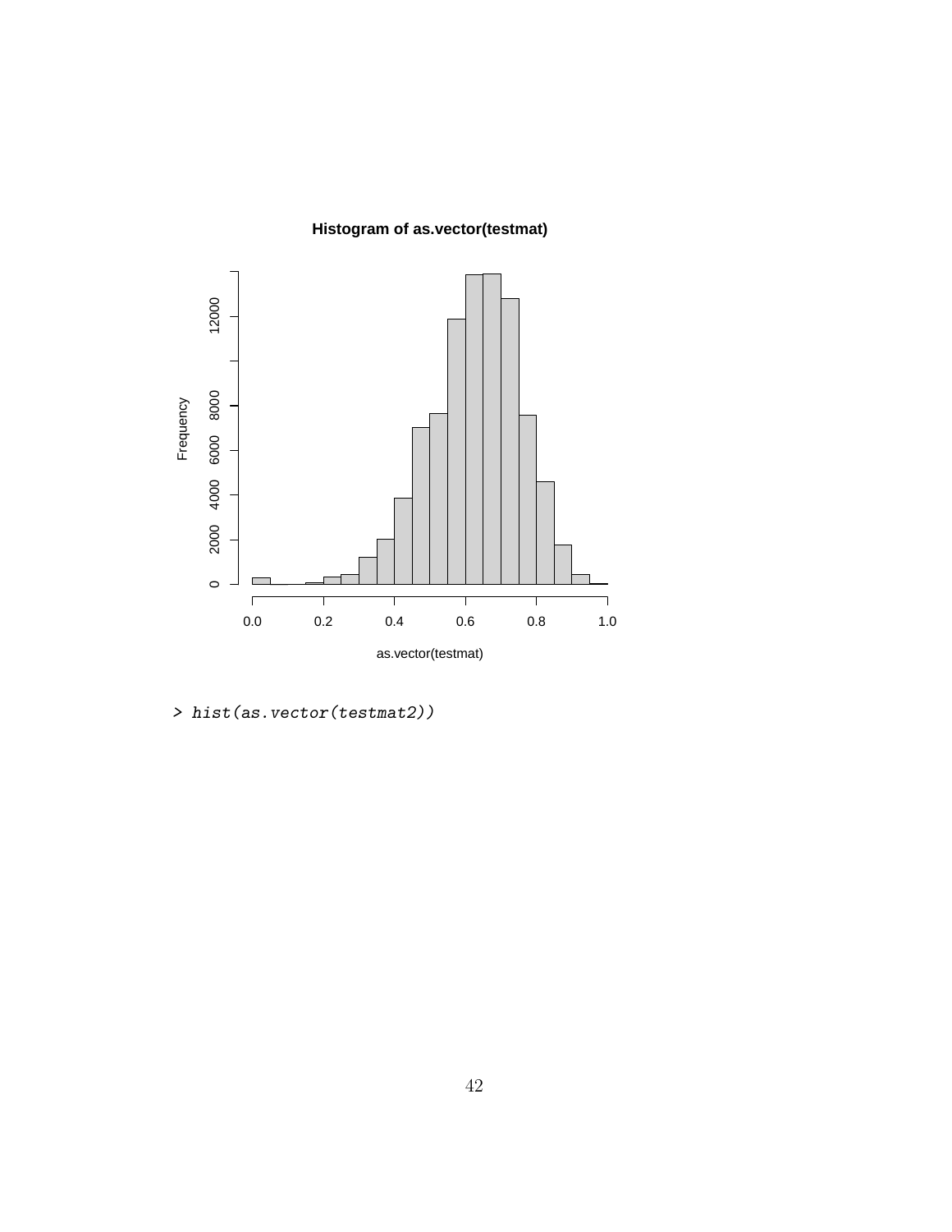```
> hist(as.vector(testmat2))
```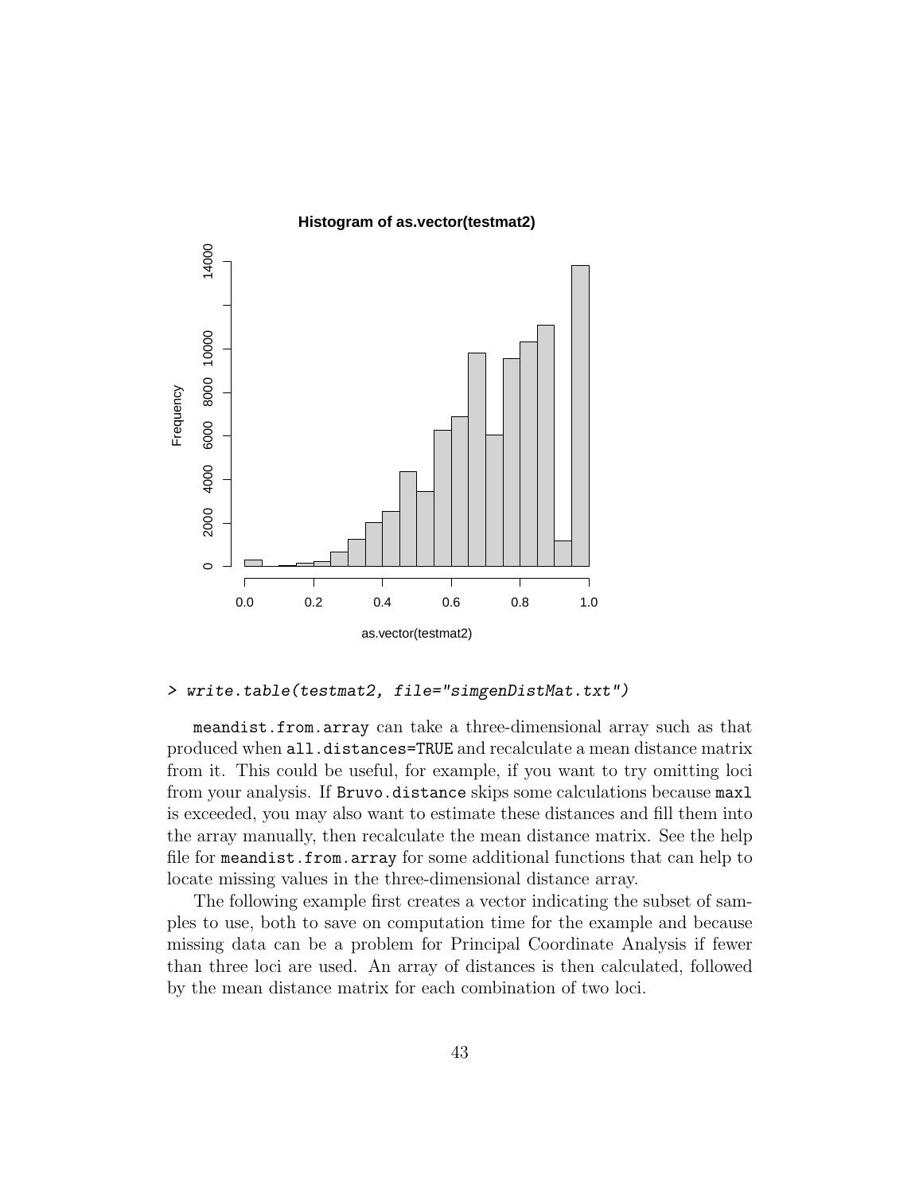```
> write.table(testmat2, file="simgenDistMat.txt")
```

`meandist.from.array` can take a three-dimensional array such as that produced when `all.distances=TRUE` and recalculate a mean distance matrix from it. This could be useful, for example, if you want to try omitting loci from your analysis. If `Bruvo.distance` skips some calculations because `maxl` is exceeded, you may also want to estimate these distances and fill them into the array manually, then recalculate the mean distance matrix. See the help file for `meandist.from.array` for some additional functions that can help to locate missing values in the three-dimensional distance array.

The following example first creates a vector indicating the subset of samples to use, both to save on computation time for the example and because missing data can be a problem for Principal Coordinate Analysis if fewer than three loci are used. An array of distances is then calculated, followed by the mean distance matrix for each combination of two loci.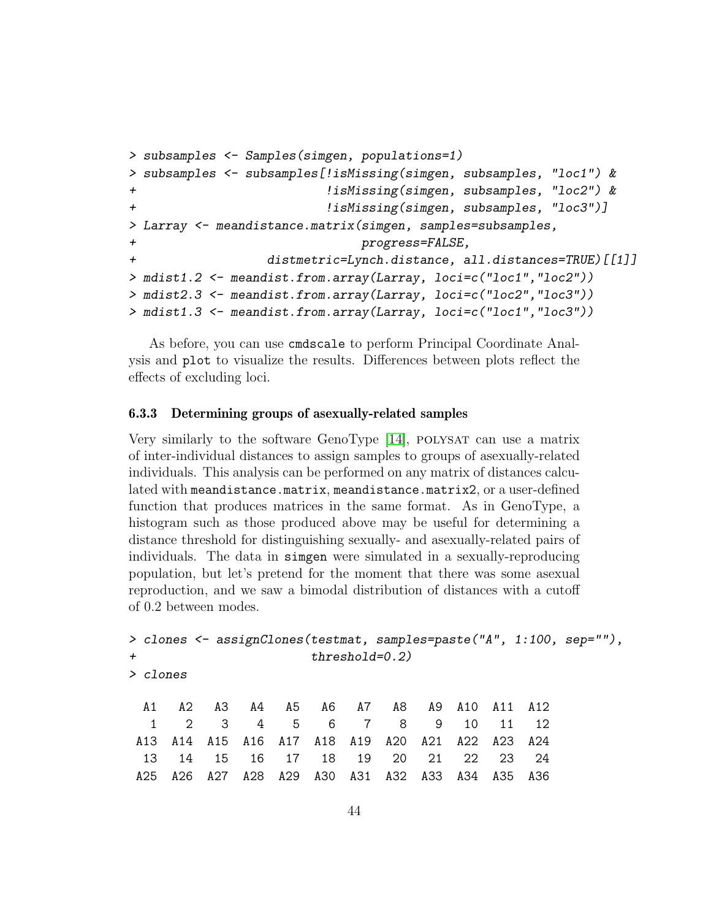```
> subsamples <- Samples(simgen, populations=1)
> subsamples <- subsamples[!isMissing(simgen, subsamples, "loc1") &
+                          !isMissing(simgen, subsamples, "loc2") &
+                          !isMissing(simgen, subsamples, "loc3")]
> Larray <- meandistance.matrix(simgen, samples=subsamples,
+                               progress=FALSE,
+                    distmetric=Lynch.distance, all.distances=TRUE)[[1]]
> mdist1.2 <- meandist.from.array(Larray, loci=c("loc1","loc2"))
> mdist2.3 <- meandist.from.array(Larray, loci=c("loc2","loc3"))
> mdist1.3 <- meandist.from.array(Larray, loci=c("loc1","loc3"))
```

As before, you can use `cmdscale` to perform Principal Coordinate Analysis and `plot` to visualize the results. Differences between plots reflect the effects of excluding loci.

### 6.3.3 Determining groups of asexually-related samples

Very similarly to the software GenoType [14], POLYSAT can use a matrix of inter-individual distances to assign samples to groups of asexually-related individuals. This analysis can be performed on any matrix of distances calculated with `meandistance.matrix`, `meandistance.matrix2`, or a user-defined function that produces matrices in the same format. As in GenoType, a histogram such as those produced above may be useful for determining a distance threshold for distinguishing sexually- and asexually-related pairs of individuals. The data in `simgen` were simulated in a sexually-reproducing population, but let's pretend for the moment that there was some asexual reproduction, and we saw a bimodal distribution of distances with a cutoff of 0.2 between modes.

```
> clones <- assignClones(testmat, samples=paste("A", 1:100, sep=""),
+                        threshold=0.2)
> clones

 A1  A2  A3  A4  A5  A6  A7  A8  A9 A10 A11 A12
  1   2   3   4   5   6   7   8   9  10  11  12
A13 A14 A15 A16 A17 A18 A19 A20 A21 A22 A23 A24
 13  14  15  16  17  18  19  20  21  22  23  24
A25 A26 A27 A28 A29 A30 A31 A32 A33 A34 A35 A36
```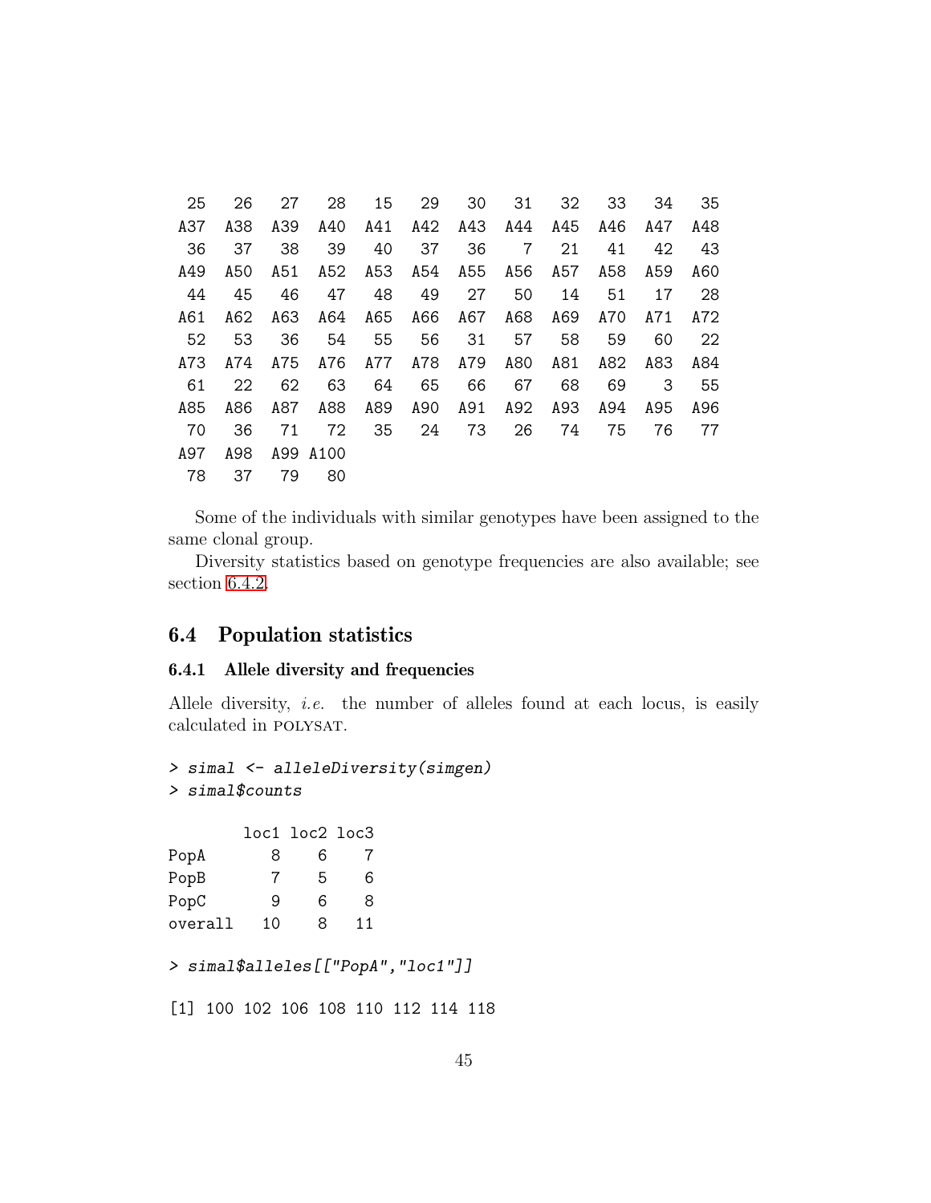```
 25   26   27   28   15   29   30   31   32   33   34   35
A37  A38  A39  A40  A41  A42  A43  A44  A45  A46  A47  A48
 36   37   38   39   40   37   36    7   21   41   42   43
A49  A50  A51  A52  A53  A54  A55  A56  A57  A58  A59  A60
 44   45   46   47   48   49   27   50   14   51   17   28
A61  A62  A63  A64  A65  A66  A67  A68  A69  A70  A71  A72
 52   53   36   54   55   56   31   57   58   59   60   22
A73  A74  A75  A76  A77  A78  A79  A80  A81  A82  A83  A84
 61   22   62   63   64   65   66   67   68   69    3   55
A85  A86  A87  A88  A89  A90  A91  A92  A93  A94  A95  A96
 70   36   71   72   35   24   73   26   74   75   76   77
A97  A98  A99 A100
 78   37   79   80
```

Some of the individuals with similar genotypes have been assigned to the same clonal group.

Diversity statistics based on genotype frequencies are also available; see section 6.4.2.

## 6.4 Population statistics

### 6.4.1 Allele diversity and frequencies

Allele diversity, *i.e.* the number of alleles found at each locus, is easily calculated in POLYSAT.

```
> simal <- alleleDiversity(simgen)
> simal$counts

        loc1 loc2 loc3
PopA       8    6    7
PopB       7    5    6
PopC       9    6    8
overall   10    8   11

> simal$alleles[["PopA","loc1"]]

[1] 100 102 106 108 110 112 114 118
```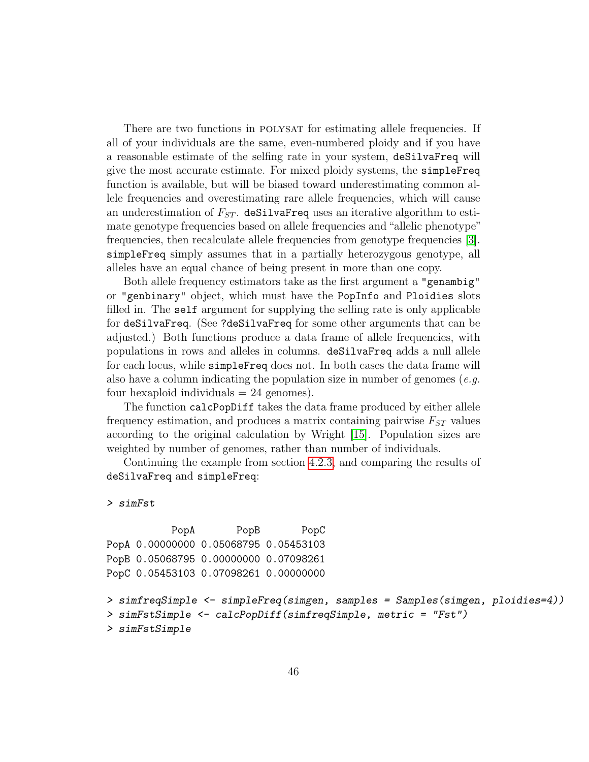There are two functions in POLYSAT for estimating allele frequencies. If all of your individuals are the same, even-numbered ploidy and if you have a reasonable estimate of the selfing rate in your system, `deSilvaFreq` will give the most accurate estimate. For mixed ploidy systems, the `simpleFreq` function is available, but will be biased toward underestimating common allele frequencies and overestimating rare allele frequencies, which will cause an underestimation of $F_{ST}$. `deSilvaFreq` uses an iterative algorithm to estimate genotype frequencies based on allele frequencies and "allelic phenotype" frequencies, then recalculate allele frequencies from genotype frequencies [3]. `simpleFreq` simply assumes that in a partially heterozygous genotype, all alleles have an equal chance of being present in more than one copy.

Both allele frequency estimators take as the first argument a `"genambig"` or `"genbinary"` object, which must have the `PopInfo` and `Ploidies` slots filled in. The `self` argument for supplying the selfing rate is only applicable for `deSilvaFreq`. (See `?deSilvaFreq` for some other arguments that can be adjusted.) Both functions produce a data frame of allele frequencies, with populations in rows and alleles in columns. `deSilvaFreq` adds a null allele for each locus, while `simpleFreq` does not. In both cases the data frame will also have a column indicating the population size in number of genomes (*e.g.* four hexaploid individuals = 24 genomes).

The function `calcPopDiff` takes the data frame produced by either allele frequency estimation, and produces a matrix containing pairwise $F_{ST}$ values according to the original calculation by Wright [15]. Population sizes are weighted by number of genomes, rather than number of individuals.

Continuing the example from section 4.2.3, and comparing the results of `deSilvaFreq` and `simpleFreq`:

```
> simFst

           PopA       PopB       PopC
PopA 0.00000000 0.05068795 0.05453103
PopB 0.05068795 0.00000000 0.07098261
PopC 0.05453103 0.07098261 0.00000000

> simfreqSimple <- simpleFreq(simgen, samples = Samples(simgen, ploidies=4))
> simFstSimple <- calcPopDiff(simfreqSimple, metric = "Fst")
> simFstSimple
```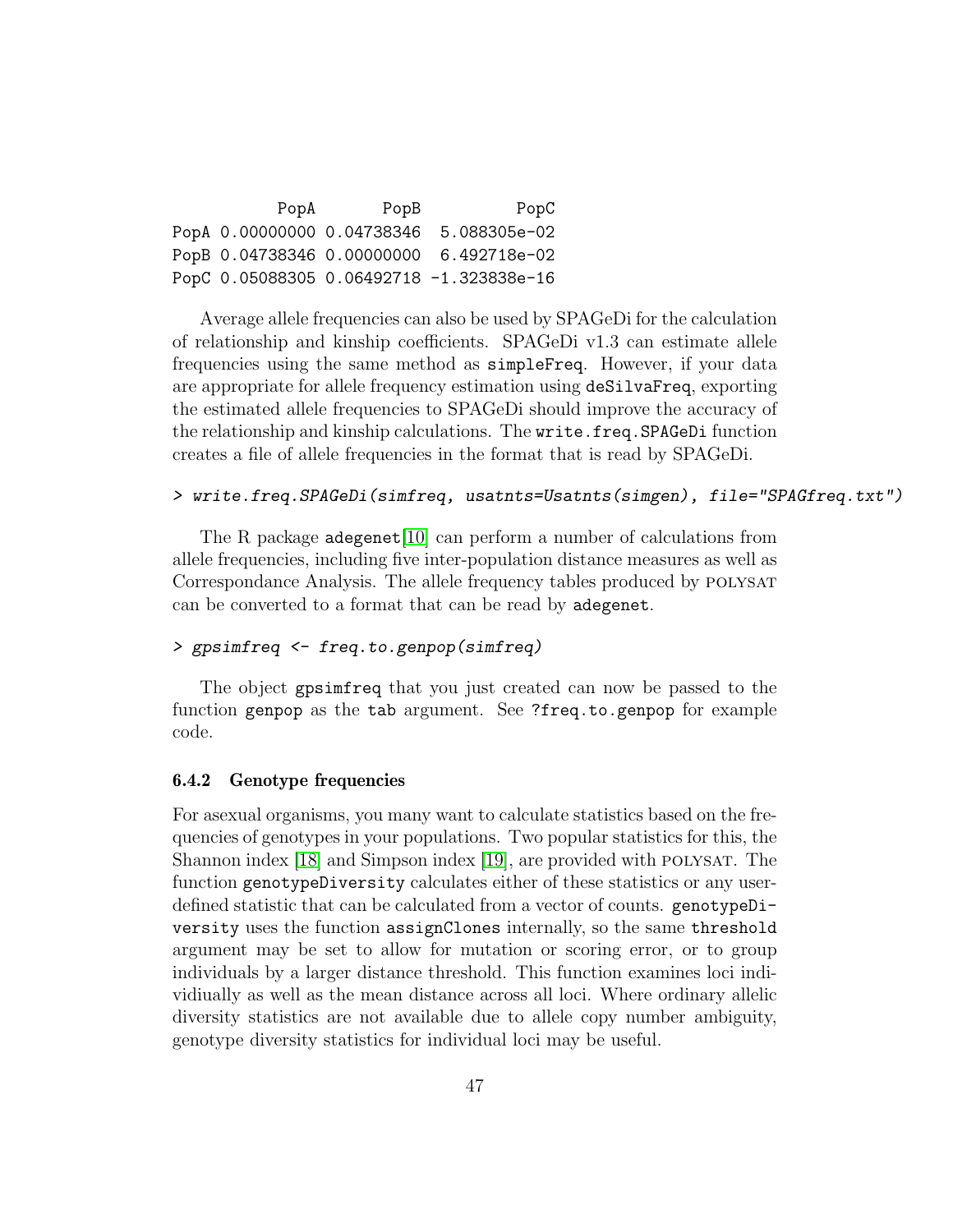```
           PopA       PopB          PopC
PopA 0.00000000 0.04738346  5.088305e-02
PopB 0.04738346 0.00000000  6.492718e-02
PopC 0.05088305 0.06492718 -1.323838e-16
```

Average allele frequencies can also be used by SPAGeDi for the calculation of relationship and kinship coefficients. SPAGeDi v1.3 can estimate allele frequencies using the same method as `simpleFreq`. However, if your data are appropriate for allele frequency estimation using `deSilvaFreq`, exporting the estimated allele frequencies to SPAGeDi should improve the accuracy of the relationship and kinship calculations. The `write.freq.SPAGeDi` function creates a file of allele frequencies in the format that is read by SPAGeDi.

```
> write.freq.SPAGeDi(simfreq, usatnts=Usatnts(simgen), file="SPAGfreq.txt")
```

The R package `adegenet`[10] can perform a number of calculations from allele frequencies, including five inter-population distance measures as well as Correspondance Analysis. The allele frequency tables produced by POLYSAT can be converted to a format that can be read by `adegenet`.

```
> gpsimfreq <- freq.to.genpop(simfreq)
```

The object `gpsimfreq` that you just created can now be passed to the function `genpop` as the `tab` argument. See `?freq.to.genpop` for example code.

### 6.4.2 Genotype frequencies

For asexual organisms, you many want to calculate statistics based on the frequencies of genotypes in your populations. Two popular statistics for this, the Shannon index [18] and Simpson index [19], are provided with POLYSAT. The function `genotypeDiversity` calculates either of these statistics or any user-defined statistic that can be calculated from a vector of counts. `genotypeDiversity` uses the function `assignClones` internally, so the same `threshold` argument may be set to allow for mutation or scoring error, or to group individuals by a larger distance threshold. This function examines loci indidvidually as well as the mean distance across all loci. Where ordinary allelic diversity statistics are not available due to allele copy number ambiguity, genotype diversity statistics for individual loci may be useful.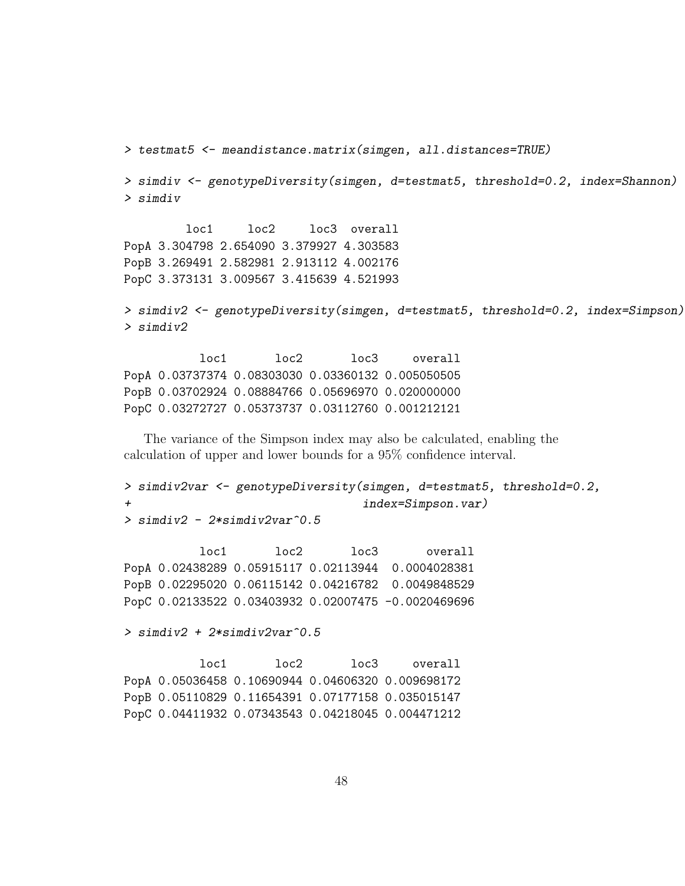```
> testmat5 <- meandistance.matrix(simgen, all.distances=TRUE)

> simdiv <- genotypeDiversity(simgen, d=testmat5, threshold=0.2, index=Shannon)
> simdiv

         loc1     loc2     loc3  overall
PopA 3.304798 2.654090 3.379927 4.303583
PopB 3.269491 2.582981 2.913112 4.002176
PopC 3.373131 3.009567 3.415639 4.521993

> simdiv2 <- genotypeDiversity(simgen, d=testmat5, threshold=0.2, index=Simpson)
> simdiv2

           loc1       loc2       loc3     overall
PopA 0.03737374 0.08303030 0.03360132 0.005050505
PopB 0.03702924 0.08884766 0.05696970 0.020000000
PopC 0.03272727 0.05373737 0.03112760 0.001212121
```

The variance of the Simpson index may also be calculated, enabling the calculation of upper and lower bounds for a 95% confidence interval.

```
> simdiv2var <- genotypeDiversity(simgen, d=testmat5, threshold=0.2,
+                                  index=Simpson.var)
> simdiv2 - 2*simdiv2var^0.5

           loc1       loc2       loc3       overall
PopA 0.02438289 0.05915117 0.02113944  0.0004028381
PopB 0.02295020 0.06115142 0.04216782  0.0049848529
PopC 0.02133522 0.03403932 0.02007475 -0.0020469696

> simdiv2 + 2*simdiv2var^0.5

           loc1       loc2       loc3     overall
PopA 0.05036458 0.10690944 0.04606320 0.009698172
PopB 0.05110829 0.11654391 0.07177158 0.035015147
PopC 0.04411932 0.07343543 0.04218045 0.004471212
```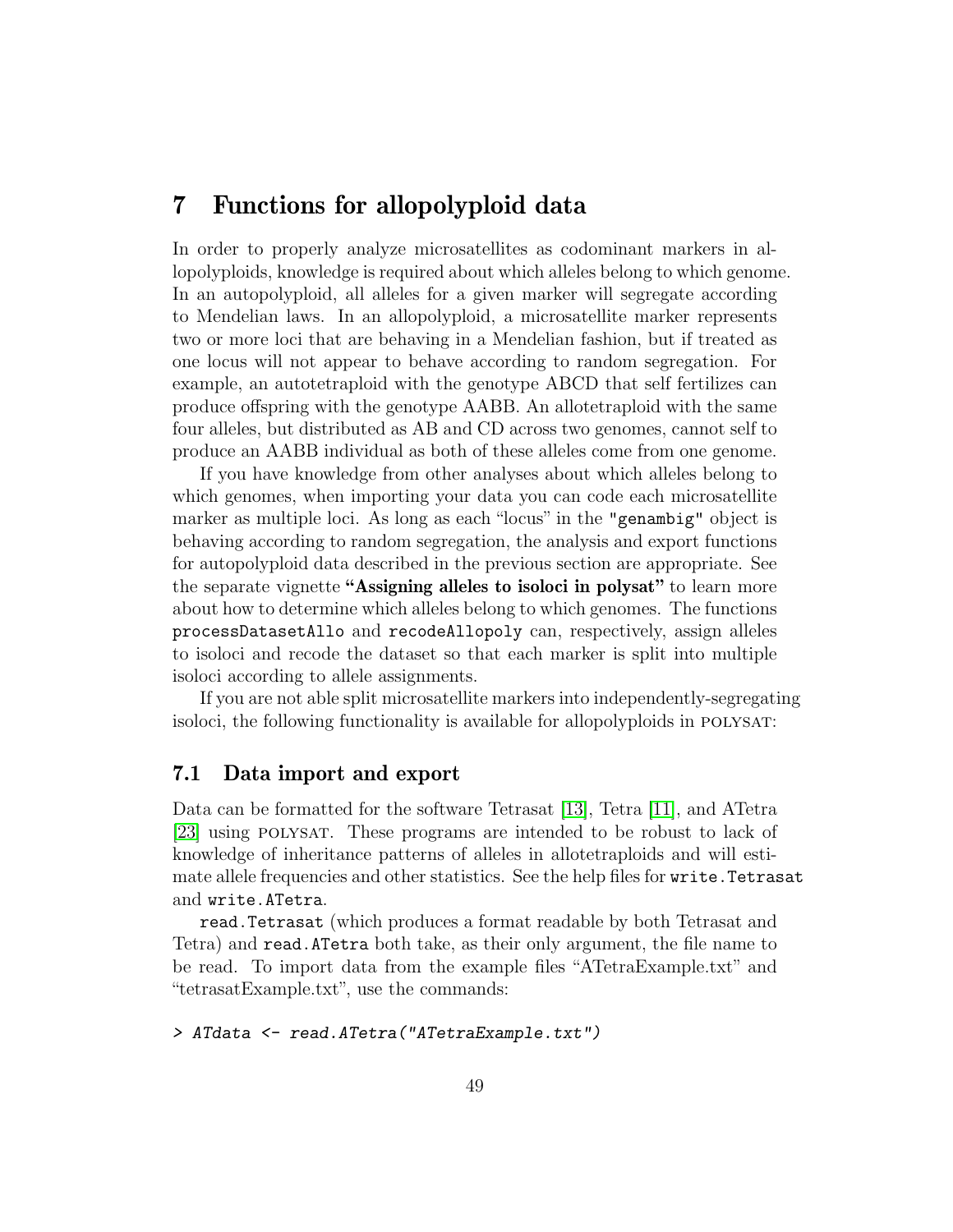# 7 Functions for allopolyploid data

In order to properly analyze microsatellites as codominant markers in allopolyploids, knowledge is required about which alleles belong to which genome. In an autopolyploid, all alleles for a given marker will segregate according to Mendelian laws. In an allopolyploid, a microsatellite marker represents two or more loci that are behaving in a Mendelian fashion, but if treated as one locus will not appear to behave according to random segregation. For example, an autotetraploid with the genotype ABCD that self fertilizes can produce offspring with the genotype AABB. An allotetraploid with the same four alleles, but distributed as AB and CD across two genomes, cannot self to produce an AABB individual as both of these alleles come from one genome.

If you have knowledge from other analyses about which alleles belong to which genomes, when importing your data you can code each microsatellite marker as multiple loci. As long as each "locus" in the "genambig" object is behaving according to random segregation, the analysis and export functions for autopolyploid data described in the previous section are appropriate. See the separate vignette **"Assigning alleles to isoloci in polysat"** to learn more about how to determine which alleles belong to which genomes. The functions `processDatasetAllo` and `recodeAllopoly` can, respectively, assign alleles to isoloci and recode the dataset so that each marker is split into multiple isoloci according to allele assignments.

If you are not able split microsatellite markers into independently-segregating isoloci, the following functionality is available for allopolyploids in POLYSAT:

## 7.1 Data import and export

Data can be formatted for the software Tetrasat [13], Tetra [11], and ATetra [23] using POLYSAT. These programs are intended to be robust to lack of knowledge of inheritance patterns of alleles in allotetraploids and will estimate allele frequencies and other statistics. See the help files for `write.Tetrasat` and `write.ATetra`.

`read.Tetrasat` (which produces a format readable by both Tetrasat and Tetra) and `read.ATetra` both take, as their only argument, the file name to be read. To import data from the example files "ATetraExample.txt" and "tetrasatExample.txt", use the commands:

```
> ATdata <- read.ATetra("ATetraExample.txt")
```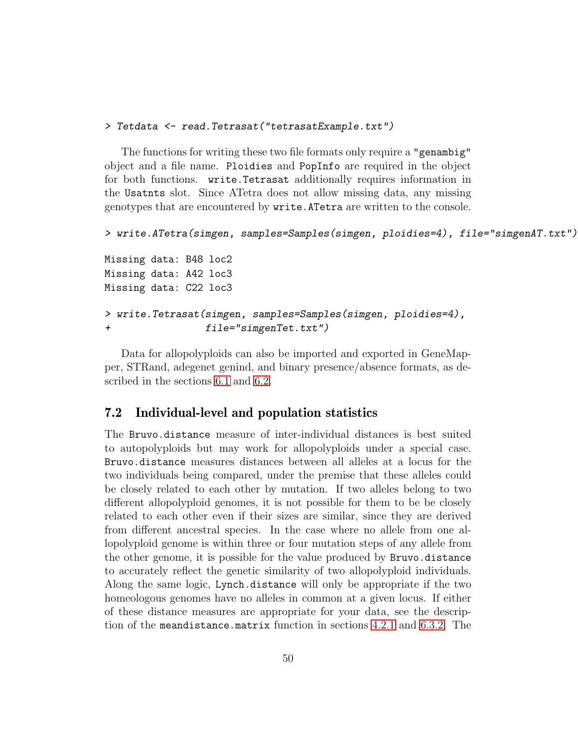```
> Tetdata <- read.Tetrasat("tetrasatExample.txt")
```

The functions for writing these two file formats only require a "genambig" object and a file name. Ploidies and PopInfo are required in the object for both functions. write.Tetrasat additionally requires information in the Usatnts slot. Since ATetra does not allow missing data, any missing genotypes that are encountered by write.ATetra are written to the console.

```
> write.ATetra(simgen, samples=Samples(simgen, ploidies=4), file="simgenAT.txt")

Missing data: B48 loc2
Missing data: A42 loc3
Missing data: C22 loc3

> write.Tetrasat(simgen, samples=Samples(simgen, ploidies=4),
+                file="simgenTet.txt")
```

Data for allopolyploids can also be imported and exported in GeneMapper, STRand, adegenet genind, and binary presence/absence formats, as described in the sections 6.1 and 6.2.

## 7.2 Individual-level and population statistics

The Bruvo.distance measure of inter-individual distances is best suited to autopolyploids but may work for allopolyploids under a special case. Bruvo.distance measures distances between all alleles at a locus for the two individuals being compared, under the premise that these alleles could be closely related to each other by mutation. If two alleles belong to two different allopolyploid genomes, it is not possible for them to be be closely related to each other even if their sizes are similar, since they are derived from different ancestral species. In the case where no allele from one allopolyploid genome is within three or four mutation steps of any allele from the other genome, it is possible for the value produced by Bruvo.distance to accurately reflect the genetic similarity of two allopolyploid individuals. Along the same logic, Lynch.distance will only be appropriate if the two homeologous genomes have no alleles in common at a given locus. If either of these distance measures are appropriate for your data, see the description of the meandistance.matrix function in sections 4.2.1 and 6.3.2. The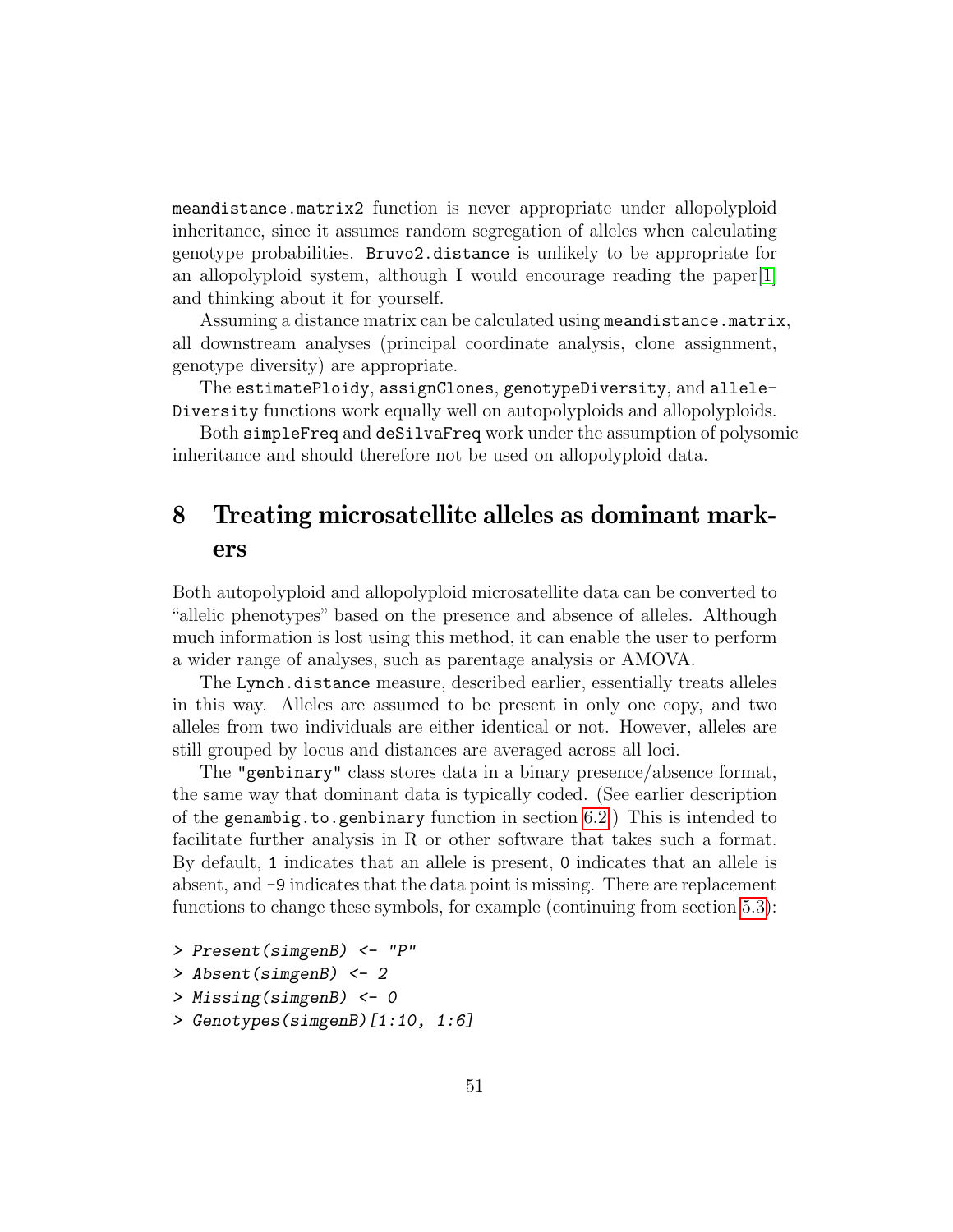`meandistance.matrix2` function is never appropriate under allopolyploid inheritance, since it assumes random segregation of alleles when calculating genotype probabilities. `Bruvo2.distance` is unlikely to be appropriate for an allopolyploid system, although I would encourage reading the paper[1] and thinking about it for yourself.

Assuming a distance matrix can be calculated using `meandistance.matrix`, all downstream analyses (principal coordinate analysis, clone assignment, genotype diversity) are appropriate.

The `estimatePloidy`, `assignClones`, `genotypeDiversity`, and `alleleDiversity` functions work equally well on autopolyploids and allopolyploids.

Both `simpleFreq` and `deSilvaFreq` work under the assumption of polysomic inheritance and should therefore not be used on allopolyploid data.

# 8 Treating microsatellite alleles as dominant markers

Both autopolyploid and allopolyploid microsatellite data can be converted to "allelic phenotypes" based on the presence and absence of alleles. Although much information is lost using this method, it can enable the user to perform a wider range of analyses, such as parentage analysis or AMOVA.

The `Lynch.distance` measure, described earlier, essentially treats alleles in this way. Alleles are assumed to be present in only one copy, and two alleles from two individuals are either identical or not. However, alleles are still grouped by locus and distances are averaged across all loci.

The `"genbinary"` class stores data in a binary presence/absence format, the same way that dominant data is typically coded. (See earlier description of the `genambig.to.genbinary` function in section 6.2.) This is intended to facilitate further analysis in R or other software that takes such a format. By default, `1` indicates that an allele is present, `0` indicates that an allele is absent, and `-9` indicates that the data point is missing. There are replacement functions to change these symbols, for example (continuing from section 5.3):

```
> Present(simgenB) <- "P"
> Absent(simgenB) <- 2
> Missing(simgenB) <- 0
> Genotypes(simgenB)[1:10, 1:6]
```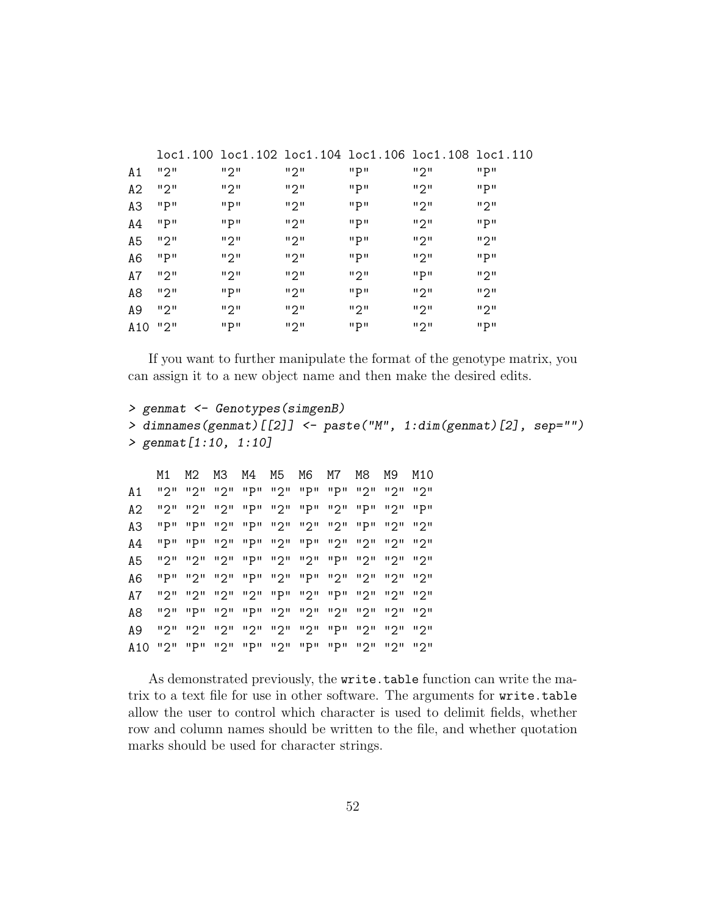```
    loc1.100 loc1.102 loc1.104 loc1.106 loc1.108 loc1.110
A1  "2"      "2"      "2"      "P"      "2"      "P"     
A2  "2"      "2"      "2"      "P"      "2"      "P"     
A3  "P"      "P"      "2"      "P"      "2"      "2"     
A4  "P"      "P"      "2"      "P"      "2"      "P"     
A5  "2"      "2"      "2"      "P"      "2"      "2"     
A6  "P"      "2"      "2"      "P"      "2"      "P"     
A7  "2"      "2"      "2"      "2"      "P"      "2"     
A8  "2"      "P"      "2"      "P"      "2"      "2"     
A9  "2"      "2"      "2"      "2"      "2"      "2"     
A10 "2"      "P"      "2"      "P"      "2"      "P"     
```

If you want to further manipulate the format of the genotype matrix, you can assign it to a new object name and then make the desired edits.

```
> genmat <- Genotypes(simgenB)
> dimnames(genmat)[[2]] <- paste("M", 1:dim(genmat)[2], sep="")
> genmat[1:10, 1:10]

    M1  M2  M3  M4  M5  M6  M7  M8  M9  M10
A1  "2" "2" "2" "P" "2" "P" "P" "2" "2" "2"
A2  "2" "2" "2" "P" "2" "P" "2" "P" "2" "P"
A3  "P" "P" "2" "P" "2" "2" "2" "P" "2" "2"
A4  "P" "P" "2" "P" "2" "P" "2" "2" "2" "2"
A5  "2" "2" "2" "P" "2" "2" "P" "2" "2" "2"
A6  "P" "2" "2" "P" "2" "P" "2" "2" "2" "2"
A7  "2" "2" "2" "2" "P" "2" "P" "2" "2" "2"
A8  "2" "P" "2" "P" "2" "2" "2" "2" "2" "2"
A9  "2" "2" "2" "2" "2" "2" "P" "2" "2" "2"
A10 "2" "P" "2" "P" "2" "P" "P" "2" "2" "2"
```

As demonstrated previously, the `write.table` function can write the matrix to a text file for use in other software. The arguments for `write.table` allow the user to control which character is used to delimit fields, whether row and column names should be written to the file, and whether quotation marks should be used for character strings.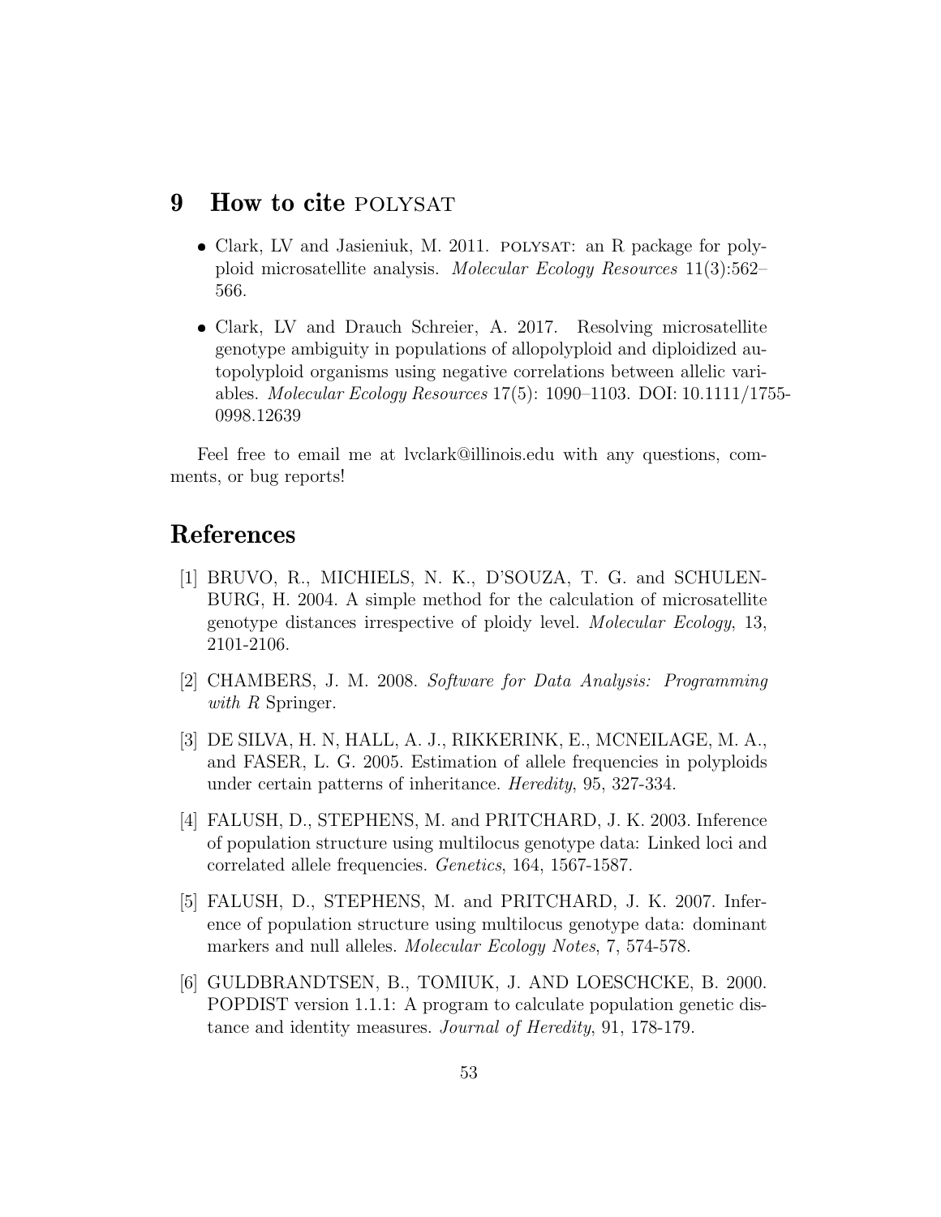## 9 How to cite POLYSAT

- Clark, LV and Jasieniuk, M. 2011. POLYSAT: an R package for polyploid microsatellite analysis. *Molecular Ecology Resources* 11(3):562–566.
- Clark, LV and Drauch Schreier, A. 2017. Resolving microsatellite genotype ambiguity in populations of allopolyploid and diploidized autopolyploid organisms using negative correlations between allelic variables. *Molecular Ecology Resources* 17(5): 1090–1103. DOI: 10.1111/1755-0998.12639

Feel free to email me at lvclark@illinois.edu with any questions, comments, or bug reports!

## References

[1] BRUVO, R., MICHIELS, N. K., D'SOUZA, T. G. and SCHULENBURG, H. 2004. A simple method for the calculation of microsatellite genotype distances irrespective of ploidy level. *Molecular Ecology*, 13, 2101-2106.

[2] CHAMBERS, J. M. 2008. *Software for Data Analysis: Programming with R* Springer.

[3] DE SILVA, H. N, HALL, A. J., RIKKERINK, E., MCNEILAGE, M. A., and FASER, L. G. 2005. Estimation of allele frequencies in polyploids under certain patterns of inheritance. *Heredity*, 95, 327-334.

[4] FALUSH, D., STEPHENS, M. and PRITCHARD, J. K. 2003. Inference of population structure using multilocus genotype data: Linked loci and correlated allele frequencies. *Genetics*, 164, 1567-1587.

[5] FALUSH, D., STEPHENS, M. and PRITCHARD, J. K. 2007. Inference of population structure using multilocus genotype data: dominant markers and null alleles. *Molecular Ecology Notes*, 7, 574-578.

[6] GULDBRANDTSEN, B., TOMIUK, J. AND LOESCHCKE, B. 2000. POPDIST version 1.1.1: A program to calculate population genetic distance and identity measures. *Journal of Heredity*, 91, 178-179.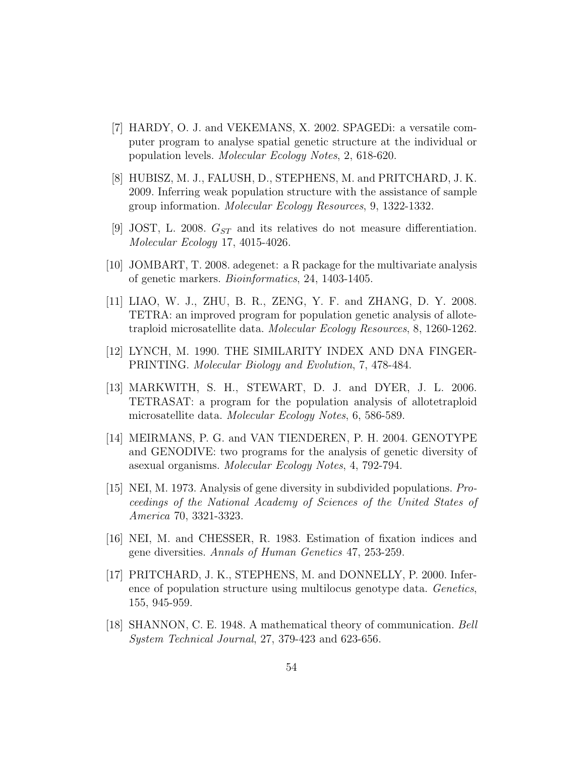[7] HARDY, O. J. and VEKEMANS, X. 2002. SPAGEDi: a versatile computer program to analyse spatial genetic structure at the individual or population levels. *Molecular Ecology Notes*, 2, 618-620.

[8] HUBISZ, M. J., FALUSH, D., STEPHENS, M. and PRITCHARD, J. K. 2009. Inferring weak population structure with the assistance of sample group information. *Molecular Ecology Resources*, 9, 1322-1332.

[9] JOST, L. 2008. $G_{ST}$ and its relatives do not measure differentiation. *Molecular Ecology* 17, 4015-4026.

[10] JOMBART, T. 2008. adegenet: a R package for the multivariate analysis of genetic markers. *Bioinformatics*, 24, 1403-1405.

[11] LIAO, W. J., ZHU, B. R., ZENG, Y. F. and ZHANG, D. Y. 2008. TETRA: an improved program for population genetic analysis of allotetraploid microsatellite data. *Molecular Ecology Resources*, 8, 1260-1262.

[12] LYNCH, M. 1990. THE SIMILARITY INDEX AND DNA FINGERPRINTING. *Molecular Biology and Evolution*, 7, 478-484.

[13] MARKWITH, S. H., STEWART, D. J. and DYER, J. L. 2006. TETRASAT: a program for the population analysis of allotetraploid microsatellite data. *Molecular Ecology Notes*, 6, 586-589.

[14] MEIRMANS, P. G. and VAN TIENDEREN, P. H. 2004. GENOTYPE and GENODIVE: two programs for the analysis of genetic diversity of asexual organisms. *Molecular Ecology Notes*, 4, 792-794.

[15] NEI, M. 1973. Analysis of gene diversity in subdivided populations. *Proceedings of the National Academy of Sciences of the United States of America* 70, 3321-3323.

[16] NEI, M. and CHESSER, R. 1983. Estimation of fixation indices and gene diversities. *Annals of Human Genetics* 47, 253-259.

[17] PRITCHARD, J. K., STEPHENS, M. and DONNELLY, P. 2000. Inference of population structure using multilocus genotype data. *Genetics*, 155, 945-959.

[18] SHANNON, C. E. 1948. A mathematical theory of communication. *Bell System Technical Journal*, 27, 379-423 and 623-656.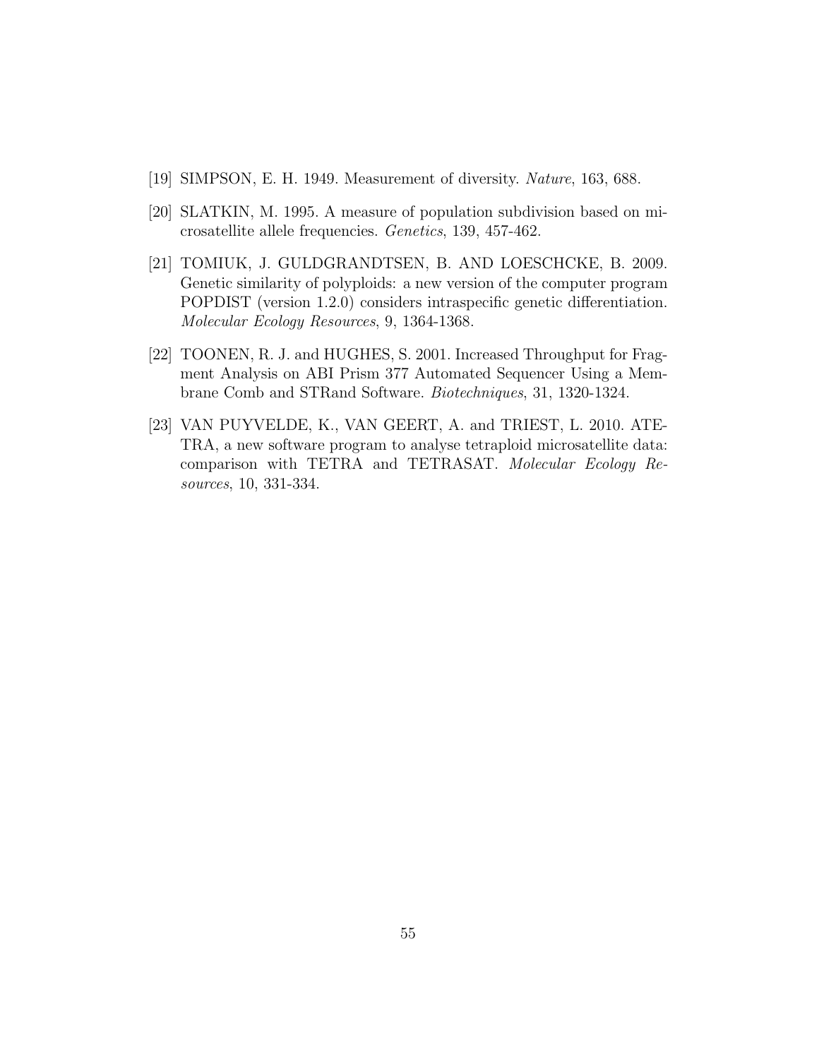[19] SIMPSON, E. H. 1949. Measurement of diversity. *Nature*, 163, 688.

[20] SLATKIN, M. 1995. A measure of population subdivision based on microsatellite allele frequencies. *Genetics*, 139, 457-462.

[21] TOMIUK, J. GULDGRANDTSEN, B. AND LOESCHCKE, B. 2009. Genetic similarity of polyploids: a new version of the computer program POPDIST (version 1.2.0) considers intraspecific genetic differentiation. *Molecular Ecology Resources*, 9, 1364-1368.

[22] TOONEN, R. J. and HUGHES, S. 2001. Increased Throughput for Fragment Analysis on ABI Prism 377 Automated Sequencer Using a Membrane Comb and STRand Software. *Biotechniques*, 31, 1320-1324.

[23] VAN PUYVELDE, K., VAN GEERT, A. and TRIEST, L. 2010. ATETRA, a new software program to analyse tetraploid microsatellite data: comparison with TETRA and TETRASAT. *Molecular Ecology Resources*, 10, 331-334.